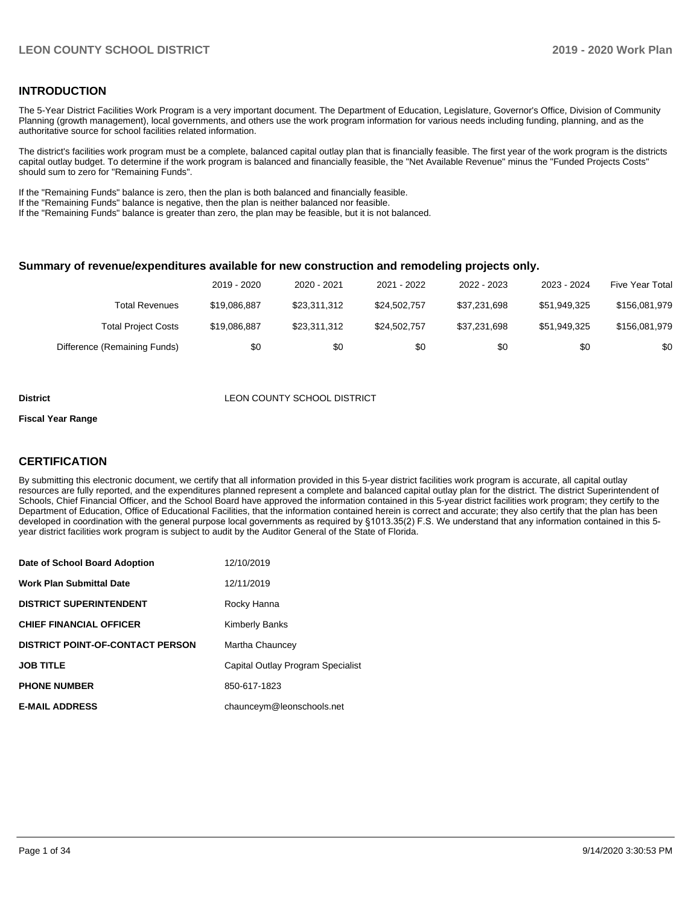## INTRODUCTION

The 5-Year District Facilities Work Program is a very important document. The Department of Education, Legislature, Governor's Office, Division of Community Planning (growth management), local governments, and others use the work program information for various needs including funding, planning, and as the authoritative source for school facilities related information.

The district's facilities work program must be a complete, balanced capital outlay plan that is financially feasible. The first year of the work program is the districts capital outlay budget. To determine if the work program is balanced and financially feasible, the "Net Available Revenue" minus the "Funded Projects Costs" should sum to zero for "Remaining Funds".

If the "Remaining Funds" balance is zero, then the plan is both balanced and financially feasible.
If the "Remaining Funds" balance is negative, then the plan is neither balanced nor feasible.
If the "Remaining Funds" balance is greater than zero, the plan may be feasible, but it is not balanced.

### Summary of revenue/expenditures available for new construction and remodeling projects only.

| | 2019 - 2020 | 2020 - 2021 | 2021 - 2022 | 2022 - 2023 | 2023 - 2024 | Five Year Total |
|---|---|---|---|---|---|---|
| Total Revenues | $19,086,887 | $23,311,312 | $24,502,757 | $37,231,698 | $51,949,325 | $156,081,979 |
| Total Project Costs | $19,086,887 | $23,311,312 | $24,502,757 | $37,231,698 | $51,949,325 | $156,081,979 |
| Difference (Remaining Funds) | $0 | $0 | $0 | $0 | $0 | $0 |

**District** LEON COUNTY SCHOOL DISTRICT

**Fiscal Year Range**

## CERTIFICATION

By submitting this electronic document, we certify that all information provided in this 5-year district facilities work program is accurate, all capital outlay resources are fully reported, and the expenditures planned represent a complete and balanced capital outlay plan for the district. The district Superintendent of Schools, Chief Financial Officer, and the School Board have approved the information contained in this 5-year district facilities work program; they certify to the Department of Education, Office of Educational Facilities, that the information contained herein is correct and accurate; they also certify that the plan has been developed in coordination with the general purpose local governments as required by §1013.35(2) F.S. We understand that any information contained in this 5-year district facilities work program is subject to audit by the Auditor General of the State of Florida.

| | |
|---|---|
| **Date of School Board Adoption** | 12/10/2019 |
| **Work Plan Submittal Date** | 12/11/2019 |
| **DISTRICT SUPERINTENDENT** | Rocky Hanna |
| **CHIEF FINANCIAL OFFICER** | Kimberly Banks |
| **DISTRICT POINT-OF-CONTACT PERSON** | Martha Chauncey |
| **JOB TITLE** | Capital Outlay Program Specialist |
| **PHONE NUMBER** | 850-617-1823 |
| **E-MAIL ADDRESS** | chaunceym@leonschools.net |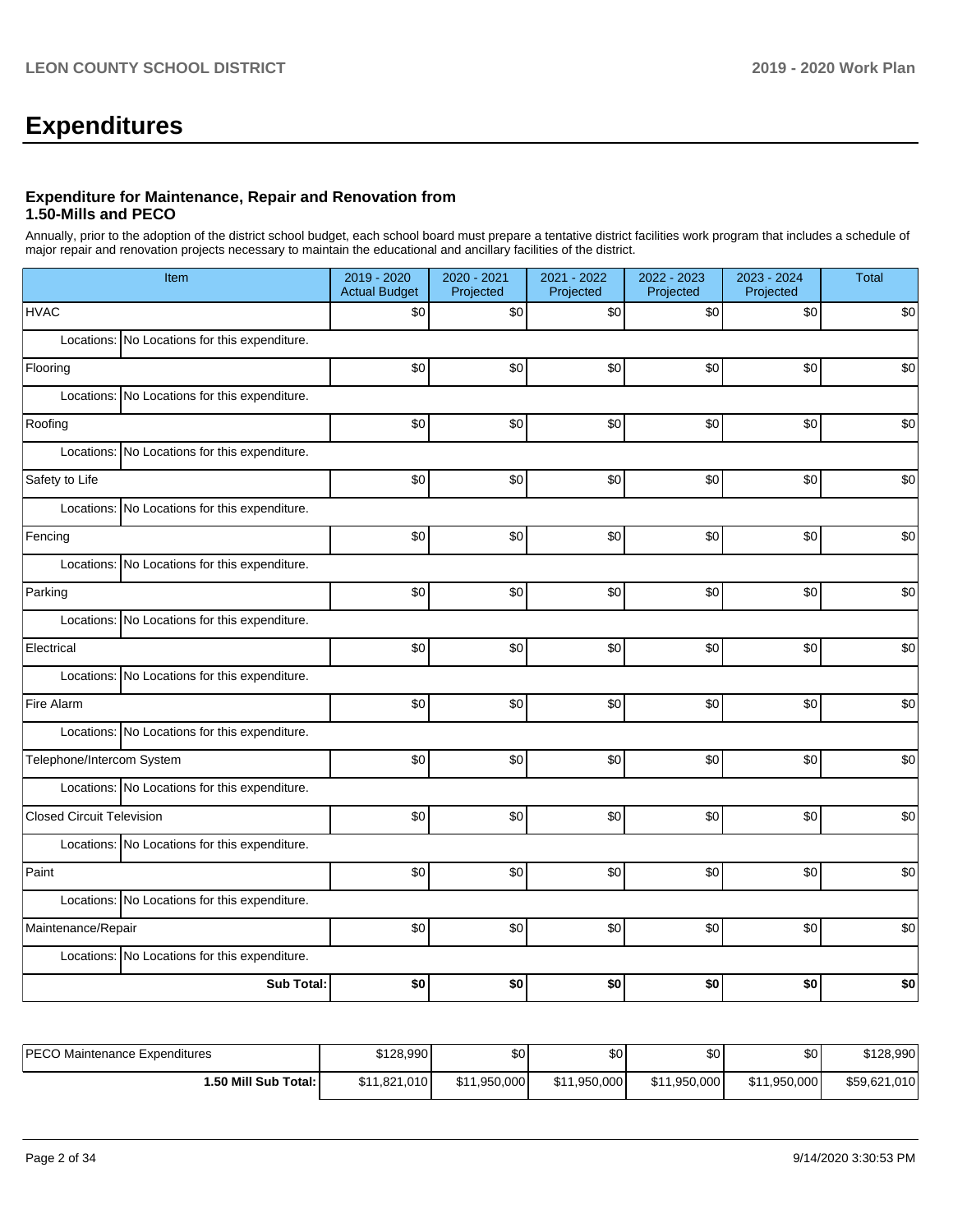# Expenditures

### Expenditure for Maintenance, Repair and Renovation from 1.50-Mills and PECO

Annually, prior to the adoption of the district school budget, each school board must prepare a tentative district facilities work program that includes a schedule of major repair and renovation projects necessary to maintain the educational and ancillary facilities of the district.

| Item | 2019 - 2020 Actual Budget | 2020 - 2021 Projected | 2021 - 2022 Projected | 2022 - 2023 Projected | 2023 - 2024 Projected | Total |
|---|---|---|---|---|---|---|
| HVAC | $0 | $0 | $0 | $0 | $0 | $0 |
| Locations: No Locations for this expenditure. | | | | | | |
| Flooring | $0 | $0 | $0 | $0 | $0 | $0 |
| Locations: No Locations for this expenditure. | | | | | | |
| Roofing | $0 | $0 | $0 | $0 | $0 | $0 |
| Locations: No Locations for this expenditure. | | | | | | |
| Safety to Life | $0 | $0 | $0 | $0 | $0 | $0 |
| Locations: No Locations for this expenditure. | | | | | | |
| Fencing | $0 | $0 | $0 | $0 | $0 | $0 |
| Locations: No Locations for this expenditure. | | | | | | |
| Parking | $0 | $0 | $0 | $0 | $0 | $0 |
| Locations: No Locations for this expenditure. | | | | | | |
| Electrical | $0 | $0 | $0 | $0 | $0 | $0 |
| Locations: No Locations for this expenditure. | | | | | | |
| Fire Alarm | $0 | $0 | $0 | $0 | $0 | $0 |
| Locations: No Locations for this expenditure. | | | | | | |
| Telephone/Intercom System | $0 | $0 | $0 | $0 | $0 | $0 |
| Locations: No Locations for this expenditure. | | | | | | |
| Closed Circuit Television | $0 | $0 | $0 | $0 | $0 | $0 |
| Locations: No Locations for this expenditure. | | | | | | |
| Paint | $0 | $0 | $0 | $0 | $0 | $0 |
| Locations: No Locations for this expenditure. | | | | | | |
| Maintenance/Repair | $0 | $0 | $0 | $0 | $0 | $0 |
| Locations: No Locations for this expenditure. | | | | | | |
| **Sub Total:** | **$0** | **$0** | **$0** | **$0** | **$0** | **$0** |

| | | | | | | |
|---|---|---|---|---|---|---|
| PECO Maintenance Expenditures | $128,990 | $0 | $0 | $0 | $0 | $128,990 |
| **1.50 Mill Sub Total:** | $11,821,010 | $11,950,000 | $11,950,000 | $11,950,000 | $11,950,000 | $59,621,010 |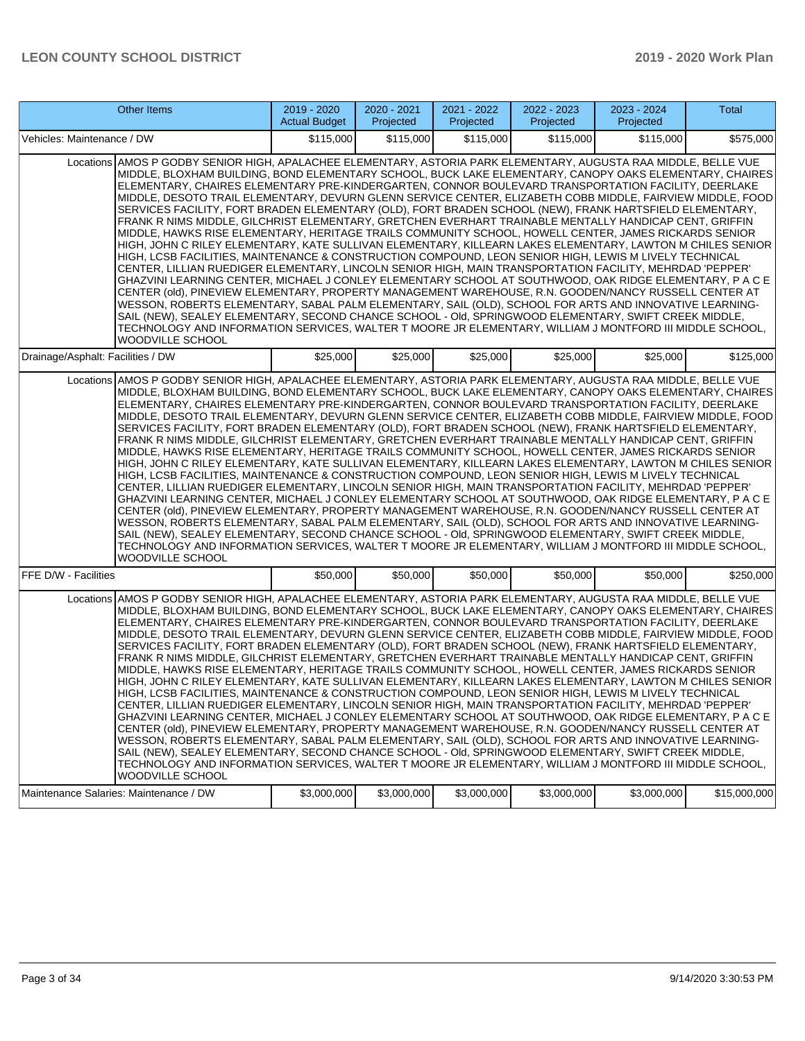| Other Items | 2019 - 2020 Actual Budget | 2020 - 2021 Projected | 2021 - 2022 Projected | 2022 - 2023 Projected | 2023 - 2024 Projected | Total |
|---|---|---|---|---|---|---|
| Vehicles: Maintenance / DW | $115,000 | $115,000 | $115,000 | $115,000 | $115,000 | $575,000 |
| Locations AMOS P GODBY SENIOR HIGH, APALACHEE ELEMENTARY, ASTORIA PARK ELEMENTARY, AUGUSTA RAA MIDDLE, BELLE VUE MIDDLE, BLOXHAM BUILDING, BOND ELEMENTARY SCHOOL, BUCK LAKE ELEMENTARY, CANOPY OAKS ELEMENTARY, CHAIRES ELEMENTARY, CHAIRES ELEMENTARY PRE-KINDERGARTEN, CONNOR BOULEVARD TRANSPORTATION FACILITY, DEERLAKE MIDDLE, DESOTO TRAIL ELEMENTARY, DEVURN GLENN SERVICE CENTER, ELIZABETH COBB MIDDLE, FAIRVIEW MIDDLE, FOOD SERVICES FACILITY, FORT BRADEN ELEMENTARY (OLD), FORT BRADEN SCHOOL (NEW), FRANK HARTSFIELD ELEMENTARY, FRANK R NIMS MIDDLE, GILCHRIST ELEMENTARY, GRETCHEN EVERHART TRAINABLE MENTALLY HANDICAP CENT, GRIFFIN MIDDLE, HAWKS RISE ELEMENTARY, HERITAGE TRAILS COMMUNITY SCHOOL, HOWELL CENTER, JAMES RICKARDS SENIOR HIGH, JOHN C RILEY ELEMENTARY, KATE SULLIVAN ELEMENTARY, KILLEARN LAKES ELEMENTARY, LAWTON M CHILES SENIOR HIGH, LCSB FACILITIES, MAINTENANCE & CONSTRUCTION COMPOUND, LEON SENIOR HIGH, LEWIS M LIVELY TECHNICAL CENTER, LILLIAN RUEDIGER ELEMENTARY, LINCOLN SENIOR HIGH, MAIN TRANSPORTATION FACILITY, MEHRDAD 'PEPPER' GHAZVINI LEARNING CENTER, MICHAEL J CONLEY ELEMENTARY SCHOOL AT SOUTHWOOD, OAK RIDGE ELEMENTARY, P A C E CENTER (old), PINEVIEW ELEMENTARY, PROPERTY MANAGEMENT WAREHOUSE, R.N. GOODEN/NANCY RUSSELL CENTER AT WESSON, ROBERTS ELEMENTARY, SABAL PALM ELEMENTARY, SAIL (OLD), SCHOOL FOR ARTS AND INNOVATIVE LEARNING-SAIL (NEW), SEALEY ELEMENTARY, SECOND CHANCE SCHOOL - Old, SPRINGWOOD ELEMENTARY, SWIFT CREEK MIDDLE, TECHNOLOGY AND INFORMATION SERVICES, WALTER T MOORE JR ELEMENTARY, WILLIAM J MONTFORD III MIDDLE SCHOOL, WOODVILLE SCHOOL | | | | | | |
| Drainage/Asphalt: Facilities / DW | $25,000 | $25,000 | $25,000 | $25,000 | $25,000 | $125,000 |
| Locations AMOS P GODBY SENIOR HIGH, APALACHEE ELEMENTARY, ASTORIA PARK ELEMENTARY, AUGUSTA RAA MIDDLE, BELLE VUE MIDDLE, BLOXHAM BUILDING, BOND ELEMENTARY SCHOOL, BUCK LAKE ELEMENTARY, CANOPY OAKS ELEMENTARY, CHAIRES ELEMENTARY, CHAIRES ELEMENTARY PRE-KINDERGARTEN, CONNOR BOULEVARD TRANSPORTATION FACILITY, DEERLAKE MIDDLE, DESOTO TRAIL ELEMENTARY, DEVURN GLENN SERVICE CENTER, ELIZABETH COBB MIDDLE, FAIRVIEW MIDDLE, FOOD SERVICES FACILITY, FORT BRADEN ELEMENTARY (OLD), FORT BRADEN SCHOOL (NEW), FRANK HARTSFIELD ELEMENTARY, FRANK R NIMS MIDDLE, GILCHRIST ELEMENTARY, GRETCHEN EVERHART TRAINABLE MENTALLY HANDICAP CENT, GRIFFIN MIDDLE, HAWKS RISE ELEMENTARY, HERITAGE TRAILS COMMUNITY SCHOOL, HOWELL CENTER, JAMES RICKARDS SENIOR HIGH, JOHN C RILEY ELEMENTARY, KATE SULLIVAN ELEMENTARY, KILLEARN LAKES ELEMENTARY, LAWTON M CHILES SENIOR HIGH, LCSB FACILITIES, MAINTENANCE & CONSTRUCTION COMPOUND, LEON SENIOR HIGH, LEWIS M LIVELY TECHNICAL CENTER, LILLIAN RUEDIGER ELEMENTARY, LINCOLN SENIOR HIGH, MAIN TRANSPORTATION FACILITY, MEHRDAD 'PEPPER' GHAZVINI LEARNING CENTER, MICHAEL J CONLEY ELEMENTARY SCHOOL AT SOUTHWOOD, OAK RIDGE ELEMENTARY, P A C E CENTER (old), PINEVIEW ELEMENTARY, PROPERTY MANAGEMENT WAREHOUSE, R.N. GOODEN/NANCY RUSSELL CENTER AT WESSON, ROBERTS ELEMENTARY, SABAL PALM ELEMENTARY, SAIL (OLD), SCHOOL FOR ARTS AND INNOVATIVE LEARNING-SAIL (NEW), SEALEY ELEMENTARY, SECOND CHANCE SCHOOL - Old, SPRINGWOOD ELEMENTARY, SWIFT CREEK MIDDLE, TECHNOLOGY AND INFORMATION SERVICES, WALTER T MOORE JR ELEMENTARY, WILLIAM J MONTFORD III MIDDLE SCHOOL, WOODVILLE SCHOOL | | | | | | |
| FFE D/W - Facilities | $50,000 | $50,000 | $50,000 | $50,000 | $50,000 | $250,000 |
| Locations AMOS P GODBY SENIOR HIGH, APALACHEE ELEMENTARY, ASTORIA PARK ELEMENTARY, AUGUSTA RAA MIDDLE, BELLE VUE MIDDLE, BLOXHAM BUILDING, BOND ELEMENTARY SCHOOL, BUCK LAKE ELEMENTARY, CANOPY OAKS ELEMENTARY, CHAIRES ELEMENTARY, CHAIRES ELEMENTARY PRE-KINDERGARTEN, CONNOR BOULEVARD TRANSPORTATION FACILITY, DEERLAKE MIDDLE, DESOTO TRAIL ELEMENTARY, DEVURN GLENN SERVICE CENTER, ELIZABETH COBB MIDDLE, FAIRVIEW MIDDLE, FOOD SERVICES FACILITY, FORT BRADEN ELEMENTARY (OLD), FORT BRADEN SCHOOL (NEW), FRANK HARTSFIELD ELEMENTARY, FRANK R NIMS MIDDLE, GILCHRIST ELEMENTARY, GRETCHEN EVERHART TRAINABLE MENTALLY HANDICAP CENT, GRIFFIN MIDDLE, HAWKS RISE ELEMENTARY, HERITAGE TRAILS COMMUNITY SCHOOL, HOWELL CENTER, JAMES RICKARDS SENIOR HIGH, JOHN C RILEY ELEMENTARY, KATE SULLIVAN ELEMENTARY, KILLEARN LAKES ELEMENTARY, LAWTON M CHILES SENIOR HIGH, LCSB FACILITIES, MAINTENANCE & CONSTRUCTION COMPOUND, LEON SENIOR HIGH, LEWIS M LIVELY TECHNICAL CENTER, LILLIAN RUEDIGER ELEMENTARY, LINCOLN SENIOR HIGH, MAIN TRANSPORTATION FACILITY, MEHRDAD 'PEPPER' GHAZVINI LEARNING CENTER, MICHAEL J CONLEY ELEMENTARY SCHOOL AT SOUTHWOOD, OAK RIDGE ELEMENTARY, P A C E CENTER (old), PINEVIEW ELEMENTARY, PROPERTY MANAGEMENT WAREHOUSE, R.N. GOODEN/NANCY RUSSELL CENTER AT WESSON, ROBERTS ELEMENTARY, SABAL PALM ELEMENTARY, SAIL (OLD), SCHOOL FOR ARTS AND INNOVATIVE LEARNING-SAIL (NEW), SEALEY ELEMENTARY, SECOND CHANCE SCHOOL - Old, SPRINGWOOD ELEMENTARY, SWIFT CREEK MIDDLE, TECHNOLOGY AND INFORMATION SERVICES, WALTER T MOORE JR ELEMENTARY, WILLIAM J MONTFORD III MIDDLE SCHOOL, WOODVILLE SCHOOL | | | | | | |
| Maintenance Salaries: Maintenance / DW | $3,000,000 | $3,000,000 | $3,000,000 | $3,000,000 | $3,000,000 | $15,000,000 |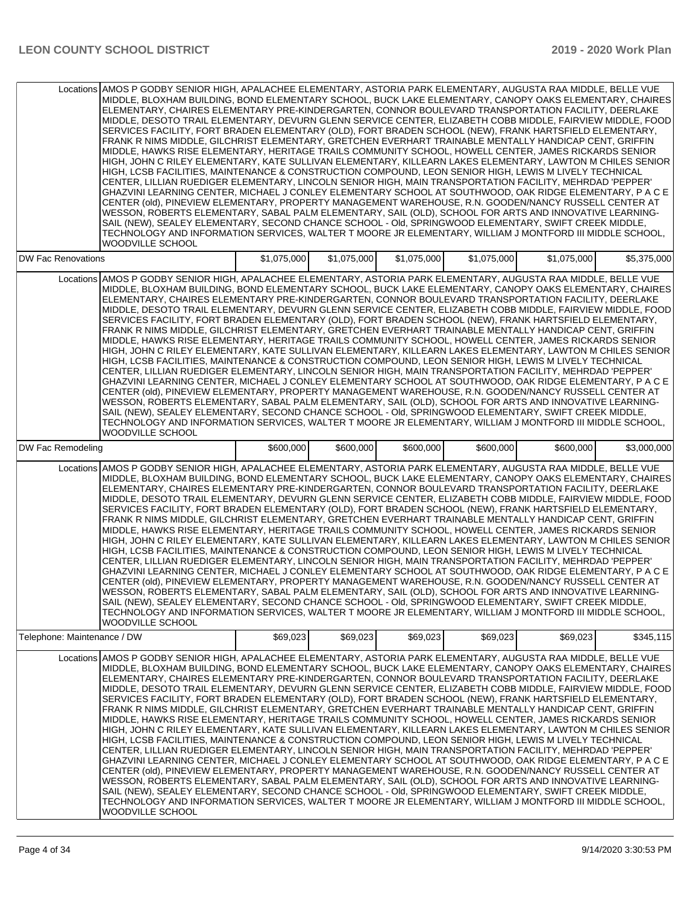| | | | | | | |
|---|---|---|---|---|---|---|
| Locations | AMOS P GODBY SENIOR HIGH, APALACHEE ELEMENTARY, ASTORIA PARK ELEMENTARY, AUGUSTA RAA MIDDLE, BELLE VUE MIDDLE, BLOXHAM BUILDING, BOND ELEMENTARY SCHOOL, BUCK LAKE ELEMENTARY, CANOPY OAKS ELEMENTARY, CHAIRES ELEMENTARY, CHAIRES ELEMENTARY PRE-KINDERGARTEN, CONNOR BOULEVARD TRANSPORTATION FACILITY, DEERLAKE MIDDLE, DESOTO TRAIL ELEMENTARY, DEVURN GLENN SERVICE CENTER, ELIZABETH COBB MIDDLE, FAIRVIEW MIDDLE, FOOD SERVICES FACILITY, FORT BRADEN ELEMENTARY (OLD), FORT BRADEN SCHOOL (NEW), FRANK HARTSFIELD ELEMENTARY, FRANK R NIMS MIDDLE, GILCHRIST ELEMENTARY, GRETCHEN EVERHART TRAINABLE MENTALLY HANDICAP CENT, GRIFFIN MIDDLE, HAWKS RISE ELEMENTARY, HERITAGE TRAILS COMMUNITY SCHOOL, HOWELL CENTER, JAMES RICKARDS SENIOR HIGH, JOHN C RILEY ELEMENTARY, KATE SULLIVAN ELEMENTARY, KILLEARN LAKES ELEMENTARY, LAWTON M CHILES SENIOR HIGH, LCSB FACILITIES, MAINTENANCE & CONSTRUCTION COMPOUND, LEON SENIOR HIGH, LEWIS M LIVELY TECHNICAL CENTER, LILLIAN RUEDIGER ELEMENTARY, LINCOLN SENIOR HIGH, MAIN TRANSPORTATION FACILITY, MEHRDAD 'PEPPER' GHAZVINI LEARNING CENTER, MICHAEL J CONLEY ELEMENTARY SCHOOL AT SOUTHWOOD, OAK RIDGE ELEMENTARY, P A C E CENTER (old), PINEVIEW ELEMENTARY, PROPERTY MANAGEMENT WAREHOUSE, R.N. GOODEN/NANCY RUSSELL CENTER AT WESSON, ROBERTS ELEMENTARY, SABAL PALM ELEMENTARY, SAIL (OLD), SCHOOL FOR ARTS AND INNOVATIVE LEARNING-SAIL (NEW), SEALEY ELEMENTARY, SECOND CHANCE SCHOOL - Old, SPRINGWOOD ELEMENTARY, SWIFT CREEK MIDDLE, TECHNOLOGY AND INFORMATION SERVICES, WALTER T MOORE JR ELEMENTARY, WILLIAM J MONTFORD III MIDDLE SCHOOL, WOODVILLE SCHOOL | | | | | |
| DW Fac Renovations | | $1,075,000 | $1,075,000 | $1,075,000 | $1,075,000 | $1,075,000 | $5,375,000 |
| Locations | AMOS P GODBY SENIOR HIGH, APALACHEE ELEMENTARY, ASTORIA PARK ELEMENTARY, AUGUSTA RAA MIDDLE, BELLE VUE MIDDLE, BLOXHAM BUILDING, BOND ELEMENTARY SCHOOL, BUCK LAKE ELEMENTARY, CANOPY OAKS ELEMENTARY, CHAIRES ELEMENTARY, CHAIRES ELEMENTARY PRE-KINDERGARTEN, CONNOR BOULEVARD TRANSPORTATION FACILITY, DEERLAKE MIDDLE, DESOTO TRAIL ELEMENTARY, DEVURN GLENN SERVICE CENTER, ELIZABETH COBB MIDDLE, FAIRVIEW MIDDLE, FOOD SERVICES FACILITY, FORT BRADEN ELEMENTARY (OLD), FORT BRADEN SCHOOL (NEW), FRANK HARTSFIELD ELEMENTARY, FRANK R NIMS MIDDLE, GILCHRIST ELEMENTARY, GRETCHEN EVERHART TRAINABLE MENTALLY HANDICAP CENT, GRIFFIN MIDDLE, HAWKS RISE ELEMENTARY, HERITAGE TRAILS COMMUNITY SCHOOL, HOWELL CENTER, JAMES RICKARDS SENIOR HIGH, JOHN C RILEY ELEMENTARY, KATE SULLIVAN ELEMENTARY, KILLEARN LAKES ELEMENTARY, LAWTON M CHILES SENIOR HIGH, LCSB FACILITIES, MAINTENANCE & CONSTRUCTION COMPOUND, LEON SENIOR HIGH, LEWIS M LIVELY TECHNICAL CENTER, LILLIAN RUEDIGER ELEMENTARY, LINCOLN SENIOR HIGH, MAIN TRANSPORTATION FACILITY, MEHRDAD 'PEPPER' GHAZVINI LEARNING CENTER, MICHAEL J CONLEY ELEMENTARY SCHOOL AT SOUTHWOOD, OAK RIDGE ELEMENTARY, P A C E CENTER (old), PINEVIEW ELEMENTARY, PROPERTY MANAGEMENT WAREHOUSE, R.N. GOODEN/NANCY RUSSELL CENTER AT WESSON, ROBERTS ELEMENTARY, SABAL PALM ELEMENTARY, SAIL (OLD), SCHOOL FOR ARTS AND INNOVATIVE LEARNING-SAIL (NEW), SEALEY ELEMENTARY, SECOND CHANCE SCHOOL - Old, SPRINGWOOD ELEMENTARY, SWIFT CREEK MIDDLE, TECHNOLOGY AND INFORMATION SERVICES, WALTER T MOORE JR ELEMENTARY, WILLIAM J MONTFORD III MIDDLE SCHOOL, WOODVILLE SCHOOL | | | | | |
| DW Fac Remodeling | | $600,000 | $600,000 | $600,000 | $600,000 | $600,000 | $3,000,000 |
| Locations | AMOS P GODBY SENIOR HIGH, APALACHEE ELEMENTARY, ASTORIA PARK ELEMENTARY, AUGUSTA RAA MIDDLE, BELLE VUE MIDDLE, BLOXHAM BUILDING, BOND ELEMENTARY SCHOOL, BUCK LAKE ELEMENTARY, CANOPY OAKS ELEMENTARY, CHAIRES ELEMENTARY, CHAIRES ELEMENTARY PRE-KINDERGARTEN, CONNOR BOULEVARD TRANSPORTATION FACILITY, DEERLAKE MIDDLE, DESOTO TRAIL ELEMENTARY, DEVURN GLENN SERVICE CENTER, ELIZABETH COBB MIDDLE, FAIRVIEW MIDDLE, FOOD SERVICES FACILITY, FORT BRADEN ELEMENTARY (OLD), FORT BRADEN SCHOOL (NEW), FRANK HARTSFIELD ELEMENTARY, FRANK R NIMS MIDDLE, GILCHRIST ELEMENTARY, GRETCHEN EVERHART TRAINABLE MENTALLY HANDICAP CENT, GRIFFIN MIDDLE, HAWKS RISE ELEMENTARY, HERITAGE TRAILS COMMUNITY SCHOOL, HOWELL CENTER, JAMES RICKARDS SENIOR HIGH, JOHN C RILEY ELEMENTARY, KATE SULLIVAN ELEMENTARY, KILLEARN LAKES ELEMENTARY, LAWTON M CHILES SENIOR HIGH, LCSB FACILITIES, MAINTENANCE & CONSTRUCTION COMPOUND, LEON SENIOR HIGH, LEWIS M LIVELY TECHNICAL CENTER, LILLIAN RUEDIGER ELEMENTARY, LINCOLN SENIOR HIGH, MAIN TRANSPORTATION FACILITY, MEHRDAD 'PEPPER' GHAZVINI LEARNING CENTER, MICHAEL J CONLEY ELEMENTARY SCHOOL AT SOUTHWOOD, OAK RIDGE ELEMENTARY, P A C E CENTER (old), PINEVIEW ELEMENTARY, PROPERTY MANAGEMENT WAREHOUSE, R.N. GOODEN/NANCY RUSSELL CENTER AT WESSON, ROBERTS ELEMENTARY, SABAL PALM ELEMENTARY, SAIL (OLD), SCHOOL FOR ARTS AND INNOVATIVE LEARNING-SAIL (NEW), SEALEY ELEMENTARY, SECOND CHANCE SCHOOL - Old, SPRINGWOOD ELEMENTARY, SWIFT CREEK MIDDLE, TECHNOLOGY AND INFORMATION SERVICES, WALTER T MOORE JR ELEMENTARY, WILLIAM J MONTFORD III MIDDLE SCHOOL, WOODVILLE SCHOOL | | | | | |
| Telephone: Maintenance / DW | | $69,023 | $69,023 | $69,023 | $69,023 | $69,023 | $345,115 |
| Locations | AMOS P GODBY SENIOR HIGH, APALACHEE ELEMENTARY, ASTORIA PARK ELEMENTARY, AUGUSTA RAA MIDDLE, BELLE VUE MIDDLE, BLOXHAM BUILDING, BOND ELEMENTARY SCHOOL, BUCK LAKE ELEMENTARY, CANOPY OAKS ELEMENTARY, CHAIRES ELEMENTARY, CHAIRES ELEMENTARY PRE-KINDERGARTEN, CONNOR BOULEVARD TRANSPORTATION FACILITY, DEERLAKE MIDDLE, DESOTO TRAIL ELEMENTARY, DEVURN GLENN SERVICE CENTER, ELIZABETH COBB MIDDLE, FAIRVIEW MIDDLE, FOOD SERVICES FACILITY, FORT BRADEN ELEMENTARY (OLD), FORT BRADEN SCHOOL (NEW), FRANK HARTSFIELD ELEMENTARY, FRANK R NIMS MIDDLE, GILCHRIST ELEMENTARY, GRETCHEN EVERHART TRAINABLE MENTALLY HANDICAP CENT, GRIFFIN MIDDLE, HAWKS RISE ELEMENTARY, HERITAGE TRAILS COMMUNITY SCHOOL, HOWELL CENTER, JAMES RICKARDS SENIOR HIGH, JOHN C RILEY ELEMENTARY, KATE SULLIVAN ELEMENTARY, KILLEARN LAKES ELEMENTARY, LAWTON M CHILES SENIOR HIGH, LCSB FACILITIES, MAINTENANCE & CONSTRUCTION COMPOUND, LEON SENIOR HIGH, LEWIS M LIVELY TECHNICAL CENTER, LILLIAN RUEDIGER ELEMENTARY, LINCOLN SENIOR HIGH, MAIN TRANSPORTATION FACILITY, MEHRDAD 'PEPPER' GHAZVINI LEARNING CENTER, MICHAEL J CONLEY ELEMENTARY SCHOOL AT SOUTHWOOD, OAK RIDGE ELEMENTARY, P A C E CENTER (old), PINEVIEW ELEMENTARY, PROPERTY MANAGEMENT WAREHOUSE, R.N. GOODEN/NANCY RUSSELL CENTER AT WESSON, ROBERTS ELEMENTARY, SABAL PALM ELEMENTARY, SAIL (OLD), SCHOOL FOR ARTS AND INNOVATIVE LEARNING-SAIL (NEW), SEALEY ELEMENTARY, SECOND CHANCE SCHOOL - Old, SPRINGWOOD ELEMENTARY, SWIFT CREEK MIDDLE, TECHNOLOGY AND INFORMATION SERVICES, WALTER T MOORE JR ELEMENTARY, WILLIAM J MONTFORD III MIDDLE SCHOOL, WOODVILLE SCHOOL | | | | | |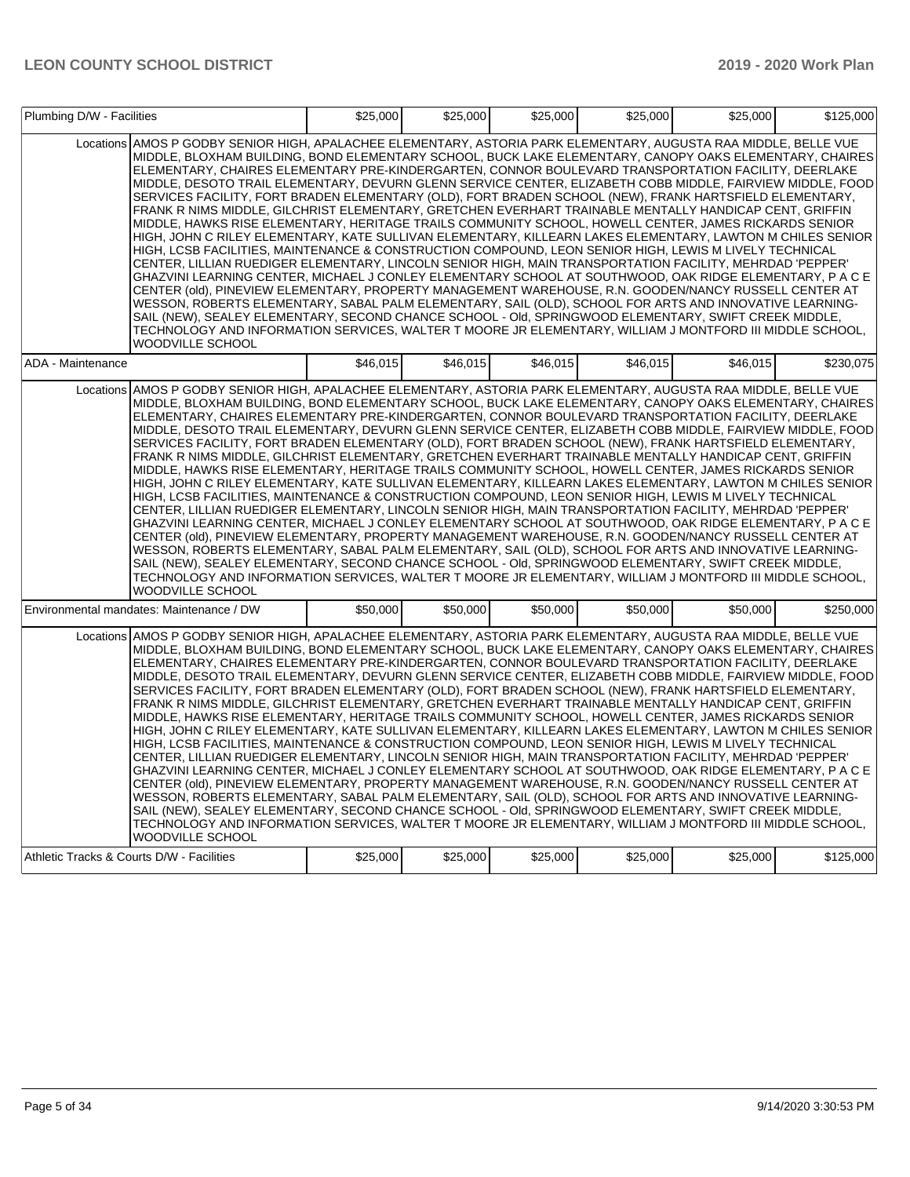| | | | | | | |
|---|---|---|---|---|---|---|
| Plumbing D/W - Facilities | | $25,000 | $25,000 | $25,000 | $25,000 | $25,000 | $125,000 |
| | Locations | AMOS P GODBY SENIOR HIGH, APALACHEE ELEMENTARY, ASTORIA PARK ELEMENTARY, AUGUSTA RAA MIDDLE, BELLE VUE MIDDLE, BLOXHAM BUILDING, BOND ELEMENTARY SCHOOL, BUCK LAKE ELEMENTARY, CANOPY OAKS ELEMENTARY, CHAIRES ELEMENTARY, CHAIRES ELEMENTARY PRE-KINDERGARTEN, CONNOR BOULEVARD TRANSPORTATION FACILITY, DEERLAKE MIDDLE, DESOTO TRAIL ELEMENTARY, DEVURN GLENN SERVICE CENTER, ELIZABETH COBB MIDDLE, FAIRVIEW MIDDLE, FOOD SERVICES FACILITY, FORT BRADEN ELEMENTARY (OLD), FORT BRADEN SCHOOL (NEW), FRANK HARTSFIELD ELEMENTARY, FRANK R NIMS MIDDLE, GILCHRIST ELEMENTARY, GRETCHEN EVERHART TRAINABLE MENTALLY HANDICAP CENT, GRIFFIN MIDDLE, HAWKS RISE ELEMENTARY, HERITAGE TRAILS COMMUNITY SCHOOL, HOWELL CENTER, JAMES RICKARDS SENIOR HIGH, JOHN C RILEY ELEMENTARY, KATE SULLIVAN ELEMENTARY, KILLEARN LAKES ELEMENTARY, LAWTON M CHILES SENIOR HIGH, LCSB FACILITIES, MAINTENANCE & CONSTRUCTION COMPOUND, LEON SENIOR HIGH, LEWIS M LIVELY TECHNICAL CENTER, LILLIAN RUEDIGER ELEMENTARY, LINCOLN SENIOR HIGH, MAIN TRANSPORTATION FACILITY, MEHRDAD 'PEPPER' GHAZVINI LEARNING CENTER, MICHAEL J CONLEY ELEMENTARY SCHOOL AT SOUTHWOOD, OAK RIDGE ELEMENTARY, P A C E CENTER (old), PINEVIEW ELEMENTARY, PROPERTY MANAGEMENT WAREHOUSE, R.N. GOODEN/NANCY RUSSELL CENTER AT WESSON, ROBERTS ELEMENTARY, SABAL PALM ELEMENTARY, SAIL (OLD), SCHOOL FOR ARTS AND INNOVATIVE LEARNING-SAIL (NEW), SEALEY ELEMENTARY, SECOND CHANCE SCHOOL - Old, SPRINGWOOD ELEMENTARY, SWIFT CREEK MIDDLE, TECHNOLOGY AND INFORMATION SERVICES, WALTER T MOORE JR ELEMENTARY, WILLIAM J MONTFORD III MIDDLE SCHOOL, WOODVILLE SCHOOL | | | | | |
| ADA - Maintenance | | $46,015 | $46,015 | $46,015 | $46,015 | $46,015 | $230,075 |
| | Locations | AMOS P GODBY SENIOR HIGH, APALACHEE ELEMENTARY, ASTORIA PARK ELEMENTARY, AUGUSTA RAA MIDDLE, BELLE VUE MIDDLE, BLOXHAM BUILDING, BOND ELEMENTARY SCHOOL, BUCK LAKE ELEMENTARY, CANOPY OAKS ELEMENTARY, CHAIRES ELEMENTARY, CHAIRES ELEMENTARY PRE-KINDERGARTEN, CONNOR BOULEVARD TRANSPORTATION FACILITY, DEERLAKE MIDDLE, DESOTO TRAIL ELEMENTARY, DEVURN GLENN SERVICE CENTER, ELIZABETH COBB MIDDLE, FAIRVIEW MIDDLE, FOOD SERVICES FACILITY, FORT BRADEN ELEMENTARY (OLD), FORT BRADEN SCHOOL (NEW), FRANK HARTSFIELD ELEMENTARY, FRANK R NIMS MIDDLE, GILCHRIST ELEMENTARY, GRETCHEN EVERHART TRAINABLE MENTALLY HANDICAP CENT, GRIFFIN MIDDLE, HAWKS RISE ELEMENTARY, HERITAGE TRAILS COMMUNITY SCHOOL, HOWELL CENTER, JAMES RICKARDS SENIOR HIGH, JOHN C RILEY ELEMENTARY, KATE SULLIVAN ELEMENTARY, KILLEARN LAKES ELEMENTARY, LAWTON M CHILES SENIOR HIGH, LCSB FACILITIES, MAINTENANCE & CONSTRUCTION COMPOUND, LEON SENIOR HIGH, LEWIS M LIVELY TECHNICAL CENTER, LILLIAN RUEDIGER ELEMENTARY, LINCOLN SENIOR HIGH, MAIN TRANSPORTATION FACILITY, MEHRDAD 'PEPPER' GHAZVINI LEARNING CENTER, MICHAEL J CONLEY ELEMENTARY SCHOOL AT SOUTHWOOD, OAK RIDGE ELEMENTARY, P A C E CENTER (old), PINEVIEW ELEMENTARY, PROPERTY MANAGEMENT WAREHOUSE, R.N. GOODEN/NANCY RUSSELL CENTER AT WESSON, ROBERTS ELEMENTARY, SABAL PALM ELEMENTARY, SAIL (OLD), SCHOOL FOR ARTS AND INNOVATIVE LEARNING-SAIL (NEW), SEALEY ELEMENTARY, SECOND CHANCE SCHOOL - Old, SPRINGWOOD ELEMENTARY, SWIFT CREEK MIDDLE, TECHNOLOGY AND INFORMATION SERVICES, WALTER T MOORE JR ELEMENTARY, WILLIAM J MONTFORD III MIDDLE SCHOOL, WOODVILLE SCHOOL | | | | | |
| Environmental mandates: Maintenance / DW | | $50,000 | $50,000 | $50,000 | $50,000 | $50,000 | $250,000 |
| | Locations | AMOS P GODBY SENIOR HIGH, APALACHEE ELEMENTARY, ASTORIA PARK ELEMENTARY, AUGUSTA RAA MIDDLE, BELLE VUE MIDDLE, BLOXHAM BUILDING, BOND ELEMENTARY SCHOOL, BUCK LAKE ELEMENTARY, CANOPY OAKS ELEMENTARY, CHAIRES ELEMENTARY, CHAIRES ELEMENTARY PRE-KINDERGARTEN, CONNOR BOULEVARD TRANSPORTATION FACILITY, DEERLAKE MIDDLE, DESOTO TRAIL ELEMENTARY, DEVURN GLENN SERVICE CENTER, ELIZABETH COBB MIDDLE, FAIRVIEW MIDDLE, FOOD SERVICES FACILITY, FORT BRADEN ELEMENTARY (OLD), FORT BRADEN SCHOOL (NEW), FRANK HARTSFIELD ELEMENTARY, FRANK R NIMS MIDDLE, GILCHRIST ELEMENTARY, GRETCHEN EVERHART TRAINABLE MENTALLY HANDICAP CENT, GRIFFIN MIDDLE, HAWKS RISE ELEMENTARY, HERITAGE TRAILS COMMUNITY SCHOOL, HOWELL CENTER, JAMES RICKARDS SENIOR HIGH, JOHN C RILEY ELEMENTARY, KATE SULLIVAN ELEMENTARY, KILLEARN LAKES ELEMENTARY, LAWTON M CHILES SENIOR HIGH, LCSB FACILITIES, MAINTENANCE & CONSTRUCTION COMPOUND, LEON SENIOR HIGH, LEWIS M LIVELY TECHNICAL CENTER, LILLIAN RUEDIGER ELEMENTARY, LINCOLN SENIOR HIGH, MAIN TRANSPORTATION FACILITY, MEHRDAD 'PEPPER' GHAZVINI LEARNING CENTER, MICHAEL J CONLEY ELEMENTARY SCHOOL AT SOUTHWOOD, OAK RIDGE ELEMENTARY, P A C E CENTER (old), PINEVIEW ELEMENTARY, PROPERTY MANAGEMENT WAREHOUSE, R.N. GOODEN/NANCY RUSSELL CENTER AT WESSON, ROBERTS ELEMENTARY, SABAL PALM ELEMENTARY, SAIL (OLD), SCHOOL FOR ARTS AND INNOVATIVE LEARNING-SAIL (NEW), SEALEY ELEMENTARY, SECOND CHANCE SCHOOL - Old, SPRINGWOOD ELEMENTARY, SWIFT CREEK MIDDLE, TECHNOLOGY AND INFORMATION SERVICES, WALTER T MOORE JR ELEMENTARY, WILLIAM J MONTFORD III MIDDLE SCHOOL, WOODVILLE SCHOOL | | | | | |
| Athletic Tracks & Courts D/W - Facilities | | $25,000 | $25,000 | $25,000 | $25,000 | $25,000 | $125,000 |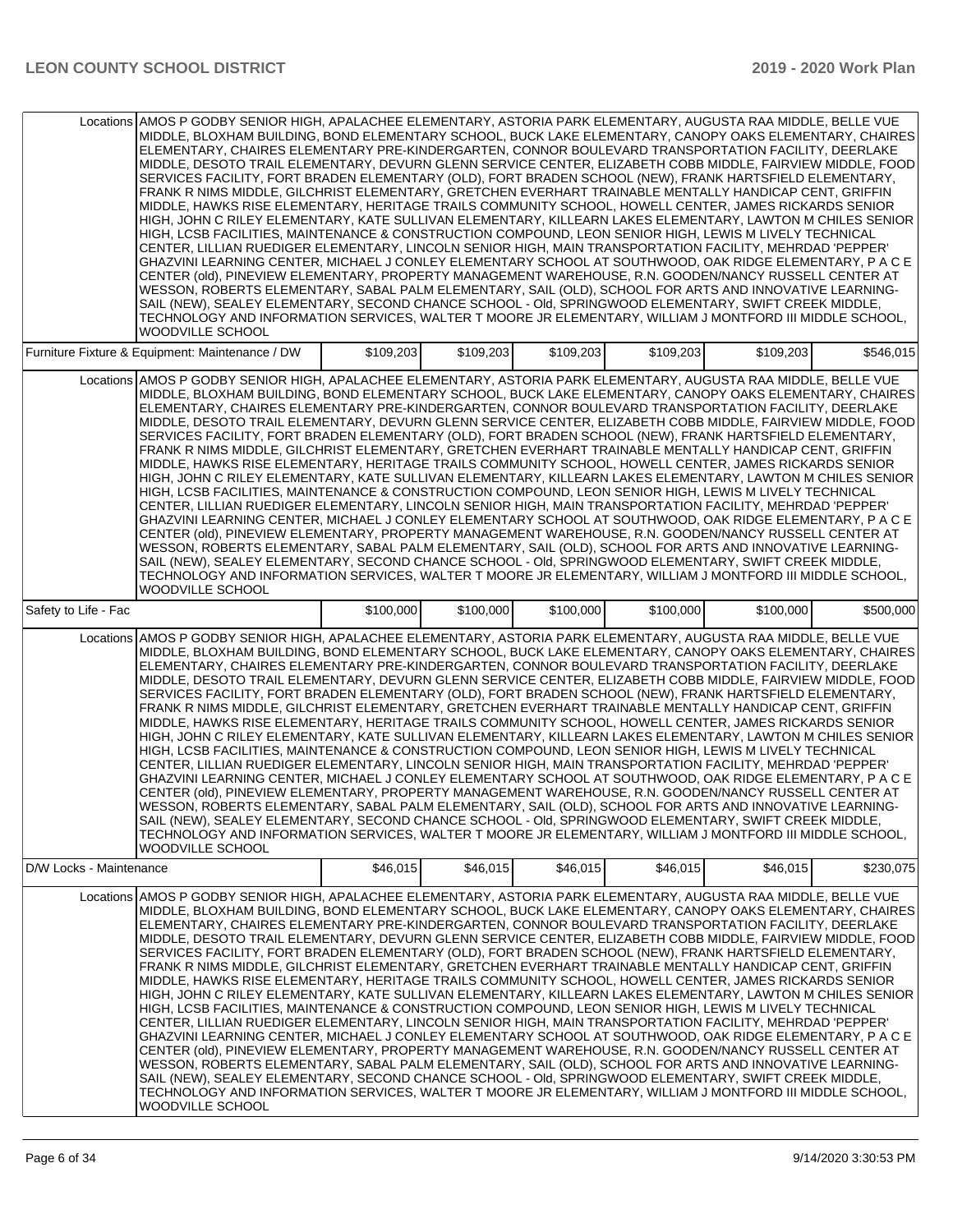| | | | | | | |
|---|---|---|---|---|---|---|
| Locations | AMOS P GODBY SENIOR HIGH, APALACHEE ELEMENTARY, ASTORIA PARK ELEMENTARY, AUGUSTA RAA MIDDLE, BELLE VUE MIDDLE, BLOXHAM BUILDING, BOND ELEMENTARY SCHOOL, BUCK LAKE ELEMENTARY, CANOPY OAKS ELEMENTARY, CHAIRES ELEMENTARY, CHAIRES ELEMENTARY PRE-KINDERGARTEN, CONNOR BOULEVARD TRANSPORTATION FACILITY, DEERLAKE MIDDLE, DESOTO TRAIL ELEMENTARY, DEVURN GLENN SERVICE CENTER, ELIZABETH COBB MIDDLE, FAIRVIEW MIDDLE, FOOD SERVICES FACILITY, FORT BRADEN ELEMENTARY (OLD), FORT BRADEN SCHOOL (NEW), FRANK HARTSFIELD ELEMENTARY, FRANK R NIMS MIDDLE, GILCHRIST ELEMENTARY, GRETCHEN EVERHART TRAINABLE MENTALLY HANDICAP CENT, GRIFFIN MIDDLE, HAWKS RISE ELEMENTARY, HERITAGE TRAILS COMMUNITY SCHOOL, HOWELL CENTER, JAMES RICKARDS SENIOR HIGH, JOHN C RILEY ELEMENTARY, KATE SULLIVAN ELEMENTARY, KILLEARN LAKES ELEMENTARY, LAWTON M CHILES SENIOR HIGH, LCSB FACILITIES, MAINTENANCE & CONSTRUCTION COMPOUND, LEON SENIOR HIGH, LEWIS M LIVELY TECHNICAL CENTER, LILLIAN RUEDIGER ELEMENTARY, LINCOLN SENIOR HIGH, MAIN TRANSPORTATION FACILITY, MEHRDAD 'PEPPER' GHAZVINI LEARNING CENTER, MICHAEL J CONLEY ELEMENTARY SCHOOL AT SOUTHWOOD, OAK RIDGE ELEMENTARY, P A C E CENTER (old), PINEVIEW ELEMENTARY, PROPERTY MANAGEMENT WAREHOUSE, R.N. GOODEN/NANCY RUSSELL CENTER AT WESSON, ROBERTS ELEMENTARY, SABAL PALM ELEMENTARY, SAIL (OLD), SCHOOL FOR ARTS AND INNOVATIVE LEARNING-SAIL (NEW), SEALEY ELEMENTARY, SECOND CHANCE SCHOOL - Old, SPRINGWOOD ELEMENTARY, SWIFT CREEK MIDDLE, TECHNOLOGY AND INFORMATION SERVICES, WALTER T MOORE JR ELEMENTARY, WILLIAM J MONTFORD III MIDDLE SCHOOL, WOODVILLE SCHOOL | | | | | |
| Furniture Fixture & Equipment: Maintenance / DW | | $109,203 | $109,203 | $109,203 | $109,203 | $109,203 | $546,015 |
| Locations | AMOS P GODBY SENIOR HIGH, APALACHEE ELEMENTARY, ASTORIA PARK ELEMENTARY, AUGUSTA RAA MIDDLE, BELLE VUE MIDDLE, BLOXHAM BUILDING, BOND ELEMENTARY SCHOOL, BUCK LAKE ELEMENTARY, CANOPY OAKS ELEMENTARY, CHAIRES ELEMENTARY, CHAIRES ELEMENTARY PRE-KINDERGARTEN, CONNOR BOULEVARD TRANSPORTATION FACILITY, DEERLAKE MIDDLE, DESOTO TRAIL ELEMENTARY, DEVURN GLENN SERVICE CENTER, ELIZABETH COBB MIDDLE, FAIRVIEW MIDDLE, FOOD SERVICES FACILITY, FORT BRADEN ELEMENTARY (OLD), FORT BRADEN SCHOOL (NEW), FRANK HARTSFIELD ELEMENTARY, FRANK R NIMS MIDDLE, GILCHRIST ELEMENTARY, GRETCHEN EVERHART TRAINABLE MENTALLY HANDICAP CENT, GRIFFIN MIDDLE, HAWKS RISE ELEMENTARY, HERITAGE TRAILS COMMUNITY SCHOOL, HOWELL CENTER, JAMES RICKARDS SENIOR HIGH, JOHN C RILEY ELEMENTARY, KATE SULLIVAN ELEMENTARY, KILLEARN LAKES ELEMENTARY, LAWTON M CHILES SENIOR HIGH, LCSB FACILITIES, MAINTENANCE & CONSTRUCTION COMPOUND, LEON SENIOR HIGH, LEWIS M LIVELY TECHNICAL CENTER, LILLIAN RUEDIGER ELEMENTARY, LINCOLN SENIOR HIGH, MAIN TRANSPORTATION FACILITY, MEHRDAD 'PEPPER' GHAZVINI LEARNING CENTER, MICHAEL J CONLEY ELEMENTARY SCHOOL AT SOUTHWOOD, OAK RIDGE ELEMENTARY, P A C E CENTER (old), PINEVIEW ELEMENTARY, PROPERTY MANAGEMENT WAREHOUSE, R.N. GOODEN/NANCY RUSSELL CENTER AT WESSON, ROBERTS ELEMENTARY, SABAL PALM ELEMENTARY, SAIL (OLD), SCHOOL FOR ARTS AND INNOVATIVE LEARNING-SAIL (NEW), SEALEY ELEMENTARY, SECOND CHANCE SCHOOL - Old, SPRINGWOOD ELEMENTARY, SWIFT CREEK MIDDLE, TECHNOLOGY AND INFORMATION SERVICES, WALTER T MOORE JR ELEMENTARY, WILLIAM J MONTFORD III MIDDLE SCHOOL, WOODVILLE SCHOOL | | | | | |
| Safety to Life - Fac | | $100,000 | $100,000 | $100,000 | $100,000 | $100,000 | $500,000 |
| Locations | AMOS P GODBY SENIOR HIGH, APALACHEE ELEMENTARY, ASTORIA PARK ELEMENTARY, AUGUSTA RAA MIDDLE, BELLE VUE MIDDLE, BLOXHAM BUILDING, BOND ELEMENTARY SCHOOL, BUCK LAKE ELEMENTARY, CANOPY OAKS ELEMENTARY, CHAIRES ELEMENTARY, CHAIRES ELEMENTARY PRE-KINDERGARTEN, CONNOR BOULEVARD TRANSPORTATION FACILITY, DEERLAKE MIDDLE, DESOTO TRAIL ELEMENTARY, DEVURN GLENN SERVICE CENTER, ELIZABETH COBB MIDDLE, FAIRVIEW MIDDLE, FOOD SERVICES FACILITY, FORT BRADEN ELEMENTARY (OLD), FORT BRADEN SCHOOL (NEW), FRANK HARTSFIELD ELEMENTARY, FRANK R NIMS MIDDLE, GILCHRIST ELEMENTARY, GRETCHEN EVERHART TRAINABLE MENTALLY HANDICAP CENT, GRIFFIN MIDDLE, HAWKS RISE ELEMENTARY, HERITAGE TRAILS COMMUNITY SCHOOL, HOWELL CENTER, JAMES RICKARDS SENIOR HIGH, JOHN C RILEY ELEMENTARY, KATE SULLIVAN ELEMENTARY, KILLEARN LAKES ELEMENTARY, LAWTON M CHILES SENIOR HIGH, LCSB FACILITIES, MAINTENANCE & CONSTRUCTION COMPOUND, LEON SENIOR HIGH, LEWIS M LIVELY TECHNICAL CENTER, LILLIAN RUEDIGER ELEMENTARY, LINCOLN SENIOR HIGH, MAIN TRANSPORTATION FACILITY, MEHRDAD 'PEPPER' GHAZVINI LEARNING CENTER, MICHAEL J CONLEY ELEMENTARY SCHOOL AT SOUTHWOOD, OAK RIDGE ELEMENTARY, P A C E CENTER (old), PINEVIEW ELEMENTARY, PROPERTY MANAGEMENT WAREHOUSE, R.N. GOODEN/NANCY RUSSELL CENTER AT WESSON, ROBERTS ELEMENTARY, SABAL PALM ELEMENTARY, SAIL (OLD), SCHOOL FOR ARTS AND INNOVATIVE LEARNING-SAIL (NEW), SEALEY ELEMENTARY, SECOND CHANCE SCHOOL - Old, SPRINGWOOD ELEMENTARY, SWIFT CREEK MIDDLE, TECHNOLOGY AND INFORMATION SERVICES, WALTER T MOORE JR ELEMENTARY, WILLIAM J MONTFORD III MIDDLE SCHOOL, WOODVILLE SCHOOL | | | | | |
| D/W Locks - Maintenance | | $46,015 | $46,015 | $46,015 | $46,015 | $46,015 | $230,075 |
| Locations | AMOS P GODBY SENIOR HIGH, APALACHEE ELEMENTARY, ASTORIA PARK ELEMENTARY, AUGUSTA RAA MIDDLE, BELLE VUE MIDDLE, BLOXHAM BUILDING, BOND ELEMENTARY SCHOOL, BUCK LAKE ELEMENTARY, CANOPY OAKS ELEMENTARY, CHAIRES ELEMENTARY, CHAIRES ELEMENTARY PRE-KINDERGARTEN, CONNOR BOULEVARD TRANSPORTATION FACILITY, DEERLAKE MIDDLE, DESOTO TRAIL ELEMENTARY, DEVURN GLENN SERVICE CENTER, ELIZABETH COBB MIDDLE, FAIRVIEW MIDDLE, FOOD SERVICES FACILITY, FORT BRADEN ELEMENTARY (OLD), FORT BRADEN SCHOOL (NEW), FRANK HARTSFIELD ELEMENTARY, FRANK R NIMS MIDDLE, GILCHRIST ELEMENTARY, GRETCHEN EVERHART TRAINABLE MENTALLY HANDICAP CENT, GRIFFIN MIDDLE, HAWKS RISE ELEMENTARY, HERITAGE TRAILS COMMUNITY SCHOOL, HOWELL CENTER, JAMES RICKARDS SENIOR HIGH, JOHN C RILEY ELEMENTARY, KATE SULLIVAN ELEMENTARY, KILLEARN LAKES ELEMENTARY, LAWTON M CHILES SENIOR HIGH, LCSB FACILITIES, MAINTENANCE & CONSTRUCTION COMPOUND, LEON SENIOR HIGH, LEWIS M LIVELY TECHNICAL CENTER, LILLIAN RUEDIGER ELEMENTARY, LINCOLN SENIOR HIGH, MAIN TRANSPORTATION FACILITY, MEHRDAD 'PEPPER' GHAZVINI LEARNING CENTER, MICHAEL J CONLEY ELEMENTARY SCHOOL AT SOUTHWOOD, OAK RIDGE ELEMENTARY, P A C E CENTER (old), PINEVIEW ELEMENTARY, PROPERTY MANAGEMENT WAREHOUSE, R.N. GOODEN/NANCY RUSSELL CENTER AT WESSON, ROBERTS ELEMENTARY, SABAL PALM ELEMENTARY, SAIL (OLD), SCHOOL FOR ARTS AND INNOVATIVE LEARNING-SAIL (NEW), SEALEY ELEMENTARY, SECOND CHANCE SCHOOL - Old, SPRINGWOOD ELEMENTARY, SWIFT CREEK MIDDLE, TECHNOLOGY AND INFORMATION SERVICES, WALTER T MOORE JR ELEMENTARY, WILLIAM J MONTFORD III MIDDLE SCHOOL, WOODVILLE SCHOOL | | | | | |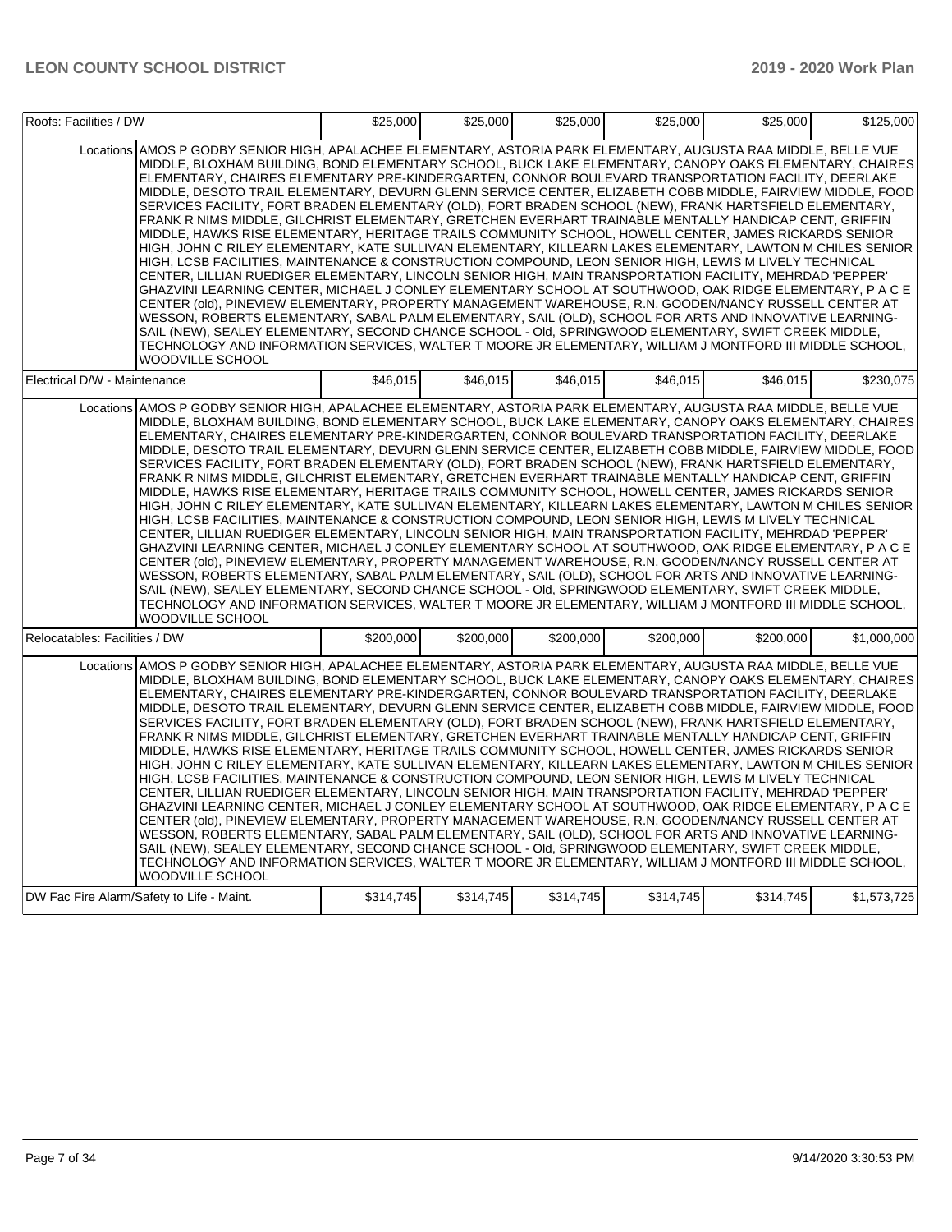| Roofs: Facilities / DW | | $25,000 | $25,000 | $25,000 | $25,000 | $25,000 | $125,000 |
|---|---|---|---|---|---|---|---|
| | Locations | AMOS P GODBY SENIOR HIGH, APALACHEE ELEMENTARY, ASTORIA PARK ELEMENTARY, AUGUSTA RAA MIDDLE, BELLE VUE MIDDLE, BLOXHAM BUILDING, BOND ELEMENTARY SCHOOL, BUCK LAKE ELEMENTARY, CANOPY OAKS ELEMENTARY, CHAIRES ELEMENTARY, CHAIRES ELEMENTARY PRE-KINDERGARTEN, CONNOR BOULEVARD TRANSPORTATION FACILITY, DEERLAKE MIDDLE, DESOTO TRAIL ELEMENTARY, DEVURN GLENN SERVICE CENTER, ELIZABETH COBB MIDDLE, FAIRVIEW MIDDLE, FOOD SERVICES FACILITY, FORT BRADEN ELEMENTARY (OLD), FORT BRADEN SCHOOL (NEW), FRANK HARTSFIELD ELEMENTARY, FRANK R NIMS MIDDLE, GILCHRIST ELEMENTARY, GRETCHEN EVERHART TRAINABLE MENTALLY HANDICAP CENT, GRIFFIN MIDDLE, HAWKS RISE ELEMENTARY, HERITAGE TRAILS COMMUNITY SCHOOL, HOWELL CENTER, JAMES RICKARDS SENIOR HIGH, JOHN C RILEY ELEMENTARY, KATE SULLIVAN ELEMENTARY, KILLEARN LAKES ELEMENTARY, LAWTON M CHILES SENIOR HIGH, LCSB FACILITIES, MAINTENANCE & CONSTRUCTION COMPOUND, LEON SENIOR HIGH, LEWIS M LIVELY TECHNICAL CENTER, LILLIAN RUEDIGER ELEMENTARY, LINCOLN SENIOR HIGH, MAIN TRANSPORTATION FACILITY, MEHRDAD 'PEPPER' GHAZVINI LEARNING CENTER, MICHAEL J CONLEY ELEMENTARY SCHOOL AT SOUTHWOOD, OAK RIDGE ELEMENTARY, P A C E CENTER (old), PINEVIEW ELEMENTARY, PROPERTY MANAGEMENT WAREHOUSE, R.N. GOODEN/NANCY RUSSELL CENTER AT WESSON, ROBERTS ELEMENTARY, SABAL PALM ELEMENTARY, SAIL (OLD), SCHOOL FOR ARTS AND INNOVATIVE LEARNING-SAIL (NEW), SEALEY ELEMENTARY, SECOND CHANCE SCHOOL - Old, SPRINGWOOD ELEMENTARY, SWIFT CREEK MIDDLE, TECHNOLOGY AND INFORMATION SERVICES, WALTER T MOORE JR ELEMENTARY, WILLIAM J MONTFORD III MIDDLE SCHOOL, WOODVILLE SCHOOL | | | | | |
| Electrical D/W - Maintenance | | $46,015 | $46,015 | $46,015 | $46,015 | $46,015 | $230,075 |
| | Locations | AMOS P GODBY SENIOR HIGH, APALACHEE ELEMENTARY, ASTORIA PARK ELEMENTARY, AUGUSTA RAA MIDDLE, BELLE VUE MIDDLE, BLOXHAM BUILDING, BOND ELEMENTARY SCHOOL, BUCK LAKE ELEMENTARY, CANOPY OAKS ELEMENTARY, CHAIRES ELEMENTARY, CHAIRES ELEMENTARY PRE-KINDERGARTEN, CONNOR BOULEVARD TRANSPORTATION FACILITY, DEERLAKE MIDDLE, DESOTO TRAIL ELEMENTARY, DEVURN GLENN SERVICE CENTER, ELIZABETH COBB MIDDLE, FAIRVIEW MIDDLE, FOOD SERVICES FACILITY, FORT BRADEN ELEMENTARY (OLD), FORT BRADEN SCHOOL (NEW), FRANK HARTSFIELD ELEMENTARY, FRANK R NIMS MIDDLE, GILCHRIST ELEMENTARY, GRETCHEN EVERHART TRAINABLE MENTALLY HANDICAP CENT, GRIFFIN MIDDLE, HAWKS RISE ELEMENTARY, HERITAGE TRAILS COMMUNITY SCHOOL, HOWELL CENTER, JAMES RICKARDS SENIOR HIGH, JOHN C RILEY ELEMENTARY, KATE SULLIVAN ELEMENTARY, KILLEARN LAKES ELEMENTARY, LAWTON M CHILES SENIOR HIGH, LCSB FACILITIES, MAINTENANCE & CONSTRUCTION COMPOUND, LEON SENIOR HIGH, LEWIS M LIVELY TECHNICAL CENTER, LILLIAN RUEDIGER ELEMENTARY, LINCOLN SENIOR HIGH, MAIN TRANSPORTATION FACILITY, MEHRDAD 'PEPPER' GHAZVINI LEARNING CENTER, MICHAEL J CONLEY ELEMENTARY SCHOOL AT SOUTHWOOD, OAK RIDGE ELEMENTARY, P A C E CENTER (old), PINEVIEW ELEMENTARY, PROPERTY MANAGEMENT WAREHOUSE, R.N. GOODEN/NANCY RUSSELL CENTER AT WESSON, ROBERTS ELEMENTARY, SABAL PALM ELEMENTARY, SAIL (OLD), SCHOOL FOR ARTS AND INNOVATIVE LEARNING-SAIL (NEW), SEALEY ELEMENTARY, SECOND CHANCE SCHOOL - Old, SPRINGWOOD ELEMENTARY, SWIFT CREEK MIDDLE, TECHNOLOGY AND INFORMATION SERVICES, WALTER T MOORE JR ELEMENTARY, WILLIAM J MONTFORD III MIDDLE SCHOOL, WOODVILLE SCHOOL | | | | | |
| Relocatables: Facilities / DW | | $200,000 | $200,000 | $200,000 | $200,000 | $200,000 | $1,000,000 |
| | Locations | AMOS P GODBY SENIOR HIGH, APALACHEE ELEMENTARY, ASTORIA PARK ELEMENTARY, AUGUSTA RAA MIDDLE, BELLE VUE MIDDLE, BLOXHAM BUILDING, BOND ELEMENTARY SCHOOL, BUCK LAKE ELEMENTARY, CANOPY OAKS ELEMENTARY, CHAIRES ELEMENTARY, CHAIRES ELEMENTARY PRE-KINDERGARTEN, CONNOR BOULEVARD TRANSPORTATION FACILITY, DEERLAKE MIDDLE, DESOTO TRAIL ELEMENTARY, DEVURN GLENN SERVICE CENTER, ELIZABETH COBB MIDDLE, FAIRVIEW MIDDLE, FOOD SERVICES FACILITY, FORT BRADEN ELEMENTARY (OLD), FORT BRADEN SCHOOL (NEW), FRANK HARTSFIELD ELEMENTARY, FRANK R NIMS MIDDLE, GILCHRIST ELEMENTARY, GRETCHEN EVERHART TRAINABLE MENTALLY HANDICAP CENT, GRIFFIN MIDDLE, HAWKS RISE ELEMENTARY, HERITAGE TRAILS COMMUNITY SCHOOL, HOWELL CENTER, JAMES RICKARDS SENIOR HIGH, JOHN C RILEY ELEMENTARY, KATE SULLIVAN ELEMENTARY, KILLEARN LAKES ELEMENTARY, LAWTON M CHILES SENIOR HIGH, LCSB FACILITIES, MAINTENANCE & CONSTRUCTION COMPOUND, LEON SENIOR HIGH, LEWIS M LIVELY TECHNICAL CENTER, LILLIAN RUEDIGER ELEMENTARY, LINCOLN SENIOR HIGH, MAIN TRANSPORTATION FACILITY, MEHRDAD 'PEPPER' GHAZVINI LEARNING CENTER, MICHAEL J CONLEY ELEMENTARY SCHOOL AT SOUTHWOOD, OAK RIDGE ELEMENTARY, P A C E CENTER (old), PINEVIEW ELEMENTARY, PROPERTY MANAGEMENT WAREHOUSE, R.N. GOODEN/NANCY RUSSELL CENTER AT WESSON, ROBERTS ELEMENTARY, SABAL PALM ELEMENTARY, SAIL (OLD), SCHOOL FOR ARTS AND INNOVATIVE LEARNING-SAIL (NEW), SEALEY ELEMENTARY, SECOND CHANCE SCHOOL - Old, SPRINGWOOD ELEMENTARY, SWIFT CREEK MIDDLE, TECHNOLOGY AND INFORMATION SERVICES, WALTER T MOORE JR ELEMENTARY, WILLIAM J MONTFORD III MIDDLE SCHOOL, WOODVILLE SCHOOL | | | | | |
| DW Fac Fire Alarm/Safety to Life - Maint. | | $314,745 | $314,745 | $314,745 | $314,745 | $314,745 | $1,573,725 |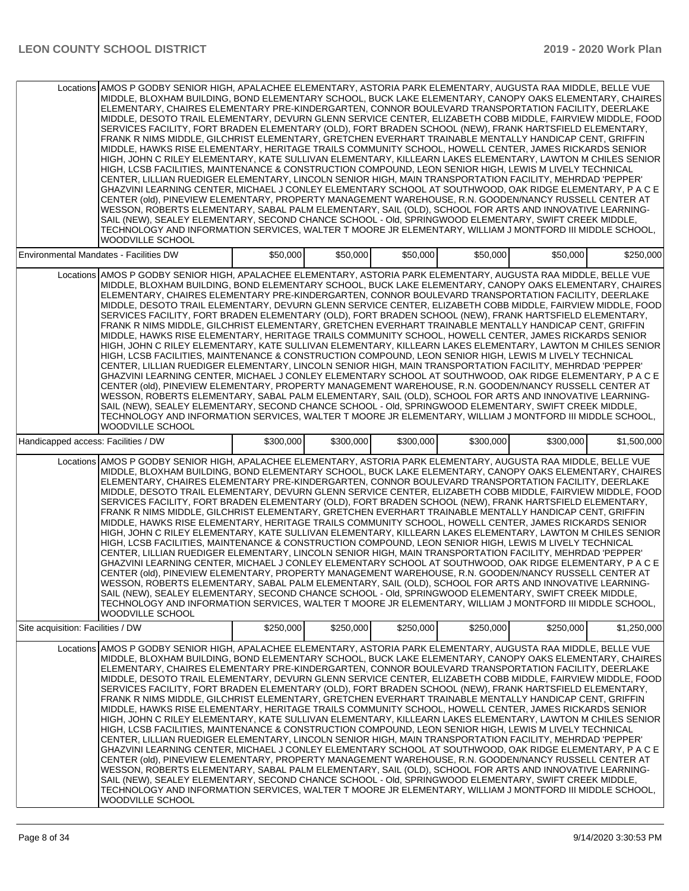| | | | | | | |
|---|---|---|---|---|---|---|
| Locations | AMOS P GODBY SENIOR HIGH, APALACHEE ELEMENTARY, ASTORIA PARK ELEMENTARY, AUGUSTA RAA MIDDLE, BELLE VUE MIDDLE, BLOXHAM BUILDING, BOND ELEMENTARY SCHOOL, BUCK LAKE ELEMENTARY, CANOPY OAKS ELEMENTARY, CHAIRES ELEMENTARY, CHAIRES ELEMENTARY PRE-KINDERGARTEN, CONNOR BOULEVARD TRANSPORTATION FACILITY, DEERLAKE MIDDLE, DESOTO TRAIL ELEMENTARY, DEVURN GLENN SERVICE CENTER, ELIZABETH COBB MIDDLE, FAIRVIEW MIDDLE, FOOD SERVICES FACILITY, FORT BRADEN ELEMENTARY (OLD), FORT BRADEN SCHOOL (NEW), FRANK HARTSFIELD ELEMENTARY, FRANK R NIMS MIDDLE, GILCHRIST ELEMENTARY, GRETCHEN EVERHART TRAINABLE MENTALLY HANDICAP CENT, GRIFFIN MIDDLE, HAWKS RISE ELEMENTARY, HERITAGE TRAILS COMMUNITY SCHOOL, HOWELL CENTER, JAMES RICKARDS SENIOR HIGH, JOHN C RILEY ELEMENTARY, KATE SULLIVAN ELEMENTARY, KILLEARN LAKES ELEMENTARY, LAWTON M CHILES SENIOR HIGH, LCSB FACILITIES, MAINTENANCE & CONSTRUCTION COMPOUND, LEON SENIOR HIGH, LEWIS M LIVELY TECHNICAL CENTER, LILLIAN RUEDIGER ELEMENTARY, LINCOLN SENIOR HIGH, MAIN TRANSPORTATION FACILITY, MEHRDAD 'PEPPER' GHAZVINI LEARNING CENTER, MICHAEL J CONLEY ELEMENTARY SCHOOL AT SOUTHWOOD, OAK RIDGE ELEMENTARY, P A C E CENTER (old), PINEVIEW ELEMENTARY, PROPERTY MANAGEMENT WAREHOUSE, R.N. GOODEN/NANCY RUSSELL CENTER AT WESSON, ROBERTS ELEMENTARY, SABAL PALM ELEMENTARY, SAIL (OLD), SCHOOL FOR ARTS AND INNOVATIVE LEARNING-SAIL (NEW), SEALEY ELEMENTARY, SECOND CHANCE SCHOOL - Old, SPRINGWOOD ELEMENTARY, SWIFT CREEK MIDDLE, TECHNOLOGY AND INFORMATION SERVICES, WALTER T MOORE JR ELEMENTARY, WILLIAM J MONTFORD III MIDDLE SCHOOL, WOODVILLE SCHOOL | | | | | |
| Environmental Mandates - Facilities DW | | $50,000 | $50,000 | $50,000 | $50,000 | $50,000 | $250,000 |
| Locations | AMOS P GODBY SENIOR HIGH, APALACHEE ELEMENTARY, ASTORIA PARK ELEMENTARY, AUGUSTA RAA MIDDLE, BELLE VUE MIDDLE, BLOXHAM BUILDING, BOND ELEMENTARY SCHOOL, BUCK LAKE ELEMENTARY, CANOPY OAKS ELEMENTARY, CHAIRES ELEMENTARY, CHAIRES ELEMENTARY PRE-KINDERGARTEN, CONNOR BOULEVARD TRANSPORTATION FACILITY, DEERLAKE MIDDLE, DESOTO TRAIL ELEMENTARY, DEVURN GLENN SERVICE CENTER, ELIZABETH COBB MIDDLE, FAIRVIEW MIDDLE, FOOD SERVICES FACILITY, FORT BRADEN ELEMENTARY (OLD), FORT BRADEN SCHOOL (NEW), FRANK HARTSFIELD ELEMENTARY, FRANK R NIMS MIDDLE, GILCHRIST ELEMENTARY, GRETCHEN EVERHART TRAINABLE MENTALLY HANDICAP CENT, GRIFFIN MIDDLE, HAWKS RISE ELEMENTARY, HERITAGE TRAILS COMMUNITY SCHOOL, HOWELL CENTER, JAMES RICKARDS SENIOR HIGH, JOHN C RILEY ELEMENTARY, KATE SULLIVAN ELEMENTARY, KILLEARN LAKES ELEMENTARY, LAWTON M CHILES SENIOR HIGH, LCSB FACILITIES, MAINTENANCE & CONSTRUCTION COMPOUND, LEON SENIOR HIGH, LEWIS M LIVELY TECHNICAL CENTER, LILLIAN RUEDIGER ELEMENTARY, LINCOLN SENIOR HIGH, MAIN TRANSPORTATION FACILITY, MEHRDAD 'PEPPER' GHAZVINI LEARNING CENTER, MICHAEL J CONLEY ELEMENTARY SCHOOL AT SOUTHWOOD, OAK RIDGE ELEMENTARY, P A C E CENTER (old), PINEVIEW ELEMENTARY, PROPERTY MANAGEMENT WAREHOUSE, R.N. GOODEN/NANCY RUSSELL CENTER AT WESSON, ROBERTS ELEMENTARY, SABAL PALM ELEMENTARY, SAIL (OLD), SCHOOL FOR ARTS AND INNOVATIVE LEARNING-SAIL (NEW), SEALEY ELEMENTARY, SECOND CHANCE SCHOOL - Old, SPRINGWOOD ELEMENTARY, SWIFT CREEK MIDDLE, TECHNOLOGY AND INFORMATION SERVICES, WALTER T MOORE JR ELEMENTARY, WILLIAM J MONTFORD III MIDDLE SCHOOL, WOODVILLE SCHOOL | | | | | |
| Handicapped access: Facilities / DW | | $300,000 | $300,000 | $300,000 | $300,000 | $300,000 | $1,500,000 |
| Locations | AMOS P GODBY SENIOR HIGH, APALACHEE ELEMENTARY, ASTORIA PARK ELEMENTARY, AUGUSTA RAA MIDDLE, BELLE VUE MIDDLE, BLOXHAM BUILDING, BOND ELEMENTARY SCHOOL, BUCK LAKE ELEMENTARY, CANOPY OAKS ELEMENTARY, CHAIRES ELEMENTARY, CHAIRES ELEMENTARY PRE-KINDERGARTEN, CONNOR BOULEVARD TRANSPORTATION FACILITY, DEERLAKE MIDDLE, DESOTO TRAIL ELEMENTARY, DEVURN GLENN SERVICE CENTER, ELIZABETH COBB MIDDLE, FAIRVIEW MIDDLE, FOOD SERVICES FACILITY, FORT BRADEN ELEMENTARY (OLD), FORT BRADEN SCHOOL (NEW), FRANK HARTSFIELD ELEMENTARY, FRANK R NIMS MIDDLE, GILCHRIST ELEMENTARY, GRETCHEN EVERHART TRAINABLE MENTALLY HANDICAP CENT, GRIFFIN MIDDLE, HAWKS RISE ELEMENTARY, HERITAGE TRAILS COMMUNITY SCHOOL, HOWELL CENTER, JAMES RICKARDS SENIOR HIGH, JOHN C RILEY ELEMENTARY, KATE SULLIVAN ELEMENTARY, KILLEARN LAKES ELEMENTARY, LAWTON M CHILES SENIOR HIGH, LCSB FACILITIES, MAINTENANCE & CONSTRUCTION COMPOUND, LEON SENIOR HIGH, LEWIS M LIVELY TECHNICAL CENTER, LILLIAN RUEDIGER ELEMENTARY, LINCOLN SENIOR HIGH, MAIN TRANSPORTATION FACILITY, MEHRDAD 'PEPPER' GHAZVINI LEARNING CENTER, MICHAEL J CONLEY ELEMENTARY SCHOOL AT SOUTHWOOD, OAK RIDGE ELEMENTARY, P A C E CENTER (old), PINEVIEW ELEMENTARY, PROPERTY MANAGEMENT WAREHOUSE, R.N. GOODEN/NANCY RUSSELL CENTER AT WESSON, ROBERTS ELEMENTARY, SABAL PALM ELEMENTARY, SAIL (OLD), SCHOOL FOR ARTS AND INNOVATIVE LEARNING-SAIL (NEW), SEALEY ELEMENTARY, SECOND CHANCE SCHOOL - Old, SPRINGWOOD ELEMENTARY, SWIFT CREEK MIDDLE, TECHNOLOGY AND INFORMATION SERVICES, WALTER T MOORE JR ELEMENTARY, WILLIAM J MONTFORD III MIDDLE SCHOOL, WOODVILLE SCHOOL | | | | | |
| Site acquisition: Facilities / DW | | $250,000 | $250,000 | $250,000 | $250,000 | $250,000 | $1,250,000 |
| Locations | AMOS P GODBY SENIOR HIGH, APALACHEE ELEMENTARY, ASTORIA PARK ELEMENTARY, AUGUSTA RAA MIDDLE, BELLE VUE MIDDLE, BLOXHAM BUILDING, BOND ELEMENTARY SCHOOL, BUCK LAKE ELEMENTARY, CANOPY OAKS ELEMENTARY, CHAIRES ELEMENTARY, CHAIRES ELEMENTARY PRE-KINDERGARTEN, CONNOR BOULEVARD TRANSPORTATION FACILITY, DEERLAKE MIDDLE, DESOTO TRAIL ELEMENTARY, DEVURN GLENN SERVICE CENTER, ELIZABETH COBB MIDDLE, FAIRVIEW MIDDLE, FOOD SERVICES FACILITY, FORT BRADEN ELEMENTARY (OLD), FORT BRADEN SCHOOL (NEW), FRANK HARTSFIELD ELEMENTARY, FRANK R NIMS MIDDLE, GILCHRIST ELEMENTARY, GRETCHEN EVERHART TRAINABLE MENTALLY HANDICAP CENT, GRIFFIN MIDDLE, HAWKS RISE ELEMENTARY, HERITAGE TRAILS COMMUNITY SCHOOL, HOWELL CENTER, JAMES RICKARDS SENIOR HIGH, JOHN C RILEY ELEMENTARY, KATE SULLIVAN ELEMENTARY, KILLEARN LAKES ELEMENTARY, LAWTON M CHILES SENIOR HIGH, LCSB FACILITIES, MAINTENANCE & CONSTRUCTION COMPOUND, LEON SENIOR HIGH, LEWIS M LIVELY TECHNICAL CENTER, LILLIAN RUEDIGER ELEMENTARY, LINCOLN SENIOR HIGH, MAIN TRANSPORTATION FACILITY, MEHRDAD 'PEPPER' GHAZVINI LEARNING CENTER, MICHAEL J CONLEY ELEMENTARY SCHOOL AT SOUTHWOOD, OAK RIDGE ELEMENTARY, P A C E CENTER (old), PINEVIEW ELEMENTARY, PROPERTY MANAGEMENT WAREHOUSE, R.N. GOODEN/NANCY RUSSELL CENTER AT WESSON, ROBERTS ELEMENTARY, SABAL PALM ELEMENTARY, SAIL (OLD), SCHOOL FOR ARTS AND INNOVATIVE LEARNING-SAIL (NEW), SEALEY ELEMENTARY, SECOND CHANCE SCHOOL - Old, SPRINGWOOD ELEMENTARY, SWIFT CREEK MIDDLE, TECHNOLOGY AND INFORMATION SERVICES, WALTER T MOORE JR ELEMENTARY, WILLIAM J MONTFORD III MIDDLE SCHOOL, WOODVILLE SCHOOL | | | | | |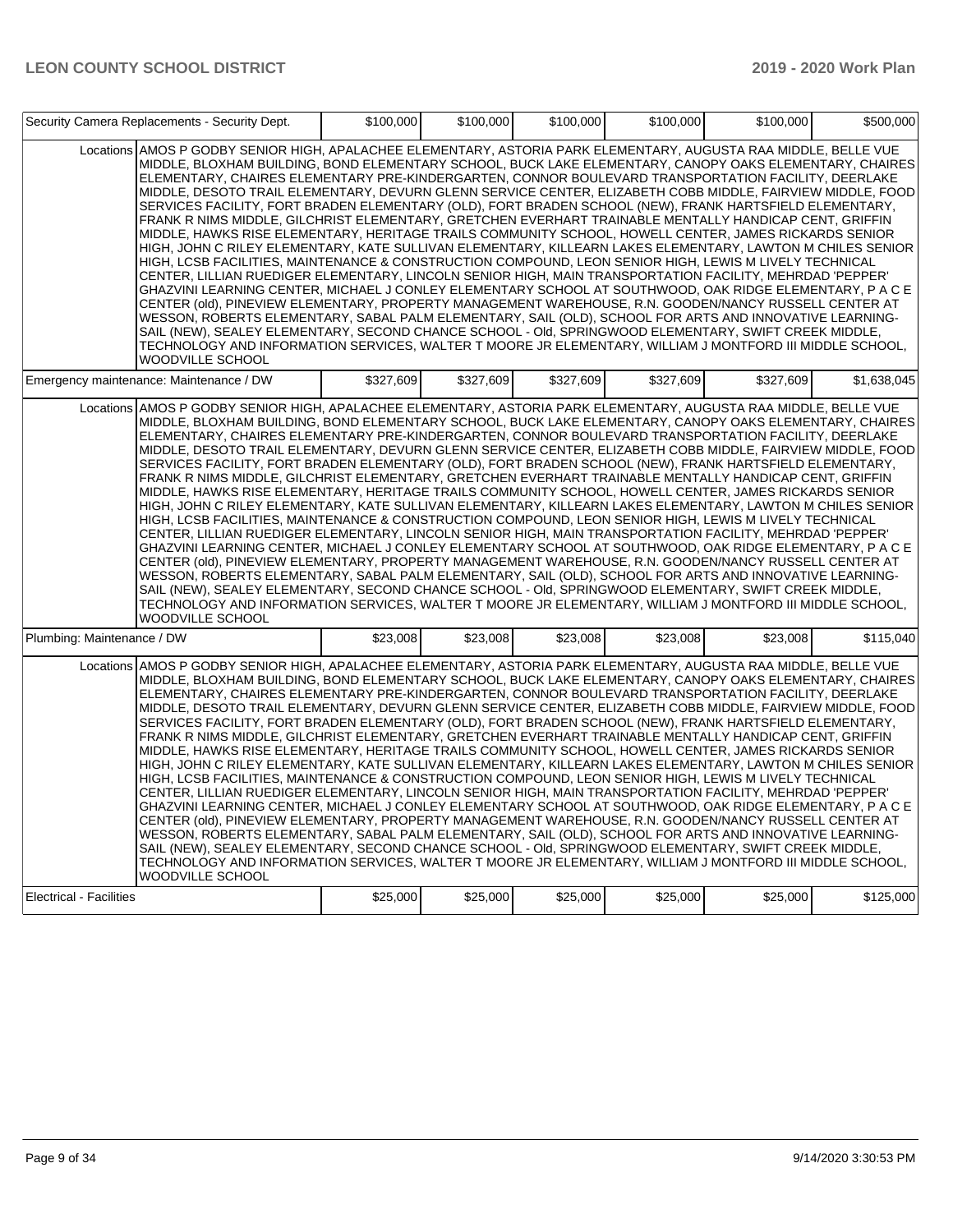| | | | | | | |
|---|---|---|---|---|---|---|
| Security Camera Replacements - Security Dept. | | $100,000 | $100,000 | $100,000 | $100,000 | $100,000 | $500,000 |
| Locations | AMOS P GODBY SENIOR HIGH, APALACHEE ELEMENTARY, ASTORIA PARK ELEMENTARY, AUGUSTA RAA MIDDLE, BELLE VUE MIDDLE, BLOXHAM BUILDING, BOND ELEMENTARY SCHOOL, BUCK LAKE ELEMENTARY, CANOPY OAKS ELEMENTARY, CHAIRES ELEMENTARY, CHAIRES ELEMENTARY PRE-KINDERGARTEN, CONNOR BOULEVARD TRANSPORTATION FACILITY, DEERLAKE MIDDLE, DESOTO TRAIL ELEMENTARY, DEVURN GLENN SERVICE CENTER, ELIZABETH COBB MIDDLE, FAIRVIEW MIDDLE, FOOD SERVICES FACILITY, FORT BRADEN ELEMENTARY (OLD), FORT BRADEN SCHOOL (NEW), FRANK HARTSFIELD ELEMENTARY, FRANK R NIMS MIDDLE, GILCHRIST ELEMENTARY, GRETCHEN EVERHART TRAINABLE MENTALLY HANDICAP CENT, GRIFFIN MIDDLE, HAWKS RISE ELEMENTARY, HERITAGE TRAILS COMMUNITY SCHOOL, HOWELL CENTER, JAMES RICKARDS SENIOR HIGH, JOHN C RILEY ELEMENTARY, KATE SULLIVAN ELEMENTARY, KILLEARN LAKES ELEMENTARY, LAWTON M CHILES SENIOR HIGH, LCSB FACILITIES, MAINTENANCE & CONSTRUCTION COMPOUND, LEON SENIOR HIGH, LEWIS M LIVELY TECHNICAL CENTER, LILLIAN RUEDIGER ELEMENTARY, LINCOLN SENIOR HIGH, MAIN TRANSPORTATION FACILITY, MEHRDAD 'PEPPER' GHAZVINI LEARNING CENTER, MICHAEL J CONLEY ELEMENTARY SCHOOL AT SOUTHWOOD, OAK RIDGE ELEMENTARY, P A C E CENTER (old), PINEVIEW ELEMENTARY, PROPERTY MANAGEMENT WAREHOUSE, R.N. GOODEN/NANCY RUSSELL CENTER AT WESSON, ROBERTS ELEMENTARY, SABAL PALM ELEMENTARY, SAIL (OLD), SCHOOL FOR ARTS AND INNOVATIVE LEARNING-SAIL (NEW), SEALEY ELEMENTARY, SECOND CHANCE SCHOOL - Old, SPRINGWOOD ELEMENTARY, SWIFT CREEK MIDDLE, TECHNOLOGY AND INFORMATION SERVICES, WALTER T MOORE JR ELEMENTARY, WILLIAM J MONTFORD III MIDDLE SCHOOL, WOODVILLE SCHOOL | | | | | | |
| Emergency maintenance: Maintenance / DW | | $327,609 | $327,609 | $327,609 | $327,609 | $327,609 | $1,638,045 |
| Locations | AMOS P GODBY SENIOR HIGH, APALACHEE ELEMENTARY, ASTORIA PARK ELEMENTARY, AUGUSTA RAA MIDDLE, BELLE VUE MIDDLE, BLOXHAM BUILDING, BOND ELEMENTARY SCHOOL, BUCK LAKE ELEMENTARY, CANOPY OAKS ELEMENTARY, CHAIRES ELEMENTARY, CHAIRES ELEMENTARY PRE-KINDERGARTEN, CONNOR BOULEVARD TRANSPORTATION FACILITY, DEERLAKE MIDDLE, DESOTO TRAIL ELEMENTARY, DEVURN GLENN SERVICE CENTER, ELIZABETH COBB MIDDLE, FAIRVIEW MIDDLE, FOOD SERVICES FACILITY, FORT BRADEN ELEMENTARY (OLD), FORT BRADEN SCHOOL (NEW), FRANK HARTSFIELD ELEMENTARY, FRANK R NIMS MIDDLE, GILCHRIST ELEMENTARY, GRETCHEN EVERHART TRAINABLE MENTALLY HANDICAP CENT, GRIFFIN MIDDLE, HAWKS RISE ELEMENTARY, HERITAGE TRAILS COMMUNITY SCHOOL, HOWELL CENTER, JAMES RICKARDS SENIOR HIGH, JOHN C RILEY ELEMENTARY, KATE SULLIVAN ELEMENTARY, KILLEARN LAKES ELEMENTARY, LAWTON M CHILES SENIOR HIGH, LCSB FACILITIES, MAINTENANCE & CONSTRUCTION COMPOUND, LEON SENIOR HIGH, LEWIS M LIVELY TECHNICAL CENTER, LILLIAN RUEDIGER ELEMENTARY, LINCOLN SENIOR HIGH, MAIN TRANSPORTATION FACILITY, MEHRDAD 'PEPPER' GHAZVINI LEARNING CENTER, MICHAEL J CONLEY ELEMENTARY SCHOOL AT SOUTHWOOD, OAK RIDGE ELEMENTARY, P A C E CENTER (old), PINEVIEW ELEMENTARY, PROPERTY MANAGEMENT WAREHOUSE, R.N. GOODEN/NANCY RUSSELL CENTER AT WESSON, ROBERTS ELEMENTARY, SABAL PALM ELEMENTARY, SAIL (OLD), SCHOOL FOR ARTS AND INNOVATIVE LEARNING-SAIL (NEW), SEALEY ELEMENTARY, SECOND CHANCE SCHOOL - Old, SPRINGWOOD ELEMENTARY, SWIFT CREEK MIDDLE, TECHNOLOGY AND INFORMATION SERVICES, WALTER T MOORE JR ELEMENTARY, WILLIAM J MONTFORD III MIDDLE SCHOOL, WOODVILLE SCHOOL | | | | | | |
| Plumbing: Maintenance / DW | | $23,008 | $23,008 | $23,008 | $23,008 | $23,008 | $115,040 |
| Locations | AMOS P GODBY SENIOR HIGH, APALACHEE ELEMENTARY, ASTORIA PARK ELEMENTARY, AUGUSTA RAA MIDDLE, BELLE VUE MIDDLE, BLOXHAM BUILDING, BOND ELEMENTARY SCHOOL, BUCK LAKE ELEMENTARY, CANOPY OAKS ELEMENTARY, CHAIRES ELEMENTARY, CHAIRES ELEMENTARY PRE-KINDERGARTEN, CONNOR BOULEVARD TRANSPORTATION FACILITY, DEERLAKE MIDDLE, DESOTO TRAIL ELEMENTARY, DEVURN GLENN SERVICE CENTER, ELIZABETH COBB MIDDLE, FAIRVIEW MIDDLE, FOOD SERVICES FACILITY, FORT BRADEN ELEMENTARY (OLD), FORT BRADEN SCHOOL (NEW), FRANK HARTSFIELD ELEMENTARY, FRANK R NIMS MIDDLE, GILCHRIST ELEMENTARY, GRETCHEN EVERHART TRAINABLE MENTALLY HANDICAP CENT, GRIFFIN MIDDLE, HAWKS RISE ELEMENTARY, HERITAGE TRAILS COMMUNITY SCHOOL, HOWELL CENTER, JAMES RICKARDS SENIOR HIGH, JOHN C RILEY ELEMENTARY, KATE SULLIVAN ELEMENTARY, KILLEARN LAKES ELEMENTARY, LAWTON M CHILES SENIOR HIGH, LCSB FACILITIES, MAINTENANCE & CONSTRUCTION COMPOUND, LEON SENIOR HIGH, LEWIS M LIVELY TECHNICAL CENTER, LILLIAN RUEDIGER ELEMENTARY, LINCOLN SENIOR HIGH, MAIN TRANSPORTATION FACILITY, MEHRDAD 'PEPPER' GHAZVINI LEARNING CENTER, MICHAEL J CONLEY ELEMENTARY SCHOOL AT SOUTHWOOD, OAK RIDGE ELEMENTARY, P A C E CENTER (old), PINEVIEW ELEMENTARY, PROPERTY MANAGEMENT WAREHOUSE, R.N. GOODEN/NANCY RUSSELL CENTER AT WESSON, ROBERTS ELEMENTARY, SABAL PALM ELEMENTARY, SAIL (OLD), SCHOOL FOR ARTS AND INNOVATIVE LEARNING-SAIL (NEW), SEALEY ELEMENTARY, SECOND CHANCE SCHOOL - Old, SPRINGWOOD ELEMENTARY, SWIFT CREEK MIDDLE, TECHNOLOGY AND INFORMATION SERVICES, WALTER T MOORE JR ELEMENTARY, WILLIAM J MONTFORD III MIDDLE SCHOOL, WOODVILLE SCHOOL | | | | | | |
| Electrical - Facilities | | $25,000 | $25,000 | $25,000 | $25,000 | $25,000 | $125,000 |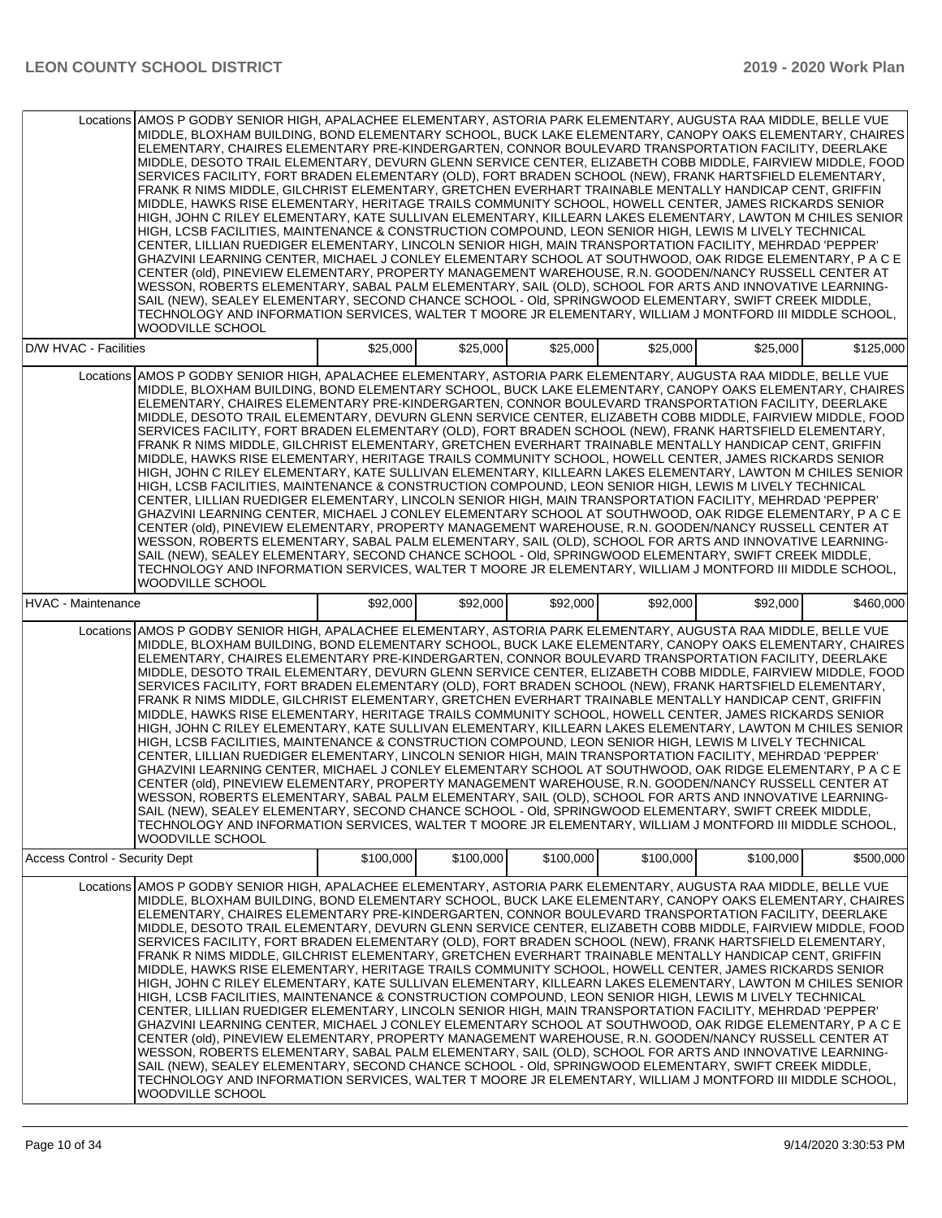| | | | | | | |
|---|---|---|---|---|---|---|
| Locations | AMOS P GODBY SENIOR HIGH, APALACHEE ELEMENTARY, ASTORIA PARK ELEMENTARY, AUGUSTA RAA MIDDLE, BELLE VUE MIDDLE, BLOXHAM BUILDING, BOND ELEMENTARY SCHOOL, BUCK LAKE ELEMENTARY, CANOPY OAKS ELEMENTARY, CHAIRES ELEMENTARY, CHAIRES ELEMENTARY PRE-KINDERGARTEN, CONNOR BOULEVARD TRANSPORTATION FACILITY, DEERLAKE MIDDLE, DESOTO TRAIL ELEMENTARY, DEVURN GLENN SERVICE CENTER, ELIZABETH COBB MIDDLE, FAIRVIEW MIDDLE, FOOD SERVICES FACILITY, FORT BRADEN ELEMENTARY (OLD), FORT BRADEN SCHOOL (NEW), FRANK HARTSFIELD ELEMENTARY, FRANK R NIMS MIDDLE, GILCHRIST ELEMENTARY, GRETCHEN EVERHART TRAINABLE MENTALLY HANDICAP CENT, GRIFFIN MIDDLE, HAWKS RISE ELEMENTARY, HERITAGE TRAILS COMMUNITY SCHOOL, HOWELL CENTER, JAMES RICKARDS SENIOR HIGH, JOHN C RILEY ELEMENTARY, KATE SULLIVAN ELEMENTARY, KILLEARN LAKES ELEMENTARY, LAWTON M CHILES SENIOR HIGH, LCSB FACILITIES, MAINTENANCE & CONSTRUCTION COMPOUND, LEON SENIOR HIGH, LEWIS M LIVELY TECHNICAL CENTER, LILLIAN RUEDIGER ELEMENTARY, LINCOLN SENIOR HIGH, MAIN TRANSPORTATION FACILITY, MEHRDAD 'PEPPER' GHAZVINI LEARNING CENTER, MICHAEL J CONLEY ELEMENTARY SCHOOL AT SOUTHWOOD, OAK RIDGE ELEMENTARY, P A C E CENTER (old), PINEVIEW ELEMENTARY, PROPERTY MANAGEMENT WAREHOUSE, R.N. GOODEN/NANCY RUSSELL CENTER AT WESSON, ROBERTS ELEMENTARY, SABAL PALM ELEMENTARY, SAIL (OLD), SCHOOL FOR ARTS AND INNOVATIVE LEARNING-SAIL (NEW), SEALEY ELEMENTARY, SECOND CHANCE SCHOOL - Old, SPRINGWOOD ELEMENTARY, SWIFT CREEK MIDDLE, TECHNOLOGY AND INFORMATION SERVICES, WALTER T MOORE JR ELEMENTARY, WILLIAM J MONTFORD III MIDDLE SCHOOL, WOODVILLE SCHOOL | | | | | |
| D/W HVAC - Facilities | | $25,000 | $25,000 | $25,000 | $25,000 | $25,000 | $125,000 |
| Locations | AMOS P GODBY SENIOR HIGH, APALACHEE ELEMENTARY, ASTORIA PARK ELEMENTARY, AUGUSTA RAA MIDDLE, BELLE VUE MIDDLE, BLOXHAM BUILDING, BOND ELEMENTARY SCHOOL, BUCK LAKE ELEMENTARY, CANOPY OAKS ELEMENTARY, CHAIRES ELEMENTARY, CHAIRES ELEMENTARY PRE-KINDERGARTEN, CONNOR BOULEVARD TRANSPORTATION FACILITY, DEERLAKE MIDDLE, DESOTO TRAIL ELEMENTARY, DEVURN GLENN SERVICE CENTER, ELIZABETH COBB MIDDLE, FAIRVIEW MIDDLE, FOOD SERVICES FACILITY, FORT BRADEN ELEMENTARY (OLD), FORT BRADEN SCHOOL (NEW), FRANK HARTSFIELD ELEMENTARY, FRANK R NIMS MIDDLE, GILCHRIST ELEMENTARY, GRETCHEN EVERHART TRAINABLE MENTALLY HANDICAP CENT, GRIFFIN MIDDLE, HAWKS RISE ELEMENTARY, HERITAGE TRAILS COMMUNITY SCHOOL, HOWELL CENTER, JAMES RICKARDS SENIOR HIGH, JOHN C RILEY ELEMENTARY, KATE SULLIVAN ELEMENTARY, KILLEARN LAKES ELEMENTARY, LAWTON M CHILES SENIOR HIGH, LCSB FACILITIES, MAINTENANCE & CONSTRUCTION COMPOUND, LEON SENIOR HIGH, LEWIS M LIVELY TECHNICAL CENTER, LILLIAN RUEDIGER ELEMENTARY, LINCOLN SENIOR HIGH, MAIN TRANSPORTATION FACILITY, MEHRDAD 'PEPPER' GHAZVINI LEARNING CENTER, MICHAEL J CONLEY ELEMENTARY SCHOOL AT SOUTHWOOD, OAK RIDGE ELEMENTARY, P A C E CENTER (old), PINEVIEW ELEMENTARY, PROPERTY MANAGEMENT WAREHOUSE, R.N. GOODEN/NANCY RUSSELL CENTER AT WESSON, ROBERTS ELEMENTARY, SABAL PALM ELEMENTARY, SAIL (OLD), SCHOOL FOR ARTS AND INNOVATIVE LEARNING-SAIL (NEW), SEALEY ELEMENTARY, SECOND CHANCE SCHOOL - Old, SPRINGWOOD ELEMENTARY, SWIFT CREEK MIDDLE, TECHNOLOGY AND INFORMATION SERVICES, WALTER T MOORE JR ELEMENTARY, WILLIAM J MONTFORD III MIDDLE SCHOOL, WOODVILLE SCHOOL | | | | | |
| HVAC - Maintenance | | $92,000 | $92,000 | $92,000 | $92,000 | $92,000 | $460,000 |
| Locations | AMOS P GODBY SENIOR HIGH, APALACHEE ELEMENTARY, ASTORIA PARK ELEMENTARY, AUGUSTA RAA MIDDLE, BELLE VUE MIDDLE, BLOXHAM BUILDING, BOND ELEMENTARY SCHOOL, BUCK LAKE ELEMENTARY, CANOPY OAKS ELEMENTARY, CHAIRES ELEMENTARY, CHAIRES ELEMENTARY PRE-KINDERGARTEN, CONNOR BOULEVARD TRANSPORTATION FACILITY, DEERLAKE MIDDLE, DESOTO TRAIL ELEMENTARY, DEVURN GLENN SERVICE CENTER, ELIZABETH COBB MIDDLE, FAIRVIEW MIDDLE, FOOD SERVICES FACILITY, FORT BRADEN ELEMENTARY (OLD), FORT BRADEN SCHOOL (NEW), FRANK HARTSFIELD ELEMENTARY, FRANK R NIMS MIDDLE, GILCHRIST ELEMENTARY, GRETCHEN EVERHART TRAINABLE MENTALLY HANDICAP CENT, GRIFFIN MIDDLE, HAWKS RISE ELEMENTARY, HERITAGE TRAILS COMMUNITY SCHOOL, HOWELL CENTER, JAMES RICKARDS SENIOR HIGH, JOHN C RILEY ELEMENTARY, KATE SULLIVAN ELEMENTARY, KILLEARN LAKES ELEMENTARY, LAWTON M CHILES SENIOR HIGH, LCSB FACILITIES, MAINTENANCE & CONSTRUCTION COMPOUND, LEON SENIOR HIGH, LEWIS M LIVELY TECHNICAL CENTER, LILLIAN RUEDIGER ELEMENTARY, LINCOLN SENIOR HIGH, MAIN TRANSPORTATION FACILITY, MEHRDAD 'PEPPER' GHAZVINI LEARNING CENTER, MICHAEL J CONLEY ELEMENTARY SCHOOL AT SOUTHWOOD, OAK RIDGE ELEMENTARY, P A C E CENTER (old), PINEVIEW ELEMENTARY, PROPERTY MANAGEMENT WAREHOUSE, R.N. GOODEN/NANCY RUSSELL CENTER AT WESSON, ROBERTS ELEMENTARY, SABAL PALM ELEMENTARY, SAIL (OLD), SCHOOL FOR ARTS AND INNOVATIVE LEARNING-SAIL (NEW), SEALEY ELEMENTARY, SECOND CHANCE SCHOOL - Old, SPRINGWOOD ELEMENTARY, SWIFT CREEK MIDDLE, TECHNOLOGY AND INFORMATION SERVICES, WALTER T MOORE JR ELEMENTARY, WILLIAM J MONTFORD III MIDDLE SCHOOL, WOODVILLE SCHOOL | | | | | |
| Access Control - Security Dept | | $100,000 | $100,000 | $100,000 | $100,000 | $100,000 | $500,000 |
| Locations | AMOS P GODBY SENIOR HIGH, APALACHEE ELEMENTARY, ASTORIA PARK ELEMENTARY, AUGUSTA RAA MIDDLE, BELLE VUE MIDDLE, BLOXHAM BUILDING, BOND ELEMENTARY SCHOOL, BUCK LAKE ELEMENTARY, CANOPY OAKS ELEMENTARY, CHAIRES ELEMENTARY, CHAIRES ELEMENTARY PRE-KINDERGARTEN, CONNOR BOULEVARD TRANSPORTATION FACILITY, DEERLAKE MIDDLE, DESOTO TRAIL ELEMENTARY, DEVURN GLENN SERVICE CENTER, ELIZABETH COBB MIDDLE, FAIRVIEW MIDDLE, FOOD SERVICES FACILITY, FORT BRADEN ELEMENTARY (OLD), FORT BRADEN SCHOOL (NEW), FRANK HARTSFIELD ELEMENTARY, FRANK R NIMS MIDDLE, GILCHRIST ELEMENTARY, GRETCHEN EVERHART TRAINABLE MENTALLY HANDICAP CENT, GRIFFIN MIDDLE, HAWKS RISE ELEMENTARY, HERITAGE TRAILS COMMUNITY SCHOOL, HOWELL CENTER, JAMES RICKARDS SENIOR HIGH, JOHN C RILEY ELEMENTARY, KATE SULLIVAN ELEMENTARY, KILLEARN LAKES ELEMENTARY, LAWTON M CHILES SENIOR HIGH, LCSB FACILITIES, MAINTENANCE & CONSTRUCTION COMPOUND, LEON SENIOR HIGH, LEWIS M LIVELY TECHNICAL CENTER, LILLIAN RUEDIGER ELEMENTARY, LINCOLN SENIOR HIGH, MAIN TRANSPORTATION FACILITY, MEHRDAD 'PEPPER' GHAZVINI LEARNING CENTER, MICHAEL J CONLEY ELEMENTARY SCHOOL AT SOUTHWOOD, OAK RIDGE ELEMENTARY, P A C E CENTER (old), PINEVIEW ELEMENTARY, PROPERTY MANAGEMENT WAREHOUSE, R.N. GOODEN/NANCY RUSSELL CENTER AT WESSON, ROBERTS ELEMENTARY, SABAL PALM ELEMENTARY, SAIL (OLD), SCHOOL FOR ARTS AND INNOVATIVE LEARNING-SAIL (NEW), SEALEY ELEMENTARY, SECOND CHANCE SCHOOL - Old, SPRINGWOOD ELEMENTARY, SWIFT CREEK MIDDLE, TECHNOLOGY AND INFORMATION SERVICES, WALTER T MOORE JR ELEMENTARY, WILLIAM J MONTFORD III MIDDLE SCHOOL, WOODVILLE SCHOOL | | | | | |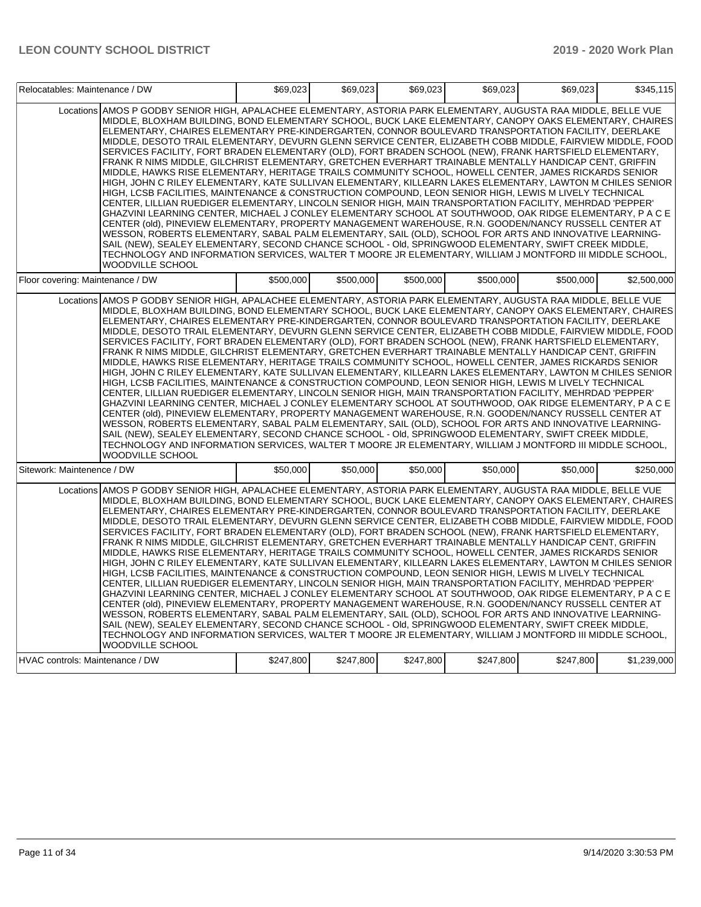| Relocatables: Maintenance / DW | | $69,023 | $69,023 | $69,023 | $69,023 | $69,023 | $345,115 |
|---|---|---|---|---|---|---|---|
| | Locations | AMOS P GODBY SENIOR HIGH, APALACHEE ELEMENTARY, ASTORIA PARK ELEMENTARY, AUGUSTA RAA MIDDLE, BELLE VUE MIDDLE, BLOXHAM BUILDING, BOND ELEMENTARY SCHOOL, BUCK LAKE ELEMENTARY, CANOPY OAKS ELEMENTARY, CHAIRES ELEMENTARY, CHAIRES ELEMENTARY PRE-KINDERGARTEN, CONNOR BOULEVARD TRANSPORTATION FACILITY, DEERLAKE MIDDLE, DESOTO TRAIL ELEMENTARY, DEVURN GLENN SERVICE CENTER, ELIZABETH COBB MIDDLE, FAIRVIEW MIDDLE, FOOD SERVICES FACILITY, FORT BRADEN ELEMENTARY (OLD), FORT BRADEN SCHOOL (NEW), FRANK HARTSFIELD ELEMENTARY, FRANK R NIMS MIDDLE, GILCHRIST ELEMENTARY, GRETCHEN EVERHART TRAINABLE MENTALLY HANDICAP CENT, GRIFFIN MIDDLE, HAWKS RISE ELEMENTARY, HERITAGE TRAILS COMMUNITY SCHOOL, HOWELL CENTER, JAMES RICKARDS SENIOR HIGH, JOHN C RILEY ELEMENTARY, KATE SULLIVAN ELEMENTARY, KILLEARN LAKES ELEMENTARY, LAWTON M CHILES SENIOR HIGH, LCSB FACILITIES, MAINTENANCE & CONSTRUCTION COMPOUND, LEON SENIOR HIGH, LEWIS M LIVELY TECHNICAL CENTER, LILLIAN RUEDIGER ELEMENTARY, LINCOLN SENIOR HIGH, MAIN TRANSPORTATION FACILITY, MEHRDAD 'PEPPER' GHAZVINI LEARNING CENTER, MICHAEL J CONLEY ELEMENTARY SCHOOL AT SOUTHWOOD, OAK RIDGE ELEMENTARY, P A C E CENTER (old), PINEVIEW ELEMENTARY, PROPERTY MANAGEMENT WAREHOUSE, R.N. GOODEN/NANCY RUSSELL CENTER AT WESSON, ROBERTS ELEMENTARY, SABAL PALM ELEMENTARY, SAIL (OLD), SCHOOL FOR ARTS AND INNOVATIVE LEARNING-SAIL (NEW), SEALEY ELEMENTARY, SECOND CHANCE SCHOOL - Old, SPRINGWOOD ELEMENTARY, SWIFT CREEK MIDDLE, TECHNOLOGY AND INFORMATION SERVICES, WALTER T MOORE JR ELEMENTARY, WILLIAM J MONTFORD III MIDDLE SCHOOL, WOODVILLE SCHOOL | | | | | |
| Floor covering: Maintenance / DW | | $500,000 | $500,000 | $500,000 | $500,000 | $500,000 | $2,500,000 |
| | Locations | AMOS P GODBY SENIOR HIGH, APALACHEE ELEMENTARY, ASTORIA PARK ELEMENTARY, AUGUSTA RAA MIDDLE, BELLE VUE MIDDLE, BLOXHAM BUILDING, BOND ELEMENTARY SCHOOL, BUCK LAKE ELEMENTARY, CANOPY OAKS ELEMENTARY, CHAIRES ELEMENTARY, CHAIRES ELEMENTARY PRE-KINDERGARTEN, CONNOR BOULEVARD TRANSPORTATION FACILITY, DEERLAKE MIDDLE, DESOTO TRAIL ELEMENTARY, DEVURN GLENN SERVICE CENTER, ELIZABETH COBB MIDDLE, FAIRVIEW MIDDLE, FOOD SERVICES FACILITY, FORT BRADEN ELEMENTARY (OLD), FORT BRADEN SCHOOL (NEW), FRANK HARTSFIELD ELEMENTARY, FRANK R NIMS MIDDLE, GILCHRIST ELEMENTARY, GRETCHEN EVERHART TRAINABLE MENTALLY HANDICAP CENT, GRIFFIN MIDDLE, HAWKS RISE ELEMENTARY, HERITAGE TRAILS COMMUNITY SCHOOL, HOWELL CENTER, JAMES RICKARDS SENIOR HIGH, JOHN C RILEY ELEMENTARY, KATE SULLIVAN ELEMENTARY, KILLEARN LAKES ELEMENTARY, LAWTON M CHILES SENIOR HIGH, LCSB FACILITIES, MAINTENANCE & CONSTRUCTION COMPOUND, LEON SENIOR HIGH, LEWIS M LIVELY TECHNICAL CENTER, LILLIAN RUEDIGER ELEMENTARY, LINCOLN SENIOR HIGH, MAIN TRANSPORTATION FACILITY, MEHRDAD 'PEPPER' GHAZVINI LEARNING CENTER, MICHAEL J CONLEY ELEMENTARY SCHOOL AT SOUTHWOOD, OAK RIDGE ELEMENTARY, P A C E CENTER (old), PINEVIEW ELEMENTARY, PROPERTY MANAGEMENT WAREHOUSE, R.N. GOODEN/NANCY RUSSELL CENTER AT WESSON, ROBERTS ELEMENTARY, SABAL PALM ELEMENTARY, SAIL (OLD), SCHOOL FOR ARTS AND INNOVATIVE LEARNING-SAIL (NEW), SEALEY ELEMENTARY, SECOND CHANCE SCHOOL - Old, SPRINGWOOD ELEMENTARY, SWIFT CREEK MIDDLE, TECHNOLOGY AND INFORMATION SERVICES, WALTER T MOORE JR ELEMENTARY, WILLIAM J MONTFORD III MIDDLE SCHOOL, WOODVILLE SCHOOL | | | | | |
| Sitework: Maintenence / DW | | $50,000 | $50,000 | $50,000 | $50,000 | $50,000 | $250,000 |
| | Locations | AMOS P GODBY SENIOR HIGH, APALACHEE ELEMENTARY, ASTORIA PARK ELEMENTARY, AUGUSTA RAA MIDDLE, BELLE VUE MIDDLE, BLOXHAM BUILDING, BOND ELEMENTARY SCHOOL, BUCK LAKE ELEMENTARY, CANOPY OAKS ELEMENTARY, CHAIRES ELEMENTARY, CHAIRES ELEMENTARY PRE-KINDERGARTEN, CONNOR BOULEVARD TRANSPORTATION FACILITY, DEERLAKE MIDDLE, DESOTO TRAIL ELEMENTARY, DEVURN GLENN SERVICE CENTER, ELIZABETH COBB MIDDLE, FAIRVIEW MIDDLE, FOOD SERVICES FACILITY, FORT BRADEN ELEMENTARY (OLD), FORT BRADEN SCHOOL (NEW), FRANK HARTSFIELD ELEMENTARY, FRANK R NIMS MIDDLE, GILCHRIST ELEMENTARY, GRETCHEN EVERHART TRAINABLE MENTALLY HANDICAP CENT, GRIFFIN MIDDLE, HAWKS RISE ELEMENTARY, HERITAGE TRAILS COMMUNITY SCHOOL, HOWELL CENTER, JAMES RICKARDS SENIOR HIGH, JOHN C RILEY ELEMENTARY, KATE SULLIVAN ELEMENTARY, KILLEARN LAKES ELEMENTARY, LAWTON M CHILES SENIOR HIGH, LCSB FACILITIES, MAINTENANCE & CONSTRUCTION COMPOUND, LEON SENIOR HIGH, LEWIS M LIVELY TECHNICAL CENTER, LILLIAN RUEDIGER ELEMENTARY, LINCOLN SENIOR HIGH, MAIN TRANSPORTATION FACILITY, MEHRDAD 'PEPPER' GHAZVINI LEARNING CENTER, MICHAEL J CONLEY ELEMENTARY SCHOOL AT SOUTHWOOD, OAK RIDGE ELEMENTARY, P A C E CENTER (old), PINEVIEW ELEMENTARY, PROPERTY MANAGEMENT WAREHOUSE, R.N. GOODEN/NANCY RUSSELL CENTER AT WESSON, ROBERTS ELEMENTARY, SABAL PALM ELEMENTARY, SAIL (OLD), SCHOOL FOR ARTS AND INNOVATIVE LEARNING-SAIL (NEW), SEALEY ELEMENTARY, SECOND CHANCE SCHOOL - Old, SPRINGWOOD ELEMENTARY, SWIFT CREEK MIDDLE, TECHNOLOGY AND INFORMATION SERVICES, WALTER T MOORE JR ELEMENTARY, WILLIAM J MONTFORD III MIDDLE SCHOOL, WOODVILLE SCHOOL | | | | | |
| HVAC controls: Maintenance / DW | | $247,800 | $247,800 | $247,800 | $247,800 | $247,800 | $1,239,000 |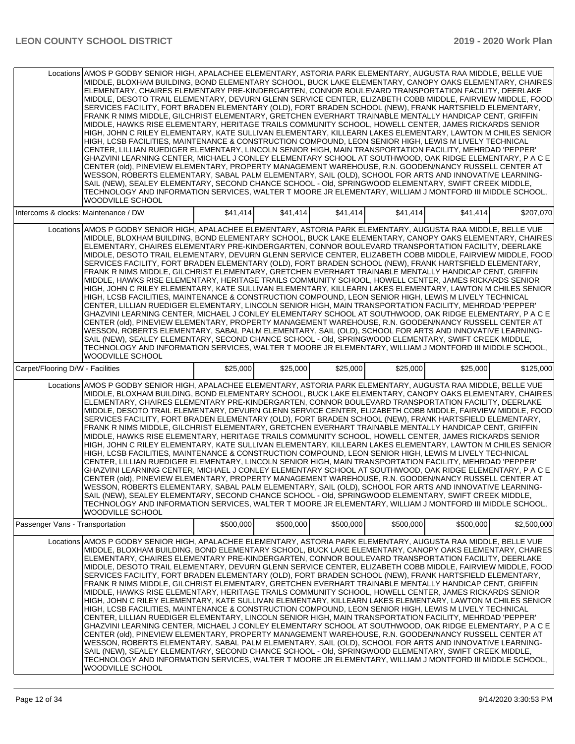| | | | | | | |
|---|---|---|---|---|---|---|
| Locations | AMOS P GODBY SENIOR HIGH, APALACHEE ELEMENTARY, ASTORIA PARK ELEMENTARY, AUGUSTA RAA MIDDLE, BELLE VUE MIDDLE, BLOXHAM BUILDING, BOND ELEMENTARY SCHOOL, BUCK LAKE ELEMENTARY, CANOPY OAKS ELEMENTARY, CHAIRES ELEMENTARY, CHAIRES ELEMENTARY PRE-KINDERGARTEN, CONNOR BOULEVARD TRANSPORTATION FACILITY, DEERLAKE MIDDLE, DESOTO TRAIL ELEMENTARY, DEVURN GLENN SERVICE CENTER, ELIZABETH COBB MIDDLE, FAIRVIEW MIDDLE, FOOD SERVICES FACILITY, FORT BRADEN ELEMENTARY (OLD), FORT BRADEN SCHOOL (NEW), FRANK HARTSFIELD ELEMENTARY, FRANK R NIMS MIDDLE, GILCHRIST ELEMENTARY, GRETCHEN EVERHART TRAINABLE MENTALLY HANDICAP CENT, GRIFFIN MIDDLE, HAWKS RISE ELEMENTARY, HERITAGE TRAILS COMMUNITY SCHOOL, HOWELL CENTER, JAMES RICKARDS SENIOR HIGH, JOHN C RILEY ELEMENTARY, KATE SULLIVAN ELEMENTARY, KILLEARN LAKES ELEMENTARY, LAWTON M CHILES SENIOR HIGH, LCSB FACILITIES, MAINTENANCE & CONSTRUCTION COMPOUND, LEON SENIOR HIGH, LEWIS M LIVELY TECHNICAL CENTER, LILLIAN RUEDIGER ELEMENTARY, LINCOLN SENIOR HIGH, MAIN TRANSPORTATION FACILITY, MEHRDAD 'PEPPER' GHAZVINI LEARNING CENTER, MICHAEL J CONLEY ELEMENTARY SCHOOL AT SOUTHWOOD, OAK RIDGE ELEMENTARY, P A C E CENTER (old), PINEVIEW ELEMENTARY, PROPERTY MANAGEMENT WAREHOUSE, R.N. GOODEN/NANCY RUSSELL CENTER AT WESSON, ROBERTS ELEMENTARY, SABAL PALM ELEMENTARY, SAIL (OLD), SCHOOL FOR ARTS AND INNOVATIVE LEARNING-SAIL (NEW), SEALEY ELEMENTARY, SECOND CHANCE SCHOOL - Old, SPRINGWOOD ELEMENTARY, SWIFT CREEK MIDDLE, TECHNOLOGY AND INFORMATION SERVICES, WALTER T MOORE JR ELEMENTARY, WILLIAM J MONTFORD III MIDDLE SCHOOL, WOODVILLE SCHOOL | | | | | |
| Intercoms & clocks: Maintenance / DW | | $41,414 | $41,414 | $41,414 | $41,414 | $41,414 | $207,070 |
| Locations | AMOS P GODBY SENIOR HIGH, APALACHEE ELEMENTARY, ASTORIA PARK ELEMENTARY, AUGUSTA RAA MIDDLE, BELLE VUE MIDDLE, BLOXHAM BUILDING, BOND ELEMENTARY SCHOOL, BUCK LAKE ELEMENTARY, CANOPY OAKS ELEMENTARY, CHAIRES ELEMENTARY, CHAIRES ELEMENTARY PRE-KINDERGARTEN, CONNOR BOULEVARD TRANSPORTATION FACILITY, DEERLAKE MIDDLE, DESOTO TRAIL ELEMENTARY, DEVURN GLENN SERVICE CENTER, ELIZABETH COBB MIDDLE, FAIRVIEW MIDDLE, FOOD SERVICES FACILITY, FORT BRADEN ELEMENTARY (OLD), FORT BRADEN SCHOOL (NEW), FRANK HARTSFIELD ELEMENTARY, FRANK R NIMS MIDDLE, GILCHRIST ELEMENTARY, GRETCHEN EVERHART TRAINABLE MENTALLY HANDICAP CENT, GRIFFIN MIDDLE, HAWKS RISE ELEMENTARY, HERITAGE TRAILS COMMUNITY SCHOOL, HOWELL CENTER, JAMES RICKARDS SENIOR HIGH, JOHN C RILEY ELEMENTARY, KATE SULLIVAN ELEMENTARY, KILLEARN LAKES ELEMENTARY, LAWTON M CHILES SENIOR HIGH, LCSB FACILITIES, MAINTENANCE & CONSTRUCTION COMPOUND, LEON SENIOR HIGH, LEWIS M LIVELY TECHNICAL CENTER, LILLIAN RUEDIGER ELEMENTARY, LINCOLN SENIOR HIGH, MAIN TRANSPORTATION FACILITY, MEHRDAD 'PEPPER' GHAZVINI LEARNING CENTER, MICHAEL J CONLEY ELEMENTARY SCHOOL AT SOUTHWOOD, OAK RIDGE ELEMENTARY, P A C E CENTER (old), PINEVIEW ELEMENTARY, PROPERTY MANAGEMENT WAREHOUSE, R.N. GOODEN/NANCY RUSSELL CENTER AT WESSON, ROBERTS ELEMENTARY, SABAL PALM ELEMENTARY, SAIL (OLD), SCHOOL FOR ARTS AND INNOVATIVE LEARNING-SAIL (NEW), SEALEY ELEMENTARY, SECOND CHANCE SCHOOL - Old, SPRINGWOOD ELEMENTARY, SWIFT CREEK MIDDLE, TECHNOLOGY AND INFORMATION SERVICES, WALTER T MOORE JR ELEMENTARY, WILLIAM J MONTFORD III MIDDLE SCHOOL, WOODVILLE SCHOOL | | | | | |
| Carpet/Flooring D/W - Facilities | | $25,000 | $25,000 | $25,000 | $25,000 | $25,000 | $125,000 |
| Locations | AMOS P GODBY SENIOR HIGH, APALACHEE ELEMENTARY, ASTORIA PARK ELEMENTARY, AUGUSTA RAA MIDDLE, BELLE VUE MIDDLE, BLOXHAM BUILDING, BOND ELEMENTARY SCHOOL, BUCK LAKE ELEMENTARY, CANOPY OAKS ELEMENTARY, CHAIRES ELEMENTARY, CHAIRES ELEMENTARY PRE-KINDERGARTEN, CONNOR BOULEVARD TRANSPORTATION FACILITY, DEERLAKE MIDDLE, DESOTO TRAIL ELEMENTARY, DEVURN GLENN SERVICE CENTER, ELIZABETH COBB MIDDLE, FAIRVIEW MIDDLE, FOOD SERVICES FACILITY, FORT BRADEN ELEMENTARY (OLD), FORT BRADEN SCHOOL (NEW), FRANK HARTSFIELD ELEMENTARY, FRANK R NIMS MIDDLE, GILCHRIST ELEMENTARY, GRETCHEN EVERHART TRAINABLE MENTALLY HANDICAP CENT, GRIFFIN MIDDLE, HAWKS RISE ELEMENTARY, HERITAGE TRAILS COMMUNITY SCHOOL, HOWELL CENTER, JAMES RICKARDS SENIOR HIGH, JOHN C RILEY ELEMENTARY, KATE SULLIVAN ELEMENTARY, KILLEARN LAKES ELEMENTARY, LAWTON M CHILES SENIOR HIGH, LCSB FACILITIES, MAINTENANCE & CONSTRUCTION COMPOUND, LEON SENIOR HIGH, LEWIS M LIVELY TECHNICAL CENTER, LILLIAN RUEDIGER ELEMENTARY, LINCOLN SENIOR HIGH, MAIN TRANSPORTATION FACILITY, MEHRDAD 'PEPPER' GHAZVINI LEARNING CENTER, MICHAEL J CONLEY ELEMENTARY SCHOOL AT SOUTHWOOD, OAK RIDGE ELEMENTARY, P A C E CENTER (old), PINEVIEW ELEMENTARY, PROPERTY MANAGEMENT WAREHOUSE, R.N. GOODEN/NANCY RUSSELL CENTER AT WESSON, ROBERTS ELEMENTARY, SABAL PALM ELEMENTARY, SAIL (OLD), SCHOOL FOR ARTS AND INNOVATIVE LEARNING-SAIL (NEW), SEALEY ELEMENTARY, SECOND CHANCE SCHOOL - Old, SPRINGWOOD ELEMENTARY, SWIFT CREEK MIDDLE, TECHNOLOGY AND INFORMATION SERVICES, WALTER T MOORE JR ELEMENTARY, WILLIAM J MONTFORD III MIDDLE SCHOOL, WOODVILLE SCHOOL | | | | | |
| Passenger Vans - Transportation | | $500,000 | $500,000 | $500,000 | $500,000 | $500,000 | $2,500,000 |
| Locations | AMOS P GODBY SENIOR HIGH, APALACHEE ELEMENTARY, ASTORIA PARK ELEMENTARY, AUGUSTA RAA MIDDLE, BELLE VUE MIDDLE, BLOXHAM BUILDING, BOND ELEMENTARY SCHOOL, BUCK LAKE ELEMENTARY, CANOPY OAKS ELEMENTARY, CHAIRES ELEMENTARY, CHAIRES ELEMENTARY PRE-KINDERGARTEN, CONNOR BOULEVARD TRANSPORTATION FACILITY, DEERLAKE MIDDLE, DESOTO TRAIL ELEMENTARY, DEVURN GLENN SERVICE CENTER, ELIZABETH COBB MIDDLE, FAIRVIEW MIDDLE, FOOD SERVICES FACILITY, FORT BRADEN ELEMENTARY (OLD), FORT BRADEN SCHOOL (NEW), FRANK HARTSFIELD ELEMENTARY, FRANK R NIMS MIDDLE, GILCHRIST ELEMENTARY, GRETCHEN EVERHART TRAINABLE MENTALLY HANDICAP CENT, GRIFFIN MIDDLE, HAWKS RISE ELEMENTARY, HERITAGE TRAILS COMMUNITY SCHOOL, HOWELL CENTER, JAMES RICKARDS SENIOR HIGH, JOHN C RILEY ELEMENTARY, KATE SULLIVAN ELEMENTARY, KILLEARN LAKES ELEMENTARY, LAWTON M CHILES SENIOR HIGH, LCSB FACILITIES, MAINTENANCE & CONSTRUCTION COMPOUND, LEON SENIOR HIGH, LEWIS M LIVELY TECHNICAL CENTER, LILLIAN RUEDIGER ELEMENTARY, LINCOLN SENIOR HIGH, MAIN TRANSPORTATION FACILITY, MEHRDAD 'PEPPER' GHAZVINI LEARNING CENTER, MICHAEL J CONLEY ELEMENTARY SCHOOL AT SOUTHWOOD, OAK RIDGE ELEMENTARY, P A C E CENTER (old), PINEVIEW ELEMENTARY, PROPERTY MANAGEMENT WAREHOUSE, R.N. GOODEN/NANCY RUSSELL CENTER AT WESSON, ROBERTS ELEMENTARY, SABAL PALM ELEMENTARY, SAIL (OLD), SCHOOL FOR ARTS AND INNOVATIVE LEARNING-SAIL (NEW), SEALEY ELEMENTARY, SECOND CHANCE SCHOOL - Old, SPRINGWOOD ELEMENTARY, SWIFT CREEK MIDDLE, TECHNOLOGY AND INFORMATION SERVICES, WALTER T MOORE JR ELEMENTARY, WILLIAM J MONTFORD III MIDDLE SCHOOL, WOODVILLE SCHOOL | | | | | |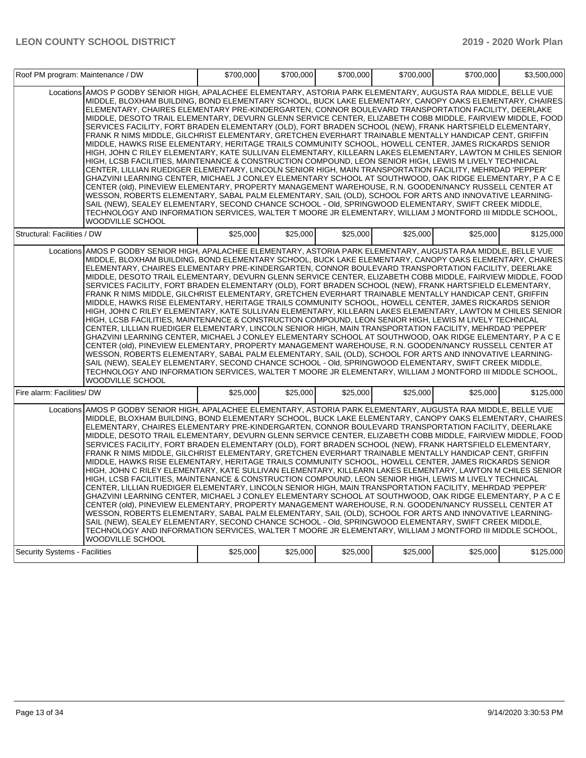| Roof PM program: Maintenance / DW | | $700,000 | $700,000 | $700,000 | $700,000 | $700,000 | $3,500,000 |
|---|---|---|---|---|---|---|---|
| | Locations | AMOS P GODBY SENIOR HIGH, APALACHEE ELEMENTARY, ASTORIA PARK ELEMENTARY, AUGUSTA RAA MIDDLE, BELLE VUE MIDDLE, BLOXHAM BUILDING, BOND ELEMENTARY SCHOOL, BUCK LAKE ELEMENTARY, CANOPY OAKS ELEMENTARY, CHAIRES ELEMENTARY, CHAIRES ELEMENTARY PRE-KINDERGARTEN, CONNOR BOULEVARD TRANSPORTATION FACILITY, DEERLAKE MIDDLE, DESOTO TRAIL ELEMENTARY, DEVURN GLENN SERVICE CENTER, ELIZABETH COBB MIDDLE, FAIRVIEW MIDDLE, FOOD SERVICES FACILITY, FORT BRADEN ELEMENTARY (OLD), FORT BRADEN SCHOOL (NEW), FRANK HARTSFIELD ELEMENTARY, FRANK R NIMS MIDDLE, GILCHRIST ELEMENTARY, GRETCHEN EVERHART TRAINABLE MENTALLY HANDICAP CENT, GRIFFIN MIDDLE, HAWKS RISE ELEMENTARY, HERITAGE TRAILS COMMUNITY SCHOOL, HOWELL CENTER, JAMES RICKARDS SENIOR HIGH, JOHN C RILEY ELEMENTARY, KATE SULLIVAN ELEMENTARY, KILLEARN LAKES ELEMENTARY, LAWTON M CHILES SENIOR HIGH, LCSB FACILITIES, MAINTENANCE & CONSTRUCTION COMPOUND, LEON SENIOR HIGH, LEWIS M LIVELY TECHNICAL CENTER, LILLIAN RUEDIGER ELEMENTARY, LINCOLN SENIOR HIGH, MAIN TRANSPORTATION FACILITY, MEHRDAD 'PEPPER' GHAZVINI LEARNING CENTER, MICHAEL J CONLEY ELEMENTARY SCHOOL AT SOUTHWOOD, OAK RIDGE ELEMENTARY, P A C E CENTER (old), PINEVIEW ELEMENTARY, PROPERTY MANAGEMENT WAREHOUSE, R.N. GOODEN/NANCY RUSSELL CENTER AT WESSON, ROBERTS ELEMENTARY, SABAL PALM ELEMENTARY, SAIL (OLD), SCHOOL FOR ARTS AND INNOVATIVE LEARNING-SAIL (NEW), SEALEY ELEMENTARY, SECOND CHANCE SCHOOL - Old, SPRINGWOOD ELEMENTARY, SWIFT CREEK MIDDLE, TECHNOLOGY AND INFORMATION SERVICES, WALTER T MOORE JR ELEMENTARY, WILLIAM J MONTFORD III MIDDLE SCHOOL, WOODVILLE SCHOOL | | | | | |
| Structural: Facilities / DW | | $25,000 | $25,000 | $25,000 | $25,000 | $25,000 | $125,000 |
| | Locations | AMOS P GODBY SENIOR HIGH, APALACHEE ELEMENTARY, ASTORIA PARK ELEMENTARY, AUGUSTA RAA MIDDLE, BELLE VUE MIDDLE, BLOXHAM BUILDING, BOND ELEMENTARY SCHOOL, BUCK LAKE ELEMENTARY, CANOPY OAKS ELEMENTARY, CHAIRES ELEMENTARY, CHAIRES ELEMENTARY PRE-KINDERGARTEN, CONNOR BOULEVARD TRANSPORTATION FACILITY, DEERLAKE MIDDLE, DESOTO TRAIL ELEMENTARY, DEVURN GLENN SERVICE CENTER, ELIZABETH COBB MIDDLE, FAIRVIEW MIDDLE, FOOD SERVICES FACILITY, FORT BRADEN ELEMENTARY (OLD), FORT BRADEN SCHOOL (NEW), FRANK HARTSFIELD ELEMENTARY, FRANK R NIMS MIDDLE, GILCHRIST ELEMENTARY, GRETCHEN EVERHART TRAINABLE MENTALLY HANDICAP CENT, GRIFFIN MIDDLE, HAWKS RISE ELEMENTARY, HERITAGE TRAILS COMMUNITY SCHOOL, HOWELL CENTER, JAMES RICKARDS SENIOR HIGH, JOHN C RILEY ELEMENTARY, KATE SULLIVAN ELEMENTARY, KILLEARN LAKES ELEMENTARY, LAWTON M CHILES SENIOR HIGH, LCSB FACILITIES, MAINTENANCE & CONSTRUCTION COMPOUND, LEON SENIOR HIGH, LEWIS M LIVELY TECHNICAL CENTER, LILLIAN RUEDIGER ELEMENTARY, LINCOLN SENIOR HIGH, MAIN TRANSPORTATION FACILITY, MEHRDAD 'PEPPER' GHAZVINI LEARNING CENTER, MICHAEL J CONLEY ELEMENTARY SCHOOL AT SOUTHWOOD, OAK RIDGE ELEMENTARY, P A C E CENTER (old), PINEVIEW ELEMENTARY, PROPERTY MANAGEMENT WAREHOUSE, R.N. GOODEN/NANCY RUSSELL CENTER AT WESSON, ROBERTS ELEMENTARY, SABAL PALM ELEMENTARY, SAIL (OLD), SCHOOL FOR ARTS AND INNOVATIVE LEARNING-SAIL (NEW), SEALEY ELEMENTARY, SECOND CHANCE SCHOOL - Old, SPRINGWOOD ELEMENTARY, SWIFT CREEK MIDDLE, TECHNOLOGY AND INFORMATION SERVICES, WALTER T MOORE JR ELEMENTARY, WILLIAM J MONTFORD III MIDDLE SCHOOL, WOODVILLE SCHOOL | | | | | |
| Fire alarm: Facilities/ DW | | $25,000 | $25,000 | $25,000 | $25,000 | $25,000 | $125,000 |
| | Locations | AMOS P GODBY SENIOR HIGH, APALACHEE ELEMENTARY, ASTORIA PARK ELEMENTARY, AUGUSTA RAA MIDDLE, BELLE VUE MIDDLE, BLOXHAM BUILDING, BOND ELEMENTARY SCHOOL, BUCK LAKE ELEMENTARY, CANOPY OAKS ELEMENTARY, CHAIRES ELEMENTARY, CHAIRES ELEMENTARY PRE-KINDERGARTEN, CONNOR BOULEVARD TRANSPORTATION FACILITY, DEERLAKE MIDDLE, DESOTO TRAIL ELEMENTARY, DEVURN GLENN SERVICE CENTER, ELIZABETH COBB MIDDLE, FAIRVIEW MIDDLE, FOOD SERVICES FACILITY, FORT BRADEN ELEMENTARY (OLD), FORT BRADEN SCHOOL (NEW), FRANK HARTSFIELD ELEMENTARY, FRANK R NIMS MIDDLE, GILCHRIST ELEMENTARY, GRETCHEN EVERHART TRAINABLE MENTALLY HANDICAP CENT, GRIFFIN MIDDLE, HAWKS RISE ELEMENTARY, HERITAGE TRAILS COMMUNITY SCHOOL, HOWELL CENTER, JAMES RICKARDS SENIOR HIGH, JOHN C RILEY ELEMENTARY, KATE SULLIVAN ELEMENTARY, KILLEARN LAKES ELEMENTARY, LAWTON M CHILES SENIOR HIGH, LCSB FACILITIES, MAINTENANCE & CONSTRUCTION COMPOUND, LEON SENIOR HIGH, LEWIS M LIVELY TECHNICAL CENTER, LILLIAN RUEDIGER ELEMENTARY, LINCOLN SENIOR HIGH, MAIN TRANSPORTATION FACILITY, MEHRDAD 'PEPPER' GHAZVINI LEARNING CENTER, MICHAEL J CONLEY ELEMENTARY SCHOOL AT SOUTHWOOD, OAK RIDGE ELEMENTARY, P A C E CENTER (old), PINEVIEW ELEMENTARY, PROPERTY MANAGEMENT WAREHOUSE, R.N. GOODEN/NANCY RUSSELL CENTER AT WESSON, ROBERTS ELEMENTARY, SABAL PALM ELEMENTARY, SAIL (OLD), SCHOOL FOR ARTS AND INNOVATIVE LEARNING-SAIL (NEW), SEALEY ELEMENTARY, SECOND CHANCE SCHOOL - Old, SPRINGWOOD ELEMENTARY, SWIFT CREEK MIDDLE, TECHNOLOGY AND INFORMATION SERVICES, WALTER T MOORE JR ELEMENTARY, WILLIAM J MONTFORD III MIDDLE SCHOOL, WOODVILLE SCHOOL | | | | | |
| Security Systems - Facilities | | $25,000 | $25,000 | $25,000 | $25,000 | $25,000 | $125,000 |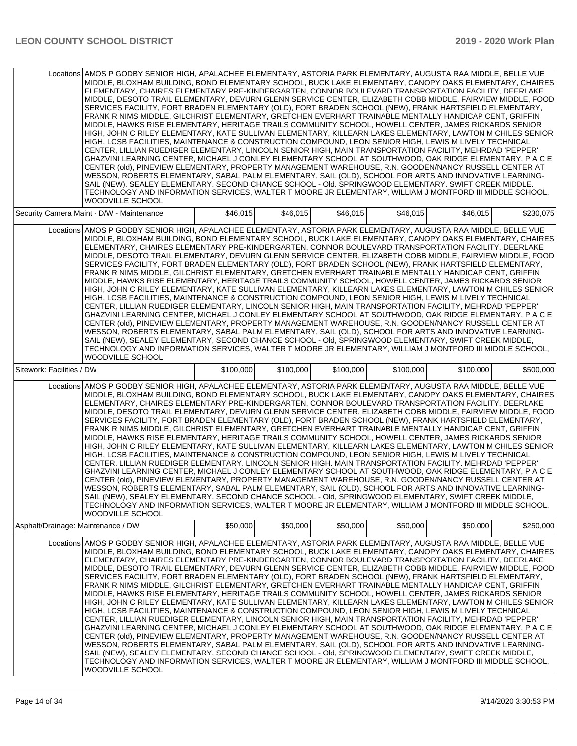| | | | | | | |
|---|---|---|---|---|---|---|
| Locations | AMOS P GODBY SENIOR HIGH, APALACHEE ELEMENTARY, ASTORIA PARK ELEMENTARY, AUGUSTA RAA MIDDLE, BELLE VUE MIDDLE, BLOXHAM BUILDING, BOND ELEMENTARY SCHOOL, BUCK LAKE ELEMENTARY, CANOPY OAKS ELEMENTARY, CHAIRES ELEMENTARY, CHAIRES ELEMENTARY PRE-KINDERGARTEN, CONNOR BOULEVARD TRANSPORTATION FACILITY, DEERLAKE MIDDLE, DESOTO TRAIL ELEMENTARY, DEVURN GLENN SERVICE CENTER, ELIZABETH COBB MIDDLE, FAIRVIEW MIDDLE, FOOD SERVICES FACILITY, FORT BRADEN ELEMENTARY (OLD), FORT BRADEN SCHOOL (NEW), FRANK HARTSFIELD ELEMENTARY, FRANK R NIMS MIDDLE, GILCHRIST ELEMENTARY, GRETCHEN EVERHART TRAINABLE MENTALLY HANDICAP CENT, GRIFFIN MIDDLE, HAWKS RISE ELEMENTARY, HERITAGE TRAILS COMMUNITY SCHOOL, HOWELL CENTER, JAMES RICKARDS SENIOR HIGH, JOHN C RILEY ELEMENTARY, KATE SULLIVAN ELEMENTARY, KILLEARN LAKES ELEMENTARY, LAWTON M CHILES SENIOR HIGH, LCSB FACILITIES, MAINTENANCE & CONSTRUCTION COMPOUND, LEON SENIOR HIGH, LEWIS M LIVELY TECHNICAL CENTER, LILLIAN RUEDIGER ELEMENTARY, LINCOLN SENIOR HIGH, MAIN TRANSPORTATION FACILITY, MEHRDAD 'PEPPER' GHAZVINI LEARNING CENTER, MICHAEL J CONLEY ELEMENTARY SCHOOL AT SOUTHWOOD, OAK RIDGE ELEMENTARY, P A C E CENTER (old), PINEVIEW ELEMENTARY, PROPERTY MANAGEMENT WAREHOUSE, R.N. GOODEN/NANCY RUSSELL CENTER AT WESSON, ROBERTS ELEMENTARY, SABAL PALM ELEMENTARY, SAIL (OLD), SCHOOL FOR ARTS AND INNOVATIVE LEARNING-SAIL (NEW), SEALEY ELEMENTARY, SECOND CHANCE SCHOOL - Old, SPRINGWOOD ELEMENTARY, SWIFT CREEK MIDDLE, TECHNOLOGY AND INFORMATION SERVICES, WALTER T MOORE JR ELEMENTARY, WILLIAM J MONTFORD III MIDDLE SCHOOL, WOODVILLE SCHOOL | | | | | |
| Security Camera Maint - D/W - Maintenance | | $46,015 | $46,015 | $46,015 | $46,015 | $46,015 | $230,075 |
| Locations | AMOS P GODBY SENIOR HIGH, APALACHEE ELEMENTARY, ASTORIA PARK ELEMENTARY, AUGUSTA RAA MIDDLE, BELLE VUE MIDDLE, BLOXHAM BUILDING, BOND ELEMENTARY SCHOOL, BUCK LAKE ELEMENTARY, CANOPY OAKS ELEMENTARY, CHAIRES ELEMENTARY, CHAIRES ELEMENTARY PRE-KINDERGARTEN, CONNOR BOULEVARD TRANSPORTATION FACILITY, DEERLAKE MIDDLE, DESOTO TRAIL ELEMENTARY, DEVURN GLENN SERVICE CENTER, ELIZABETH COBB MIDDLE, FAIRVIEW MIDDLE, FOOD SERVICES FACILITY, FORT BRADEN ELEMENTARY (OLD), FORT BRADEN SCHOOL (NEW), FRANK HARTSFIELD ELEMENTARY, FRANK R NIMS MIDDLE, GILCHRIST ELEMENTARY, GRETCHEN EVERHART TRAINABLE MENTALLY HANDICAP CENT, GRIFFIN MIDDLE, HAWKS RISE ELEMENTARY, HERITAGE TRAILS COMMUNITY SCHOOL, HOWELL CENTER, JAMES RICKARDS SENIOR HIGH, JOHN C RILEY ELEMENTARY, KATE SULLIVAN ELEMENTARY, KILLEARN LAKES ELEMENTARY, LAWTON M CHILES SENIOR HIGH, LCSB FACILITIES, MAINTENANCE & CONSTRUCTION COMPOUND, LEON SENIOR HIGH, LEWIS M LIVELY TECHNICAL CENTER, LILLIAN RUEDIGER ELEMENTARY, LINCOLN SENIOR HIGH, MAIN TRANSPORTATION FACILITY, MEHRDAD 'PEPPER' GHAZVINI LEARNING CENTER, MICHAEL J CONLEY ELEMENTARY SCHOOL AT SOUTHWOOD, OAK RIDGE ELEMENTARY, P A C E CENTER (old), PINEVIEW ELEMENTARY, PROPERTY MANAGEMENT WAREHOUSE, R.N. GOODEN/NANCY RUSSELL CENTER AT WESSON, ROBERTS ELEMENTARY, SABAL PALM ELEMENTARY, SAIL (OLD), SCHOOL FOR ARTS AND INNOVATIVE LEARNING-SAIL (NEW), SEALEY ELEMENTARY, SECOND CHANCE SCHOOL - Old, SPRINGWOOD ELEMENTARY, SWIFT CREEK MIDDLE, TECHNOLOGY AND INFORMATION SERVICES, WALTER T MOORE JR ELEMENTARY, WILLIAM J MONTFORD III MIDDLE SCHOOL, WOODVILLE SCHOOL | | | | | |
| Sitework: Facilities / DW | | $100,000 | $100,000 | $100,000 | $100,000 | $100,000 | $500,000 |
| Locations | AMOS P GODBY SENIOR HIGH, APALACHEE ELEMENTARY, ASTORIA PARK ELEMENTARY, AUGUSTA RAA MIDDLE, BELLE VUE MIDDLE, BLOXHAM BUILDING, BOND ELEMENTARY SCHOOL, BUCK LAKE ELEMENTARY, CANOPY OAKS ELEMENTARY, CHAIRES ELEMENTARY, CHAIRES ELEMENTARY PRE-KINDERGARTEN, CONNOR BOULEVARD TRANSPORTATION FACILITY, DEERLAKE MIDDLE, DESOTO TRAIL ELEMENTARY, DEVURN GLENN SERVICE CENTER, ELIZABETH COBB MIDDLE, FAIRVIEW MIDDLE, FOOD SERVICES FACILITY, FORT BRADEN ELEMENTARY (OLD), FORT BRADEN SCHOOL (NEW), FRANK HARTSFIELD ELEMENTARY, FRANK R NIMS MIDDLE, GILCHRIST ELEMENTARY, GRETCHEN EVERHART TRAINABLE MENTALLY HANDICAP CENT, GRIFFIN MIDDLE, HAWKS RISE ELEMENTARY, HERITAGE TRAILS COMMUNITY SCHOOL, HOWELL CENTER, JAMES RICKARDS SENIOR HIGH, JOHN C RILEY ELEMENTARY, KATE SULLIVAN ELEMENTARY, KILLEARN LAKES ELEMENTARY, LAWTON M CHILES SENIOR HIGH, LCSB FACILITIES, MAINTENANCE & CONSTRUCTION COMPOUND, LEON SENIOR HIGH, LEWIS M LIVELY TECHNICAL CENTER, LILLIAN RUEDIGER ELEMENTARY, LINCOLN SENIOR HIGH, MAIN TRANSPORTATION FACILITY, MEHRDAD 'PEPPER' GHAZVINI LEARNING CENTER, MICHAEL J CONLEY ELEMENTARY SCHOOL AT SOUTHWOOD, OAK RIDGE ELEMENTARY, P A C E CENTER (old), PINEVIEW ELEMENTARY, PROPERTY MANAGEMENT WAREHOUSE, R.N. GOODEN/NANCY RUSSELL CENTER AT WESSON, ROBERTS ELEMENTARY, SABAL PALM ELEMENTARY, SAIL (OLD), SCHOOL FOR ARTS AND INNOVATIVE LEARNING-SAIL (NEW), SEALEY ELEMENTARY, SECOND CHANCE SCHOOL - Old, SPRINGWOOD ELEMENTARY, SWIFT CREEK MIDDLE, TECHNOLOGY AND INFORMATION SERVICES, WALTER T MOORE JR ELEMENTARY, WILLIAM J MONTFORD III MIDDLE SCHOOL, WOODVILLE SCHOOL | | | | | |
| Asphalt/Drainage: Maintenance / DW | | $50,000 | $50,000 | $50,000 | $50,000 | $50,000 | $250,000 |
| Locations | AMOS P GODBY SENIOR HIGH, APALACHEE ELEMENTARY, ASTORIA PARK ELEMENTARY, AUGUSTA RAA MIDDLE, BELLE VUE MIDDLE, BLOXHAM BUILDING, BOND ELEMENTARY SCHOOL, BUCK LAKE ELEMENTARY, CANOPY OAKS ELEMENTARY, CHAIRES ELEMENTARY, CHAIRES ELEMENTARY PRE-KINDERGARTEN, CONNOR BOULEVARD TRANSPORTATION FACILITY, DEERLAKE MIDDLE, DESOTO TRAIL ELEMENTARY, DEVURN GLENN SERVICE CENTER, ELIZABETH COBB MIDDLE, FAIRVIEW MIDDLE, FOOD SERVICES FACILITY, FORT BRADEN ELEMENTARY (OLD), FORT BRADEN SCHOOL (NEW), FRANK HARTSFIELD ELEMENTARY, FRANK R NIMS MIDDLE, GILCHRIST ELEMENTARY, GRETCHEN EVERHART TRAINABLE MENTALLY HANDICAP CENT, GRIFFIN MIDDLE, HAWKS RISE ELEMENTARY, HERITAGE TRAILS COMMUNITY SCHOOL, HOWELL CENTER, JAMES RICKARDS SENIOR HIGH, JOHN C RILEY ELEMENTARY, KATE SULLIVAN ELEMENTARY, KILLEARN LAKES ELEMENTARY, LAWTON M CHILES SENIOR HIGH, LCSB FACILITIES, MAINTENANCE & CONSTRUCTION COMPOUND, LEON SENIOR HIGH, LEWIS M LIVELY TECHNICAL CENTER, LILLIAN RUEDIGER ELEMENTARY, LINCOLN SENIOR HIGH, MAIN TRANSPORTATION FACILITY, MEHRDAD 'PEPPER' GHAZVINI LEARNING CENTER, MICHAEL J CONLEY ELEMENTARY SCHOOL AT SOUTHWOOD, OAK RIDGE ELEMENTARY, P A C E CENTER (old), PINEVIEW ELEMENTARY, PROPERTY MANAGEMENT WAREHOUSE, R.N. GOODEN/NANCY RUSSELL CENTER AT WESSON, ROBERTS ELEMENTARY, SABAL PALM ELEMENTARY, SAIL (OLD), SCHOOL FOR ARTS AND INNOVATIVE LEARNING-SAIL (NEW), SEALEY ELEMENTARY, SECOND CHANCE SCHOOL - Old, SPRINGWOOD ELEMENTARY, SWIFT CREEK MIDDLE, TECHNOLOGY AND INFORMATION SERVICES, WALTER T MOORE JR ELEMENTARY, WILLIAM J MONTFORD III MIDDLE SCHOOL, WOODVILLE SCHOOL | | | | | |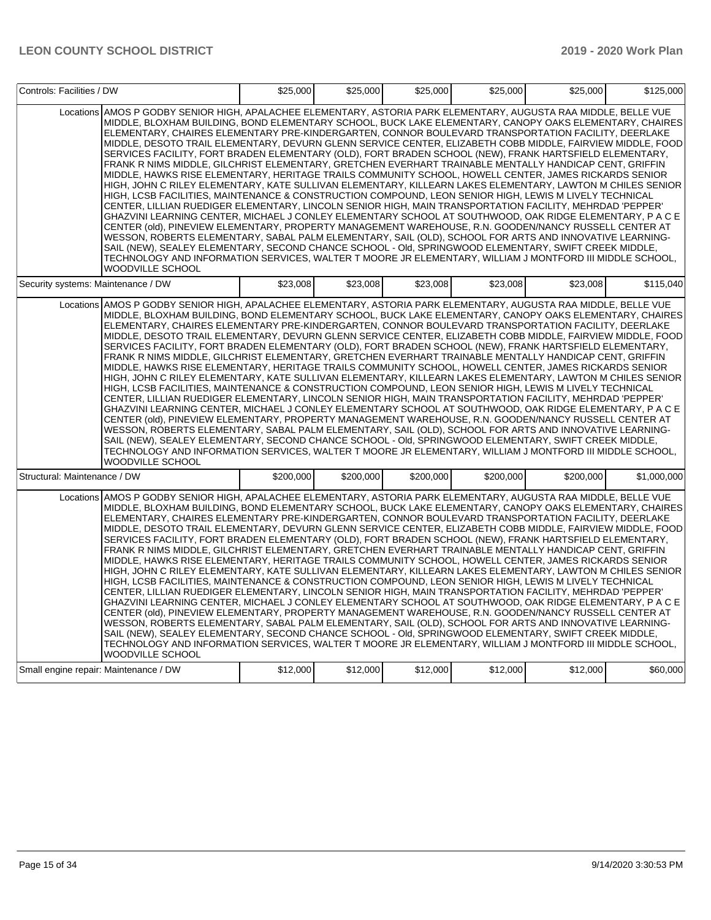| Controls: Facilities / DW | | $25,000 | $25,000 | $25,000 | $25,000 | $25,000 | $125,000 |
|---|---|---|---|---|---|---|---|
| | Locations | AMOS P GODBY SENIOR HIGH, APALACHEE ELEMENTARY, ASTORIA PARK ELEMENTARY, AUGUSTA RAA MIDDLE, BELLE VUE MIDDLE, BLOXHAM BUILDING, BOND ELEMENTARY SCHOOL, BUCK LAKE ELEMENTARY, CANOPY OAKS ELEMENTARY, CHAIRES ELEMENTARY, CHAIRES ELEMENTARY PRE-KINDERGARTEN, CONNOR BOULEVARD TRANSPORTATION FACILITY, DEERLAKE MIDDLE, DESOTO TRAIL ELEMENTARY, DEVURN GLENN SERVICE CENTER, ELIZABETH COBB MIDDLE, FAIRVIEW MIDDLE, FOOD SERVICES FACILITY, FORT BRADEN ELEMENTARY (OLD), FORT BRADEN SCHOOL (NEW), FRANK HARTSFIELD ELEMENTARY, FRANK R NIMS MIDDLE, GILCHRIST ELEMENTARY, GRETCHEN EVERHART TRAINABLE MENTALLY HANDICAP CENT, GRIFFIN MIDDLE, HAWKS RISE ELEMENTARY, HERITAGE TRAILS COMMUNITY SCHOOL, HOWELL CENTER, JAMES RICKARDS SENIOR HIGH, JOHN C RILEY ELEMENTARY, KATE SULLIVAN ELEMENTARY, KILLEARN LAKES ELEMENTARY, LAWTON M CHILES SENIOR HIGH, LCSB FACILITIES, MAINTENANCE & CONSTRUCTION COMPOUND, LEON SENIOR HIGH, LEWIS M LIVELY TECHNICAL CENTER, LILLIAN RUEDIGER ELEMENTARY, LINCOLN SENIOR HIGH, MAIN TRANSPORTATION FACILITY, MEHRDAD 'PEPPER' GHAZVINI LEARNING CENTER, MICHAEL J CONLEY ELEMENTARY SCHOOL AT SOUTHWOOD, OAK RIDGE ELEMENTARY, P A C E CENTER (old), PINEVIEW ELEMENTARY, PROPERTY MANAGEMENT WAREHOUSE, R.N. GOODEN/NANCY RUSSELL CENTER AT WESSON, ROBERTS ELEMENTARY, SABAL PALM ELEMENTARY, SAIL (OLD), SCHOOL FOR ARTS AND INNOVATIVE LEARNING-SAIL (NEW), SEALEY ELEMENTARY, SECOND CHANCE SCHOOL - Old, SPRINGWOOD ELEMENTARY, SWIFT CREEK MIDDLE, TECHNOLOGY AND INFORMATION SERVICES, WALTER T MOORE JR ELEMENTARY, WILLIAM J MONTFORD III MIDDLE SCHOOL, WOODVILLE SCHOOL | | | | | |
| Security systems: Maintenance / DW | | $23,008 | $23,008 | $23,008 | $23,008 | $23,008 | $115,040 |
| | Locations | AMOS P GODBY SENIOR HIGH, APALACHEE ELEMENTARY, ASTORIA PARK ELEMENTARY, AUGUSTA RAA MIDDLE, BELLE VUE MIDDLE, BLOXHAM BUILDING, BOND ELEMENTARY SCHOOL, BUCK LAKE ELEMENTARY, CANOPY OAKS ELEMENTARY, CHAIRES ELEMENTARY, CHAIRES ELEMENTARY PRE-KINDERGARTEN, CONNOR BOULEVARD TRANSPORTATION FACILITY, DEERLAKE MIDDLE, DESOTO TRAIL ELEMENTARY, DEVURN GLENN SERVICE CENTER, ELIZABETH COBB MIDDLE, FAIRVIEW MIDDLE, FOOD SERVICES FACILITY, FORT BRADEN ELEMENTARY (OLD), FORT BRADEN SCHOOL (NEW), FRANK HARTSFIELD ELEMENTARY, FRANK R NIMS MIDDLE, GILCHRIST ELEMENTARY, GRETCHEN EVERHART TRAINABLE MENTALLY HANDICAP CENT, GRIFFIN MIDDLE, HAWKS RISE ELEMENTARY, HERITAGE TRAILS COMMUNITY SCHOOL, HOWELL CENTER, JAMES RICKARDS SENIOR HIGH, JOHN C RILEY ELEMENTARY, KATE SULLIVAN ELEMENTARY, KILLEARN LAKES ELEMENTARY, LAWTON M CHILES SENIOR HIGH, LCSB FACILITIES, MAINTENANCE & CONSTRUCTION COMPOUND, LEON SENIOR HIGH, LEWIS M LIVELY TECHNICAL CENTER, LILLIAN RUEDIGER ELEMENTARY, LINCOLN SENIOR HIGH, MAIN TRANSPORTATION FACILITY, MEHRDAD 'PEPPER' GHAZVINI LEARNING CENTER, MICHAEL J CONLEY ELEMENTARY SCHOOL AT SOUTHWOOD, OAK RIDGE ELEMENTARY, P A C E CENTER (old), PINEVIEW ELEMENTARY, PROPERTY MANAGEMENT WAREHOUSE, R.N. GOODEN/NANCY RUSSELL CENTER AT WESSON, ROBERTS ELEMENTARY, SABAL PALM ELEMENTARY, SAIL (OLD), SCHOOL FOR ARTS AND INNOVATIVE LEARNING-SAIL (NEW), SEALEY ELEMENTARY, SECOND CHANCE SCHOOL - Old, SPRINGWOOD ELEMENTARY, SWIFT CREEK MIDDLE, TECHNOLOGY AND INFORMATION SERVICES, WALTER T MOORE JR ELEMENTARY, WILLIAM J MONTFORD III MIDDLE SCHOOL, WOODVILLE SCHOOL | | | | | |
| Structural: Maintenance / DW | | $200,000 | $200,000 | $200,000 | $200,000 | $200,000 | $1,000,000 |
| | Locations | AMOS P GODBY SENIOR HIGH, APALACHEE ELEMENTARY, ASTORIA PARK ELEMENTARY, AUGUSTA RAA MIDDLE, BELLE VUE MIDDLE, BLOXHAM BUILDING, BOND ELEMENTARY SCHOOL, BUCK LAKE ELEMENTARY, CANOPY OAKS ELEMENTARY, CHAIRES ELEMENTARY, CHAIRES ELEMENTARY PRE-KINDERGARTEN, CONNOR BOULEVARD TRANSPORTATION FACILITY, DEERLAKE MIDDLE, DESOTO TRAIL ELEMENTARY, DEVURN GLENN SERVICE CENTER, ELIZABETH COBB MIDDLE, FAIRVIEW MIDDLE, FOOD SERVICES FACILITY, FORT BRADEN ELEMENTARY (OLD), FORT BRADEN SCHOOL (NEW), FRANK HARTSFIELD ELEMENTARY, FRANK R NIMS MIDDLE, GILCHRIST ELEMENTARY, GRETCHEN EVERHART TRAINABLE MENTALLY HANDICAP CENT, GRIFFIN MIDDLE, HAWKS RISE ELEMENTARY, HERITAGE TRAILS COMMUNITY SCHOOL, HOWELL CENTER, JAMES RICKARDS SENIOR HIGH, JOHN C RILEY ELEMENTARY, KATE SULLIVAN ELEMENTARY, KILLEARN LAKES ELEMENTARY, LAWTON M CHILES SENIOR HIGH, LCSB FACILITIES, MAINTENANCE & CONSTRUCTION COMPOUND, LEON SENIOR HIGH, LEWIS M LIVELY TECHNICAL CENTER, LILLIAN RUEDIGER ELEMENTARY, LINCOLN SENIOR HIGH, MAIN TRANSPORTATION FACILITY, MEHRDAD 'PEPPER' GHAZVINI LEARNING CENTER, MICHAEL J CONLEY ELEMENTARY SCHOOL AT SOUTHWOOD, OAK RIDGE ELEMENTARY, P A C E CENTER (old), PINEVIEW ELEMENTARY, PROPERTY MANAGEMENT WAREHOUSE, R.N. GOODEN/NANCY RUSSELL CENTER AT WESSON, ROBERTS ELEMENTARY, SABAL PALM ELEMENTARY, SAIL (OLD), SCHOOL FOR ARTS AND INNOVATIVE LEARNING-SAIL (NEW), SEALEY ELEMENTARY, SECOND CHANCE SCHOOL - Old, SPRINGWOOD ELEMENTARY, SWIFT CREEK MIDDLE, TECHNOLOGY AND INFORMATION SERVICES, WALTER T MOORE JR ELEMENTARY, WILLIAM J MONTFORD III MIDDLE SCHOOL, WOODVILLE SCHOOL | | | | | |
| Small engine repair: Maintenance / DW | | $12,000 | $12,000 | $12,000 | $12,000 | $12,000 | $60,000 |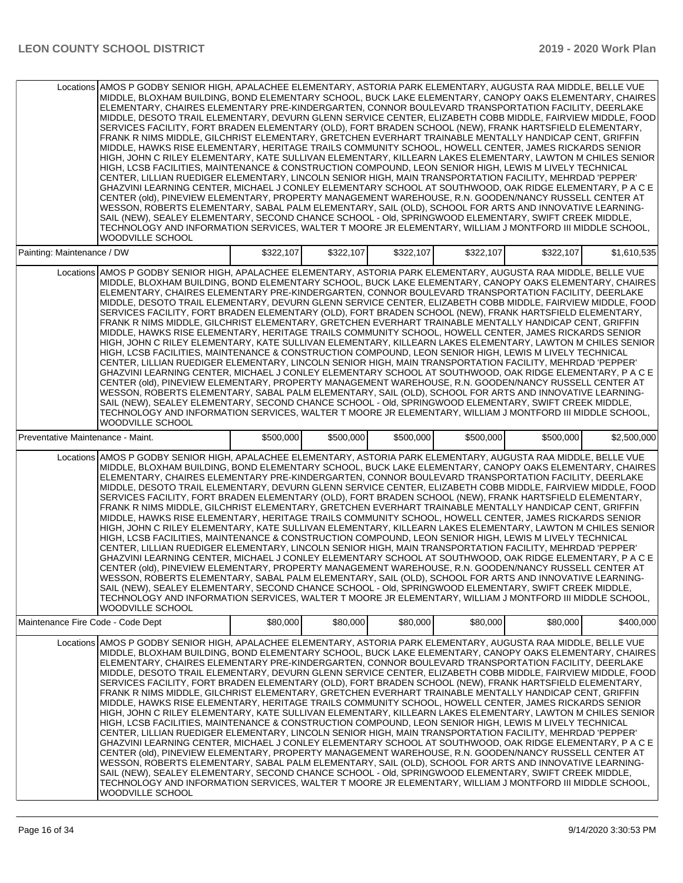| | | | | | | |
|---|---|---|---|---|---|---|
| Locations | AMOS P GODBY SENIOR HIGH, APALACHEE ELEMENTARY, ASTORIA PARK ELEMENTARY, AUGUSTA RAA MIDDLE, BELLE VUE MIDDLE, BLOXHAM BUILDING, BOND ELEMENTARY SCHOOL, BUCK LAKE ELEMENTARY, CANOPY OAKS ELEMENTARY, CHAIRES ELEMENTARY, CHAIRES ELEMENTARY PRE-KINDERGARTEN, CONNOR BOULEVARD TRANSPORTATION FACILITY, DEERLAKE MIDDLE, DESOTO TRAIL ELEMENTARY, DEVURN GLENN SERVICE CENTER, ELIZABETH COBB MIDDLE, FAIRVIEW MIDDLE, FOOD SERVICES FACILITY, FORT BRADEN ELEMENTARY (OLD), FORT BRADEN SCHOOL (NEW), FRANK HARTSFIELD ELEMENTARY, FRANK R NIMS MIDDLE, GILCHRIST ELEMENTARY, GRETCHEN EVERHART TRAINABLE MENTALLY HANDICAP CENT, GRIFFIN MIDDLE, HAWKS RISE ELEMENTARY, HERITAGE TRAILS COMMUNITY SCHOOL, HOWELL CENTER, JAMES RICKARDS SENIOR HIGH, JOHN C RILEY ELEMENTARY, KATE SULLIVAN ELEMENTARY, KILLEARN LAKES ELEMENTARY, LAWTON M CHILES SENIOR HIGH, LCSB FACILITIES, MAINTENANCE & CONSTRUCTION COMPOUND, LEON SENIOR HIGH, LEWIS M LIVELY TECHNICAL CENTER, LILLIAN RUEDIGER ELEMENTARY, LINCOLN SENIOR HIGH, MAIN TRANSPORTATION FACILITY, MEHRDAD 'PEPPER' GHAZVINI LEARNING CENTER, MICHAEL J CONLEY ELEMENTARY SCHOOL AT SOUTHWOOD, OAK RIDGE ELEMENTARY, P A C E CENTER (old), PINEVIEW ELEMENTARY, PROPERTY MANAGEMENT WAREHOUSE, R.N. GOODEN/NANCY RUSSELL CENTER AT WESSON, ROBERTS ELEMENTARY, SABAL PALM ELEMENTARY, SAIL (OLD), SCHOOL FOR ARTS AND INNOVATIVE LEARNING-SAIL (NEW), SEALEY ELEMENTARY, SECOND CHANCE SCHOOL - Old, SPRINGWOOD ELEMENTARY, SWIFT CREEK MIDDLE, TECHNOLOGY AND INFORMATION SERVICES, WALTER T MOORE JR ELEMENTARY, WILLIAM J MONTFORD III MIDDLE SCHOOL, WOODVILLE SCHOOL | | | | | |
| Painting: Maintenance / DW | | $322,107 | $322,107 | $322,107 | $322,107 | $322,107 | $1,610,535 |
| Locations | AMOS P GODBY SENIOR HIGH, APALACHEE ELEMENTARY, ASTORIA PARK ELEMENTARY, AUGUSTA RAA MIDDLE, BELLE VUE MIDDLE, BLOXHAM BUILDING, BOND ELEMENTARY SCHOOL, BUCK LAKE ELEMENTARY, CANOPY OAKS ELEMENTARY, CHAIRES ELEMENTARY, CHAIRES ELEMENTARY PRE-KINDERGARTEN, CONNOR BOULEVARD TRANSPORTATION FACILITY, DEERLAKE MIDDLE, DESOTO TRAIL ELEMENTARY, DEVURN GLENN SERVICE CENTER, ELIZABETH COBB MIDDLE, FAIRVIEW MIDDLE, FOOD SERVICES FACILITY, FORT BRADEN ELEMENTARY (OLD), FORT BRADEN SCHOOL (NEW), FRANK HARTSFIELD ELEMENTARY, FRANK R NIMS MIDDLE, GILCHRIST ELEMENTARY, GRETCHEN EVERHART TRAINABLE MENTALLY HANDICAP CENT, GRIFFIN MIDDLE, HAWKS RISE ELEMENTARY, HERITAGE TRAILS COMMUNITY SCHOOL, HOWELL CENTER, JAMES RICKARDS SENIOR HIGH, JOHN C RILEY ELEMENTARY, KATE SULLIVAN ELEMENTARY, KILLEARN LAKES ELEMENTARY, LAWTON M CHILES SENIOR HIGH, LCSB FACILITIES, MAINTENANCE & CONSTRUCTION COMPOUND, LEON SENIOR HIGH, LEWIS M LIVELY TECHNICAL CENTER, LILLIAN RUEDIGER ELEMENTARY, LINCOLN SENIOR HIGH, MAIN TRANSPORTATION FACILITY, MEHRDAD 'PEPPER' GHAZVINI LEARNING CENTER, MICHAEL J CONLEY ELEMENTARY SCHOOL AT SOUTHWOOD, OAK RIDGE ELEMENTARY, P A C E CENTER (old), PINEVIEW ELEMENTARY, PROPERTY MANAGEMENT WAREHOUSE, R.N. GOODEN/NANCY RUSSELL CENTER AT WESSON, ROBERTS ELEMENTARY, SABAL PALM ELEMENTARY, SAIL (OLD), SCHOOL FOR ARTS AND INNOVATIVE LEARNING-SAIL (NEW), SEALEY ELEMENTARY, SECOND CHANCE SCHOOL - Old, SPRINGWOOD ELEMENTARY, SWIFT CREEK MIDDLE, TECHNOLOGY AND INFORMATION SERVICES, WALTER T MOORE JR ELEMENTARY, WILLIAM J MONTFORD III MIDDLE SCHOOL, WOODVILLE SCHOOL | | | | | |
| Preventative Maintenance - Maint. | | $500,000 | $500,000 | $500,000 | $500,000 | $500,000 | $2,500,000 |
| Locations | AMOS P GODBY SENIOR HIGH, APALACHEE ELEMENTARY, ASTORIA PARK ELEMENTARY, AUGUSTA RAA MIDDLE, BELLE VUE MIDDLE, BLOXHAM BUILDING, BOND ELEMENTARY SCHOOL, BUCK LAKE ELEMENTARY, CANOPY OAKS ELEMENTARY, CHAIRES ELEMENTARY, CHAIRES ELEMENTARY PRE-KINDERGARTEN, CONNOR BOULEVARD TRANSPORTATION FACILITY, DEERLAKE MIDDLE, DESOTO TRAIL ELEMENTARY, DEVURN GLENN SERVICE CENTER, ELIZABETH COBB MIDDLE, FAIRVIEW MIDDLE, FOOD SERVICES FACILITY, FORT BRADEN ELEMENTARY (OLD), FORT BRADEN SCHOOL (NEW), FRANK HARTSFIELD ELEMENTARY, FRANK R NIMS MIDDLE, GILCHRIST ELEMENTARY, GRETCHEN EVERHART TRAINABLE MENTALLY HANDICAP CENT, GRIFFIN MIDDLE, HAWKS RISE ELEMENTARY, HERITAGE TRAILS COMMUNITY SCHOOL, HOWELL CENTER, JAMES RICKARDS SENIOR HIGH, JOHN C RILEY ELEMENTARY, KATE SULLIVAN ELEMENTARY, KILLEARN LAKES ELEMENTARY, LAWTON M CHILES SENIOR HIGH, LCSB FACILITIES, MAINTENANCE & CONSTRUCTION COMPOUND, LEON SENIOR HIGH, LEWIS M LIVELY TECHNICAL CENTER, LILLIAN RUEDIGER ELEMENTARY, LINCOLN SENIOR HIGH, MAIN TRANSPORTATION FACILITY, MEHRDAD 'PEPPER' GHAZVINI LEARNING CENTER, MICHAEL J CONLEY ELEMENTARY SCHOOL AT SOUTHWOOD, OAK RIDGE ELEMENTARY, P A C E CENTER (old), PINEVIEW ELEMENTARY, PROPERTY MANAGEMENT WAREHOUSE, R.N. GOODEN/NANCY RUSSELL CENTER AT WESSON, ROBERTS ELEMENTARY, SABAL PALM ELEMENTARY, SAIL (OLD), SCHOOL FOR ARTS AND INNOVATIVE LEARNING-SAIL (NEW), SEALEY ELEMENTARY, SECOND CHANCE SCHOOL - Old, SPRINGWOOD ELEMENTARY, SWIFT CREEK MIDDLE, TECHNOLOGY AND INFORMATION SERVICES, WALTER T MOORE JR ELEMENTARY, WILLIAM J MONTFORD III MIDDLE SCHOOL, WOODVILLE SCHOOL | | | | | |
| Maintenance Fire Code - Code Dept | | $80,000 | $80,000 | $80,000 | $80,000 | $80,000 | $400,000 |
| Locations | AMOS P GODBY SENIOR HIGH, APALACHEE ELEMENTARY, ASTORIA PARK ELEMENTARY, AUGUSTA RAA MIDDLE, BELLE VUE MIDDLE, BLOXHAM BUILDING, BOND ELEMENTARY SCHOOL, BUCK LAKE ELEMENTARY, CANOPY OAKS ELEMENTARY, CHAIRES ELEMENTARY, CHAIRES ELEMENTARY PRE-KINDERGARTEN, CONNOR BOULEVARD TRANSPORTATION FACILITY, DEERLAKE MIDDLE, DESOTO TRAIL ELEMENTARY, DEVURN GLENN SERVICE CENTER, ELIZABETH COBB MIDDLE, FAIRVIEW MIDDLE, FOOD SERVICES FACILITY, FORT BRADEN ELEMENTARY (OLD), FORT BRADEN SCHOOL (NEW), FRANK HARTSFIELD ELEMENTARY, FRANK R NIMS MIDDLE, GILCHRIST ELEMENTARY, GRETCHEN EVERHART TRAINABLE MENTALLY HANDICAP CENT, GRIFFIN MIDDLE, HAWKS RISE ELEMENTARY, HERITAGE TRAILS COMMUNITY SCHOOL, HOWELL CENTER, JAMES RICKARDS SENIOR HIGH, JOHN C RILEY ELEMENTARY, KATE SULLIVAN ELEMENTARY, KILLEARN LAKES ELEMENTARY, LAWTON M CHILES SENIOR HIGH, LCSB FACILITIES, MAINTENANCE & CONSTRUCTION COMPOUND, LEON SENIOR HIGH, LEWIS M LIVELY TECHNICAL CENTER, LILLIAN RUEDIGER ELEMENTARY, LINCOLN SENIOR HIGH, MAIN TRANSPORTATION FACILITY, MEHRDAD 'PEPPER' GHAZVINI LEARNING CENTER, MICHAEL J CONLEY ELEMENTARY SCHOOL AT SOUTHWOOD, OAK RIDGE ELEMENTARY, P A C E CENTER (old), PINEVIEW ELEMENTARY, PROPERTY MANAGEMENT WAREHOUSE, R.N. GOODEN/NANCY RUSSELL CENTER AT WESSON, ROBERTS ELEMENTARY, SABAL PALM ELEMENTARY, SAIL (OLD), SCHOOL FOR ARTS AND INNOVATIVE LEARNING-SAIL (NEW), SEALEY ELEMENTARY, SECOND CHANCE SCHOOL - Old, SPRINGWOOD ELEMENTARY, SWIFT CREEK MIDDLE, TECHNOLOGY AND INFORMATION SERVICES, WALTER T MOORE JR ELEMENTARY, WILLIAM J MONTFORD III MIDDLE SCHOOL, WOODVILLE SCHOOL | | | | | |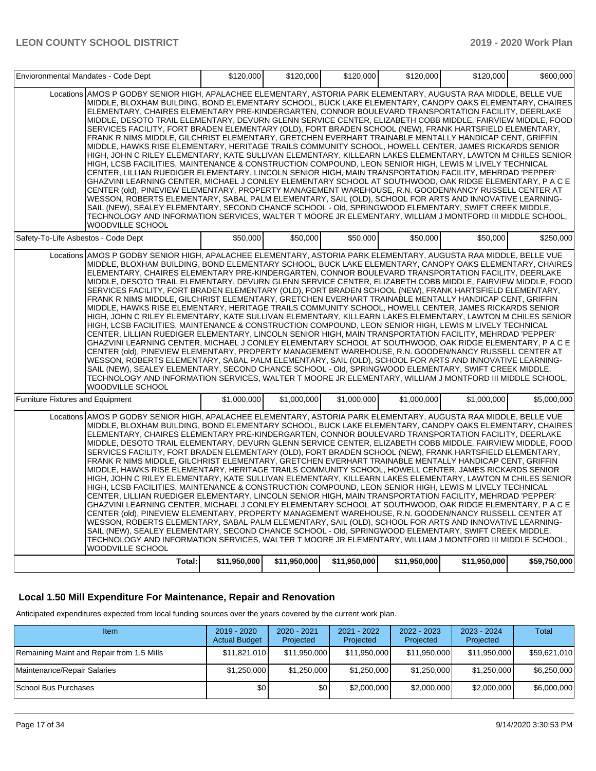| Enviornmental Mandates - Code Dept | | $120,000 | $120,000 | $120,000 | $120,000 | $120,000 | $600,000 |
|---|---|---|---|---|---|---|---|
| | Locations | AMOS P GODBY SENIOR HIGH, APALACHEE ELEMENTARY, ASTORIA PARK ELEMENTARY, AUGUSTA RAA MIDDLE, BELLE VUE MIDDLE, BLOXHAM BUILDING, BOND ELEMENTARY SCHOOL, BUCK LAKE ELEMENTARY, CANOPY OAKS ELEMENTARY, CHAIRES ELEMENTARY, CHAIRES ELEMENTARY PRE-KINDERGARTEN, CONNOR BOULEVARD TRANSPORTATION FACILITY, DEERLAKE MIDDLE, DESOTO TRAIL ELEMENTARY, DEVURN GLENN SERVICE CENTER, ELIZABETH COBB MIDDLE, FAIRVIEW MIDDLE, FOOD SERVICES FACILITY, FORT BRADEN ELEMENTARY (OLD), FORT BRADEN SCHOOL (NEW), FRANK HARTSFIELD ELEMENTARY, FRANK R NIMS MIDDLE, GILCHRIST ELEMENTARY, GRETCHEN EVERHART TRAINABLE MENTALLY HANDICAP CENT, GRIFFIN MIDDLE, HAWKS RISE ELEMENTARY, HERITAGE TRAILS COMMUNITY SCHOOL, HOWELL CENTER, JAMES RICKARDS SENIOR HIGH, JOHN C RILEY ELEMENTARY, KATE SULLIVAN ELEMENTARY, KILLEARN LAKES ELEMENTARY, LAWTON M CHILES SENIOR HIGH, LCSB FACILITIES, MAINTENANCE & CONSTRUCTION COMPOUND, LEON SENIOR HIGH, LEWIS M LIVELY TECHNICAL CENTER, LILLIAN RUEDIGER ELEMENTARY, LINCOLN SENIOR HIGH, MAIN TRANSPORTATION FACILITY, MEHRDAD 'PEPPER' GHAZVINI LEARNING CENTER, MICHAEL J CONLEY ELEMENTARY SCHOOL AT SOUTHWOOD, OAK RIDGE ELEMENTARY, P A C E CENTER (old), PINEVIEW ELEMENTARY, PROPERTY MANAGEMENT WAREHOUSE, R.N. GOODEN/NANCY RUSSELL CENTER AT WESSON, ROBERTS ELEMENTARY, SABAL PALM ELEMENTARY, SAIL (OLD), SCHOOL FOR ARTS AND INNOVATIVE LEARNING-SAIL (NEW), SEALEY ELEMENTARY, SECOND CHANCE SCHOOL - Old, SPRINGWOOD ELEMENTARY, SWIFT CREEK MIDDLE, TECHNOLOGY AND INFORMATION SERVICES, WALTER T MOORE JR ELEMENTARY, WILLIAM J MONTFORD III MIDDLE SCHOOL, WOODVILLE SCHOOL | | | | | | |
| Safety-To-Life Asbestos - Code Dept | | $50,000 | $50,000 | $50,000 | $50,000 | $50,000 | $250,000 |
| | Locations | AMOS P GODBY SENIOR HIGH, APALACHEE ELEMENTARY, ASTORIA PARK ELEMENTARY, AUGUSTA RAA MIDDLE, BELLE VUE MIDDLE, BLOXHAM BUILDING, BOND ELEMENTARY SCHOOL, BUCK LAKE ELEMENTARY, CANOPY OAKS ELEMENTARY, CHAIRES ELEMENTARY, CHAIRES ELEMENTARY PRE-KINDERGARTEN, CONNOR BOULEVARD TRANSPORTATION FACILITY, DEERLAKE MIDDLE, DESOTO TRAIL ELEMENTARY, DEVURN GLENN SERVICE CENTER, ELIZABETH COBB MIDDLE, FAIRVIEW MIDDLE, FOOD SERVICES FACILITY, FORT BRADEN ELEMENTARY (OLD), FORT BRADEN SCHOOL (NEW), FRANK HARTSFIELD ELEMENTARY, FRANK R NIMS MIDDLE, GILCHRIST ELEMENTARY, GRETCHEN EVERHART TRAINABLE MENTALLY HANDICAP CENT, GRIFFIN MIDDLE, HAWKS RISE ELEMENTARY, HERITAGE TRAILS COMMUNITY SCHOOL, HOWELL CENTER, JAMES RICKARDS SENIOR HIGH, JOHN C RILEY ELEMENTARY, KATE SULLIVAN ELEMENTARY, KILLEARN LAKES ELEMENTARY, LAWTON M CHILES SENIOR HIGH, LCSB FACILITIES, MAINTENANCE & CONSTRUCTION COMPOUND, LEON SENIOR HIGH, LEWIS M LIVELY TECHNICAL CENTER, LILLIAN RUEDIGER ELEMENTARY, LINCOLN SENIOR HIGH, MAIN TRANSPORTATION FACILITY, MEHRDAD 'PEPPER' GHAZVINI LEARNING CENTER, MICHAEL J CONLEY ELEMENTARY SCHOOL AT SOUTHWOOD, OAK RIDGE ELEMENTARY, P A C E CENTER (old), PINEVIEW ELEMENTARY, PROPERTY MANAGEMENT WAREHOUSE, R.N. GOODEN/NANCY RUSSELL CENTER AT WESSON, ROBERTS ELEMENTARY, SABAL PALM ELEMENTARY, SAIL (OLD), SCHOOL FOR ARTS AND INNOVATIVE LEARNING-SAIL (NEW), SEALEY ELEMENTARY, SECOND CHANCE SCHOOL - Old, SPRINGWOOD ELEMENTARY, SWIFT CREEK MIDDLE, TECHNOLOGY AND INFORMATION SERVICES, WALTER T MOORE JR ELEMENTARY, WILLIAM J MONTFORD III MIDDLE SCHOOL, WOODVILLE SCHOOL | | | | | | |
| Furniture Fixtures and Equipment | | $1,000,000 | $1,000,000 | $1,000,000 | $1,000,000 | $1,000,000 | $5,000,000 |
| | Locations | AMOS P GODBY SENIOR HIGH, APALACHEE ELEMENTARY, ASTORIA PARK ELEMENTARY, AUGUSTA RAA MIDDLE, BELLE VUE MIDDLE, BLOXHAM BUILDING, BOND ELEMENTARY SCHOOL, BUCK LAKE ELEMENTARY, CANOPY OAKS ELEMENTARY, CHAIRES ELEMENTARY, CHAIRES ELEMENTARY PRE-KINDERGARTEN, CONNOR BOULEVARD TRANSPORTATION FACILITY, DEERLAKE MIDDLE, DESOTO TRAIL ELEMENTARY, DEVURN GLENN SERVICE CENTER, ELIZABETH COBB MIDDLE, FAIRVIEW MIDDLE, FOOD SERVICES FACILITY, FORT BRADEN ELEMENTARY (OLD), FORT BRADEN SCHOOL (NEW), FRANK HARTSFIELD ELEMENTARY, FRANK R NIMS MIDDLE, GILCHRIST ELEMENTARY, GRETCHEN EVERHART TRAINABLE MENTALLY HANDICAP CENT, GRIFFIN MIDDLE, HAWKS RISE ELEMENTARY, HERITAGE TRAILS COMMUNITY SCHOOL, HOWELL CENTER, JAMES RICKARDS SENIOR HIGH, JOHN C RILEY ELEMENTARY, KATE SULLIVAN ELEMENTARY, KILLEARN LAKES ELEMENTARY, LAWTON M CHILES SENIOR HIGH, LCSB FACILITIES, MAINTENANCE & CONSTRUCTION COMPOUND, LEON SENIOR HIGH, LEWIS M LIVELY TECHNICAL CENTER, LILLIAN RUEDIGER ELEMENTARY, LINCOLN SENIOR HIGH, MAIN TRANSPORTATION FACILITY, MEHRDAD 'PEPPER' GHAZVINI LEARNING CENTER, MICHAEL J CONLEY ELEMENTARY SCHOOL AT SOUTHWOOD, OAK RIDGE ELEMENTARY, P A C E CENTER (old), PINEVIEW ELEMENTARY, PROPERTY MANAGEMENT WAREHOUSE, R.N. GOODEN/NANCY RUSSELL CENTER AT WESSON, ROBERTS ELEMENTARY, SABAL PALM ELEMENTARY, SAIL (OLD), SCHOOL FOR ARTS AND INNOVATIVE LEARNING-SAIL (NEW), SEALEY ELEMENTARY, SECOND CHANCE SCHOOL - Old, SPRINGWOOD ELEMENTARY, SWIFT CREEK MIDDLE, TECHNOLOGY AND INFORMATION SERVICES, WALTER T MOORE JR ELEMENTARY, WILLIAM J MONTFORD III MIDDLE SCHOOL, WOODVILLE SCHOOL | | | | | | |
| | Total: | $11,950,000 | $11,950,000 | $11,950,000 | $11,950,000 | $11,950,000 | $59,750,000 |

## Local 1.50 Mill Expenditure For Maintenance, Repair and Renovation

Anticipated expenditures expected from local funding sources over the years covered by the current work plan.

| Item | 2019 - 2020 Actual Budget | 2020 - 2021 Projected | 2021 - 2022 Projected | 2022 - 2023 Projected | 2023 - 2024 Projected | Total |
|---|---|---|---|---|---|---|
| Remaining Maint and Repair from 1.5 Mills | $11,821,010 | $11,950,000 | $11,950,000 | $11,950,000 | $11,950,000 | $59,621,010 |
| Maintenance/Repair Salaries | $1,250,000 | $1,250,000 | $1,250,000 | $1,250,000 | $1,250,000 | $6,250,000 |
| School Bus Purchases | $0 | $0 | $2,000,000 | $2,000,000 | $2,000,000 | $6,000,000 |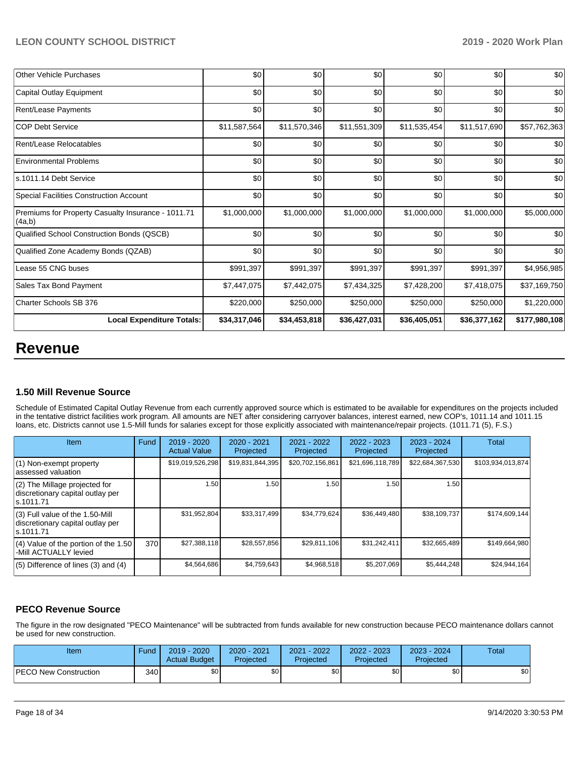| Other Vehicle Purchases | $0 | $0 | $0 | $0 | $0 | $0 |
|---|---|---|---|---|---|---|
| Capital Outlay Equipment | $0 | $0 | $0 | $0 | $0 | $0 |
| Rent/Lease Payments | $0 | $0 | $0 | $0 | $0 | $0 |
| COP Debt Service | $11,587,564 | $11,570,346 | $11,551,309 | $11,535,454 | $11,517,690 | $57,762,363 |
| Rent/Lease Relocatables | $0 | $0 | $0 | $0 | $0 | $0 |
| Environmental Problems | $0 | $0 | $0 | $0 | $0 | $0 |
| s.1011.14 Debt Service | $0 | $0 | $0 | $0 | $0 | $0 |
| Special Facilities Construction Account | $0 | $0 | $0 | $0 | $0 | $0 |
| Premiums for Property Casualty Insurance - 1011.71 (4a,b) | $1,000,000 | $1,000,000 | $1,000,000 | $1,000,000 | $1,000,000 | $5,000,000 |
| Qualified School Construction Bonds (QSCB) | $0 | $0 | $0 | $0 | $0 | $0 |
| Qualified Zone Academy Bonds (QZAB) | $0 | $0 | $0 | $0 | $0 | $0 |
| Lease 55 CNG buses | $991,397 | $991,397 | $991,397 | $991,397 | $991,397 | $4,956,985 |
| Sales Tax Bond Payment | $7,447,075 | $7,442,075 | $7,434,325 | $7,428,200 | $7,418,075 | $37,169,750 |
| Charter Schools SB 376 | $220,000 | $250,000 | $250,000 | $250,000 | $250,000 | $1,220,000 |
| **Local Expenditure Totals:** | **$34,317,046** | **$34,453,818** | **$36,427,031** | **$36,405,051** | **$36,377,162** | **$177,980,108** |

# Revenue

### 1.50 Mill Revenue Source

Schedule of Estimated Capital Outlay Revenue from each currently approved source which is estimated to be available for expenditures on the projects included in the tentative district facilities work program. All amounts are NET after considering carryover balances, interest earned, new COP's, 1011.14 and 1011.15 loans, etc. Districts cannot use 1.5-Mill funds for salaries except for those explicitly associated with maintenance/repair projects. (1011.71 (5), F.S.)

| Item | Fund | 2019 - 2020 Actual Value | 2020 - 2021 Projected | 2021 - 2022 Projected | 2022 - 2023 Projected | 2023 - 2024 Projected | Total |
|---|---|---|---|---|---|---|---|
| (1) Non-exempt property assessed valuation | | $19,019,526,298 | $19,831,844,395 | $20,702,156,861 | $21,696,118,789 | $22,684,367,530 | $103,934,013,874 |
| (2) The Millage projected for discretionary capital outlay per s.1011.71 | | 1.50 | 1.50 | 1.50 | 1.50 | 1.50 | |
| (3) Full value of the 1.50-Mill discretionary capital outlay per s.1011.71 | | $31,952,804 | $33,317,499 | $34,779,624 | $36,449,480 | $38,109,737 | $174,609,144 |
| (4) Value of the portion of the 1.50 -Mill ACTUALLY levied | 370 | $27,388,118 | $28,557,856 | $29,811,106 | $31,242,411 | $32,665,489 | $149,664,980 |
| (5) Difference of lines (3) and (4) | | $4,564,686 | $4,759,643 | $4,968,518 | $5,207,069 | $5,444,248 | $24,944,164 |

### PECO Revenue Source

The figure in the row designated "PECO Maintenance" will be subtracted from funds available for new construction because PECO maintenance dollars cannot be used for new construction.

| Item | Fund | 2019 - 2020 Actual Budget | 2020 - 2021 Projected | 2021 - 2022 Projected | 2022 - 2023 Projected | 2023 - 2024 Projected | Total |
|---|---|---|---|---|---|---|---|
| PECO New Construction | 340 | $0 | $0 | $0 | $0 | $0 | $0 |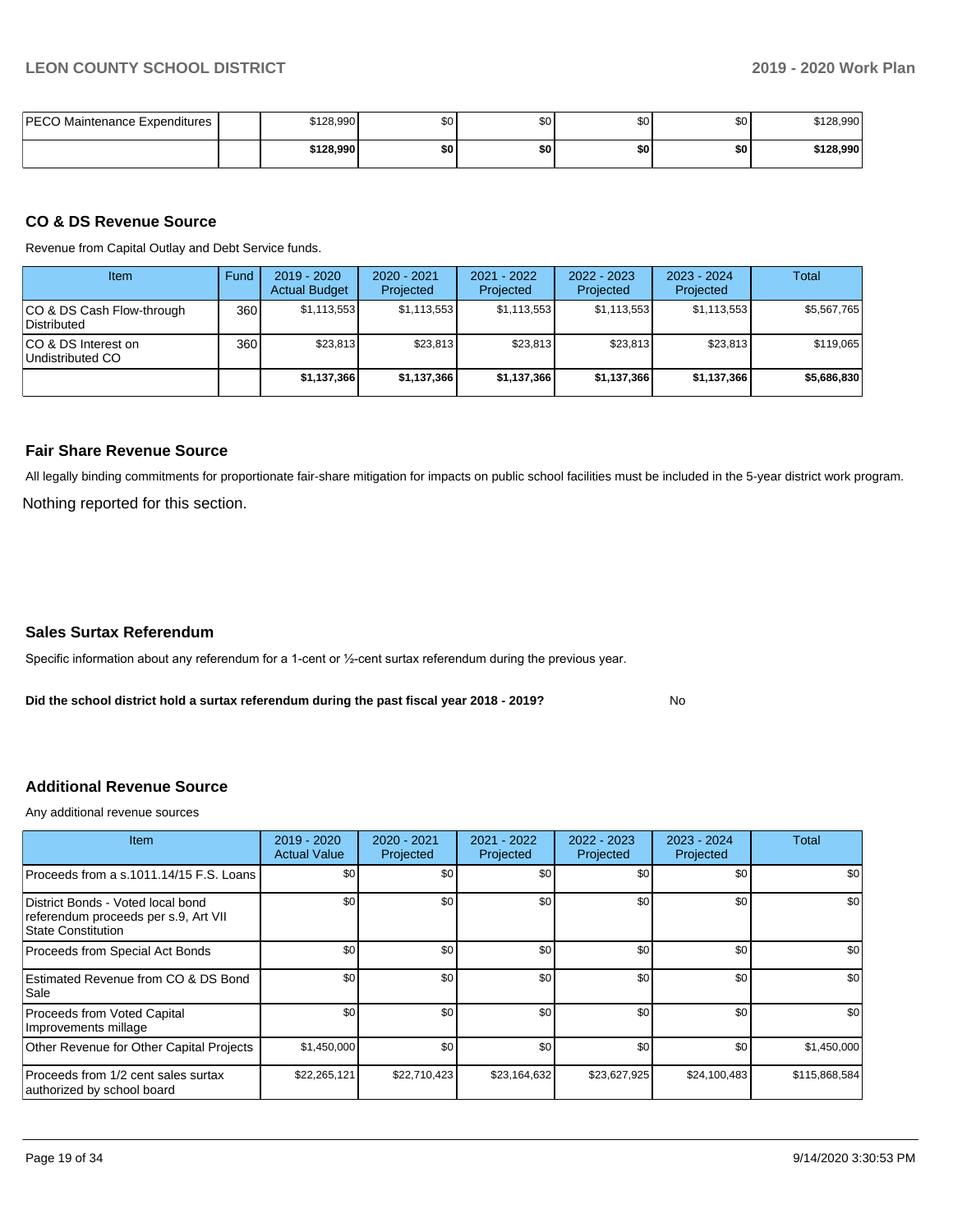| PECO Maintenance Expenditures | | $128,990 | $0 | $0 | $0 | $0 | $128,990 |
|---|---|---|---|---|---|---|---|
| | | **$128,990** | **$0** | **$0** | **$0** | **$0** | **$128,990** |

## CO & DS Revenue Source

Revenue from Capital Outlay and Debt Service funds.

| Item | Fund | 2019 - 2020 Actual Budget | 2020 - 2021 Projected | 2021 - 2022 Projected | 2022 - 2023 Projected | 2023 - 2024 Projected | Total |
|---|---|---|---|---|---|---|---|
| CO & DS Cash Flow-through Distributed | 360 | $1,113,553 | $1,113,553 | $1,113,553 | $1,113,553 | $1,113,553 | $5,567,765 |
| CO & DS Interest on Undistributed CO | 360 | $23,813 | $23,813 | $23,813 | $23,813 | $23,813 | $119,065 |
| | | **$1,137,366** | **$1,137,366** | **$1,137,366** | **$1,137,366** | **$1,137,366** | **$5,686,830** |

## Fair Share Revenue Source

All legally binding commitments for proportionate fair-share mitigation for impacts on public school facilities must be included in the 5-year district work program.

Nothing reported for this section.

## Sales Surtax Referendum

Specific information about any referendum for a 1-cent or ½-cent surtax referendum during the previous year.

**Did the school district hold a surtax referendum during the past fiscal year 2018 - 2019?** No

## Additional Revenue Source

Any additional revenue sources

| Item | 2019 - 2020 Actual Value | 2020 - 2021 Projected | 2021 - 2022 Projected | 2022 - 2023 Projected | 2023 - 2024 Projected | Total |
|---|---|---|---|---|---|---|
| Proceeds from a s.1011.14/15 F.S. Loans | $0 | $0 | $0 | $0 | $0 | $0 |
| District Bonds - Voted local bond referendum proceeds per s.9, Art VII State Constitution | $0 | $0 | $0 | $0 | $0 | $0 |
| Proceeds from Special Act Bonds | $0 | $0 | $0 | $0 | $0 | $0 |
| Estimated Revenue from CO & DS Bond Sale | $0 | $0 | $0 | $0 | $0 | $0 |
| Proceeds from Voted Capital Improvements millage | $0 | $0 | $0 | $0 | $0 | $0 |
| Other Revenue for Other Capital Projects | $1,450,000 | $0 | $0 | $0 | $0 | $1,450,000 |
| Proceeds from 1/2 cent sales surtax authorized by school board | $22,265,121 | $22,710,423 | $23,164,632 | $23,627,925 | $24,100,483 | $115,868,584 |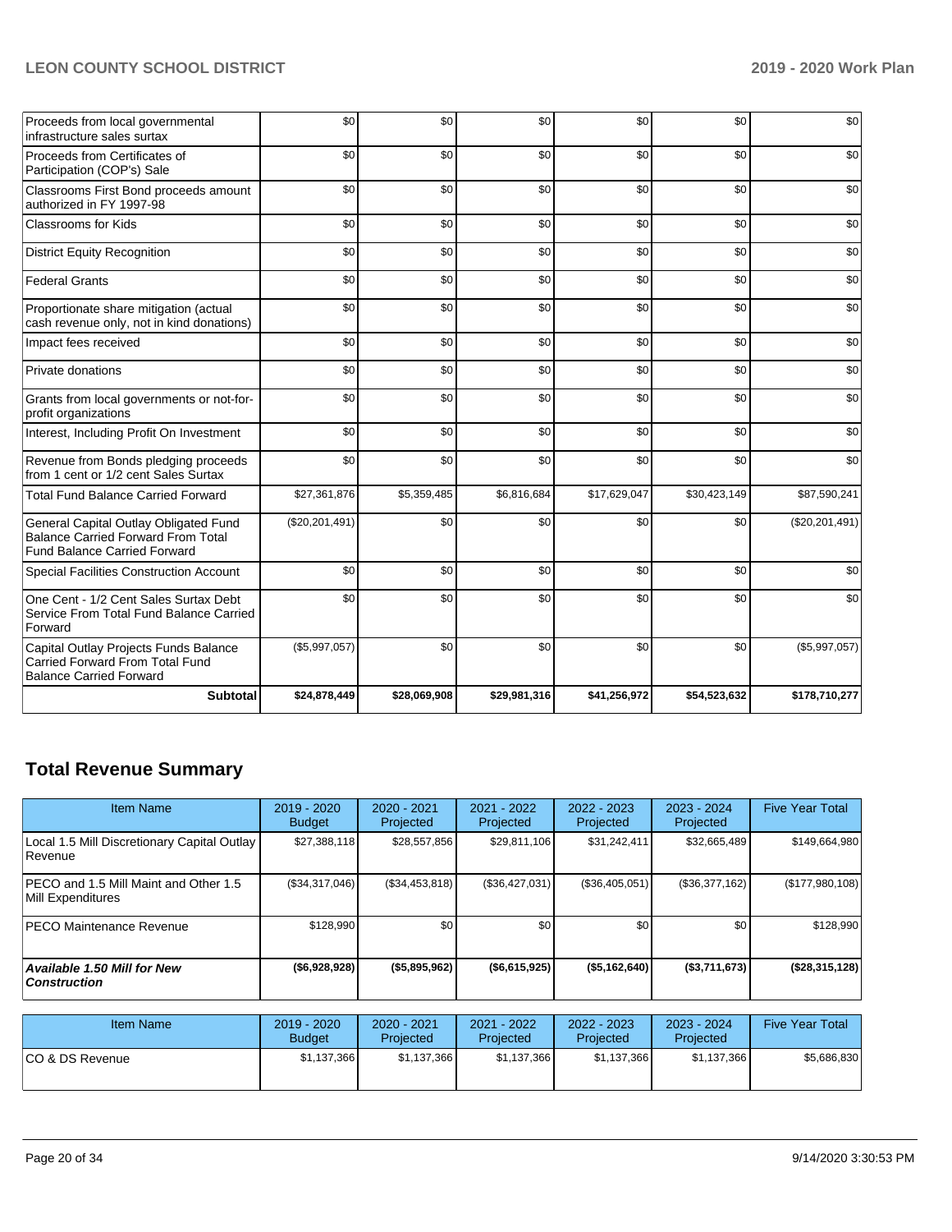| | | | | | | |
|---|---|---|---|---|---|---|
| Proceeds from local governmental infrastructure sales surtax | $0 | $0 | $0 | $0 | $0 | $0 |
| Proceeds from Certificates of Participation (COP's) Sale | $0 | $0 | $0 | $0 | $0 | $0 |
| Classrooms First Bond proceeds amount authorized in FY 1997-98 | $0 | $0 | $0 | $0 | $0 | $0 |
| Classrooms for Kids | $0 | $0 | $0 | $0 | $0 | $0 |
| District Equity Recognition | $0 | $0 | $0 | $0 | $0 | $0 |
| Federal Grants | $0 | $0 | $0 | $0 | $0 | $0 |
| Proportionate share mitigation (actual cash revenue only, not in kind donations) | $0 | $0 | $0 | $0 | $0 | $0 |
| Impact fees received | $0 | $0 | $0 | $0 | $0 | $0 |
| Private donations | $0 | $0 | $0 | $0 | $0 | $0 |
| Grants from local governments or not-for-profit organizations | $0 | $0 | $0 | $0 | $0 | $0 |
| Interest, Including Profit On Investment | $0 | $0 | $0 | $0 | $0 | $0 |
| Revenue from Bonds pledging proceeds from 1 cent or 1/2 cent Sales Surtax | $0 | $0 | $0 | $0 | $0 | $0 |
| Total Fund Balance Carried Forward | $27,361,876 | $5,359,485 | $6,816,684 | $17,629,047 | $30,423,149 | $87,590,241 |
| General Capital Outlay Obligated Fund Balance Carried Forward From Total Fund Balance Carried Forward | ($20,201,491) | $0 | $0 | $0 | $0 | ($20,201,491) |
| Special Facilities Construction Account | $0 | $0 | $0 | $0 | $0 | $0 |
| One Cent - 1/2 Cent Sales Surtax Debt Service From Total Fund Balance Carried Forward | $0 | $0 | $0 | $0 | $0 | $0 |
| Capital Outlay Projects Funds Balance Carried Forward From Total Fund Balance Carried Forward | ($5,997,057) | $0 | $0 | $0 | $0 | ($5,997,057) |
| **Subtotal** | **$24,878,449** | **$28,069,908** | **$29,981,316** | **$41,256,972** | **$54,523,632** | **$178,710,277** |

## Total Revenue Summary

| Item Name | 2019 - 2020 Budget | 2020 - 2021 Projected | 2021 - 2022 Projected | 2022 - 2023 Projected | 2023 - 2024 Projected | Five Year Total |
|---|---|---|---|---|---|---|
| Local 1.5 Mill Discretionary Capital Outlay Revenue | $27,388,118 | $28,557,856 | $29,811,106 | $31,242,411 | $32,665,489 | $149,664,980 |
| PECO and 1.5 Mill Maint and Other 1.5 Mill Expenditures | ($34,317,046) | ($34,453,818) | ($36,427,031) | ($36,405,051) | ($36,377,162) | ($177,980,108) |
| PECO Maintenance Revenue | $128,990 | $0 | $0 | $0 | $0 | $128,990 |
| ***Available 1.50 Mill for New Construction*** | **($6,928,928)** | **($5,895,962)** | **($6,615,925)** | **($5,162,640)** | **($3,711,673)** | **($28,315,128)** |

| Item Name | 2019 - 2020 Budget | 2020 - 2021 Projected | 2021 - 2022 Projected | 2022 - 2023 Projected | 2023 - 2024 Projected | Five Year Total |
|---|---|---|---|---|---|---|
| CO & DS Revenue | $1,137,366 | $1,137,366 | $1,137,366 | $1,137,366 | $1,137,366 | $5,686,830 |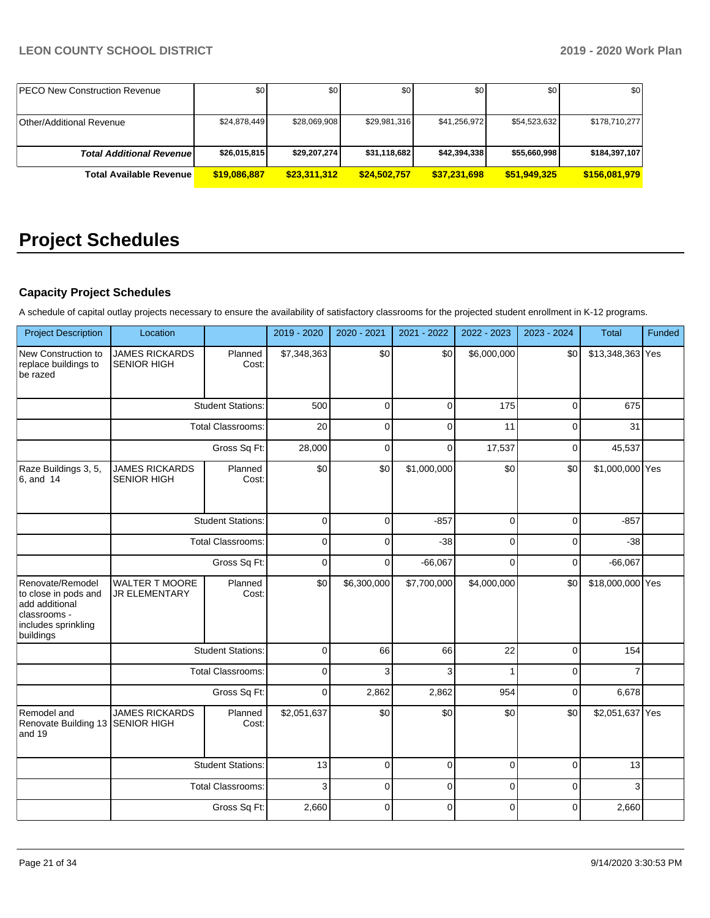| | | | | | |
|---|---|---|---|---|---|
| PECO New Construction Revenue | $0 | $0 | $0 | $0 | $0 | $0 |
| Other/Additional Revenue | $24,878,449 | $28,069,908 | $29,981,316 | $41,256,972 | $54,523,632 | $178,710,277 |
| **Total Additional Revenue** | **$26,015,815** | **$29,207,274** | **$31,118,682** | **$42,394,338** | **$55,660,998** | **$184,397,107** |
| **Total Available Revenue** | **$19,086,887** | **$23,311,312** | **$24,502,757** | **$37,231,698** | **$51,949,325** | **$156,081,979** |

# Project Schedules

### Capacity Project Schedules

A schedule of capital outlay projects necessary to ensure the availability of satisfactory classrooms for the projected student enrollment in K-12 programs.

| Project Description | Location | | 2019 - 2020 | 2020 - 2021 | 2021 - 2022 | 2022 - 2023 | 2023 - 2024 | Total | Funded |
|---|---|---|---|---|---|---|---|---|---|
| New Construction to replace buildings to be razed | JAMES RICKARDS SENIOR HIGH | Planned Cost: | $7,348,363 | $0 | $0 | $6,000,000 | $0 | $13,348,363 | Yes |
| | | Student Stations: | 500 | 0 | 0 | 175 | 0 | 675 | |
| | | Total Classrooms: | 20 | 0 | 0 | 11 | 0 | 31 | |
| | | Gross Sq Ft: | 28,000 | 0 | 0 | 17,537 | 0 | 45,537 | |
| Raze Buildings 3, 5, 6, and 14 | JAMES RICKARDS SENIOR HIGH | Planned Cost: | $0 | $0 | $1,000,000 | $0 | $0 | $1,000,000 | Yes |
| | | Student Stations: | 0 | 0 | -857 | 0 | 0 | -857 | |
| | | Total Classrooms: | 0 | 0 | -38 | 0 | 0 | -38 | |
| | | Gross Sq Ft: | 0 | 0 | -66,067 | 0 | 0 | -66,067 | |
| Renovate/Remodel to close in pods and add additional classrooms - includes sprinkling buildings | WALTER T MOORE JR ELEMENTARY | Planned Cost: | $0 | $6,300,000 | $7,700,000 | $4,000,000 | $0 | $18,000,000 | Yes |
| | | Student Stations: | 0 | 66 | 66 | 22 | 0 | 154 | |
| | | Total Classrooms: | 0 | 3 | 3 | 1 | 0 | 7 | |
| | | Gross Sq Ft: | 0 | 2,862 | 2,862 | 954 | 0 | 6,678 | |
| Remodel and Renovate Building 13 and 19 | JAMES RICKARDS SENIOR HIGH | Planned Cost: | $2,051,637 | $0 | $0 | $0 | $0 | $2,051,637 | Yes |
| | | Student Stations: | 13 | 0 | 0 | 0 | 0 | 13 | |
| | | Total Classrooms: | 3 | 0 | 0 | 0 | 0 | 3 | |
| | | Gross Sq Ft: | 2,660 | 0 | 0 | 0 | 0 | 2,660 | |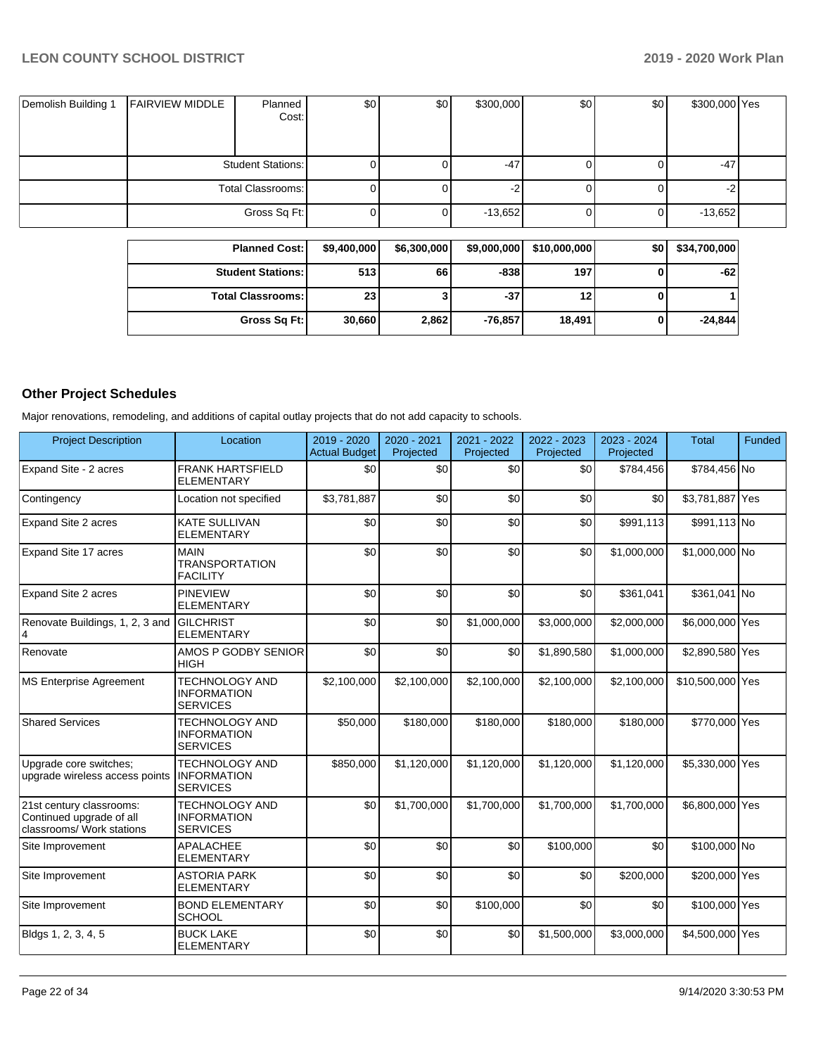| Demolish Building 1 | FAIRVIEW MIDDLE | Planned Cost: | $0 | $0 | $300,000 | $0 | $0 | $300,000 | Yes |
|---|---|---|---|---|---|---|---|---|---|
| | Student Stations: | | 0 | 0 | -47 | 0 | 0 | -47 | |
| | Total Classrooms: | | 0 | 0 | -2 | 0 | 0 | -2 | |
| | Gross Sq Ft: | | 0 | 0 | -13,652 | 0 | 0 | -13,652 | |

| | | | | | | |
|---|---|---|---|---|---|---|
| Planned Cost: | $9,400,000 | $6,300,000 | $9,000,000 | $10,000,000 | $0 | $34,700,000 |
| Student Stations: | 513 | 66 | -838 | 197 | 0 | -62 |
| Total Classrooms: | 23 | 3 | -37 | 12 | 0 | 1 |
| Gross Sq Ft: | 30,660 | 2,862 | -76,857 | 18,491 | 0 | -24,844 |

## Other Project Schedules

Major renovations, remodeling, and additions of capital outlay projects that do not add capacity to schools.

| Project Description | Location | 2019 - 2020 Actual Budget | 2020 - 2021 Projected | 2021 - 2022 Projected | 2022 - 2023 Projected | 2023 - 2024 Projected | Total | Funded |
|---|---|---|---|---|---|---|---|---|
| Expand Site - 2 acres | FRANK HARTSFIELD ELEMENTARY | $0 | $0 | $0 | $0 | $784,456 | $784,456 | No |
| Contingency | Location not specified | $3,781,887 | $0 | $0 | $0 | $0 | $3,781,887 | Yes |
| Expand Site 2 acres | KATE SULLIVAN ELEMENTARY | $0 | $0 | $0 | $0 | $991,113 | $991,113 | No |
| Expand Site 17 acres | MAIN TRANSPORTATION FACILITY | $0 | $0 | $0 | $0 | $1,000,000 | $1,000,000 | No |
| Expand Site 2 acres | PINEVIEW ELEMENTARY | $0 | $0 | $0 | $0 | $361,041 | $361,041 | No |
| Renovate Buildings, 1, 2, 3 and 4 | GILCHRIST ELEMENTARY | $0 | $0 | $1,000,000 | $3,000,000 | $2,000,000 | $6,000,000 | Yes |
| Renovate | AMOS P GODBY SENIOR HIGH | $0 | $0 | $0 | $1,890,580 | $1,000,000 | $2,890,580 | Yes |
| MS Enterprise Agreement | TECHNOLOGY AND INFORMATION SERVICES | $2,100,000 | $2,100,000 | $2,100,000 | $2,100,000 | $2,100,000 | $10,500,000 | Yes |
| Shared Services | TECHNOLOGY AND INFORMATION SERVICES | $50,000 | $180,000 | $180,000 | $180,000 | $180,000 | $770,000 | Yes |
| Upgrade core switches; upgrade wireless access points | TECHNOLOGY AND INFORMATION SERVICES | $850,000 | $1,120,000 | $1,120,000 | $1,120,000 | $1,120,000 | $5,330,000 | Yes |
| 21st century classrooms: Continued upgrade of all classrooms/ Work stations | TECHNOLOGY AND INFORMATION SERVICES | $0 | $1,700,000 | $1,700,000 | $1,700,000 | $1,700,000 | $6,800,000 | Yes |
| Site Improvement | APALACHEE ELEMENTARY | $0 | $0 | $0 | $100,000 | $0 | $100,000 | No |
| Site Improvement | ASTORIA PARK ELEMENTARY | $0 | $0 | $0 | $0 | $200,000 | $200,000 | Yes |
| Site Improvement | BOND ELEMENTARY SCHOOL | $0 | $0 | $100,000 | $0 | $0 | $100,000 | Yes |
| Bldgs 1, 2, 3, 4, 5 | BUCK LAKE ELEMENTARY | $0 | $0 | $0 | $1,500,000 | $3,000,000 | $4,500,000 | Yes |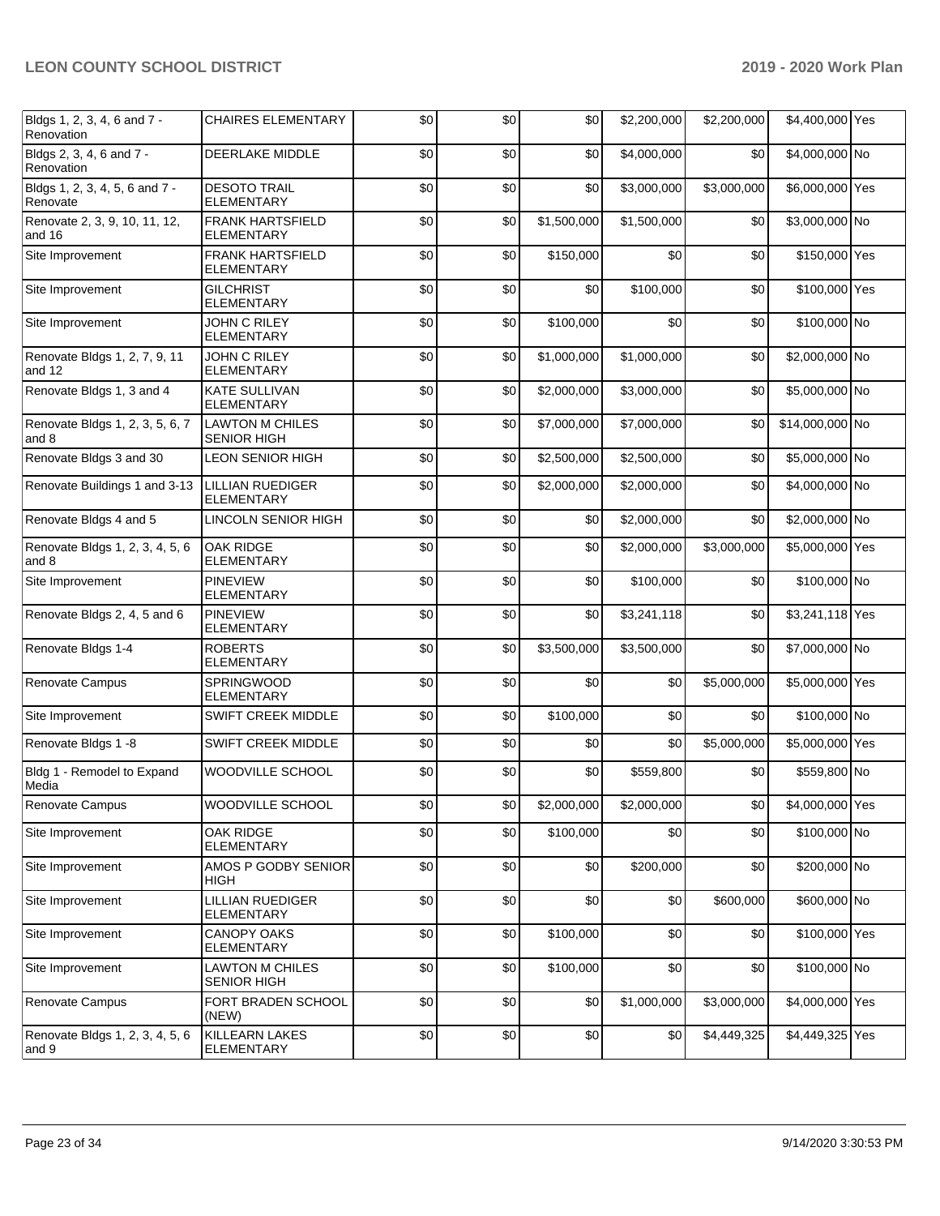| | | | | | | | | |
|---|---|---|---|---|---|---|---|---|
| Bldgs 1, 2, 3, 4, 6 and 7 - Renovation | CHAIRES ELEMENTARY | $0 | $0 | $0 | $2,200,000 | $2,200,000 | $4,400,000 | Yes |
| Bldgs 2, 3, 4, 6 and 7 - Renovation | DEERLAKE MIDDLE | $0 | $0 | $0 | $4,000,000 | $0 | $4,000,000 | No |
| Bldgs 1, 2, 3, 4, 5, 6 and 7 - Renovate | DESOTO TRAIL ELEMENTARY | $0 | $0 | $0 | $3,000,000 | $3,000,000 | $6,000,000 | Yes |
| Renovate 2, 3, 9, 10, 11, 12, and 16 | FRANK HARTSFIELD ELEMENTARY | $0 | $0 | $1,500,000 | $1,500,000 | $0 | $3,000,000 | No |
| Site Improvement | FRANK HARTSFIELD ELEMENTARY | $0 | $0 | $150,000 | $0 | $0 | $150,000 | Yes |
| Site Improvement | GILCHRIST ELEMENTARY | $0 | $0 | $0 | $100,000 | $0 | $100,000 | Yes |
| Site Improvement | JOHN C RILEY ELEMENTARY | $0 | $0 | $100,000 | $0 | $0 | $100,000 | No |
| Renovate Bldgs 1, 2, 7, 9, 11 and 12 | JOHN C RILEY ELEMENTARY | $0 | $0 | $1,000,000 | $1,000,000 | $0 | $2,000,000 | No |
| Renovate Bldgs 1, 3 and 4 | KATE SULLIVAN ELEMENTARY | $0 | $0 | $2,000,000 | $3,000,000 | $0 | $5,000,000 | No |
| Renovate Bldgs 1, 2, 3, 5, 6, 7 and 8 | LAWTON M CHILES SENIOR HIGH | $0 | $0 | $7,000,000 | $7,000,000 | $0 | $14,000,000 | No |
| Renovate Bldgs 3 and 30 | LEON SENIOR HIGH | $0 | $0 | $2,500,000 | $2,500,000 | $0 | $5,000,000 | No |
| Renovate Buildings 1 and 3-13 | LILLIAN RUEDIGER ELEMENTARY | $0 | $0 | $2,000,000 | $2,000,000 | $0 | $4,000,000 | No |
| Renovate Bldgs 4 and 5 | LINCOLN SENIOR HIGH | $0 | $0 | $0 | $2,000,000 | $0 | $2,000,000 | No |
| Renovate Bldgs 1, 2, 3, 4, 5, 6 and 8 | OAK RIDGE ELEMENTARY | $0 | $0 | $0 | $2,000,000 | $3,000,000 | $5,000,000 | Yes |
| Site Improvement | PINEVIEW ELEMENTARY | $0 | $0 | $0 | $100,000 | $0 | $100,000 | No |
| Renovate Bldgs 2, 4, 5 and 6 | PINEVIEW ELEMENTARY | $0 | $0 | $0 | $3,241,118 | $0 | $3,241,118 | Yes |
| Renovate Bldgs 1-4 | ROBERTS ELEMENTARY | $0 | $0 | $3,500,000 | $3,500,000 | $0 | $7,000,000 | No |
| Renovate Campus | SPRINGWOOD ELEMENTARY | $0 | $0 | $0 | $0 | $5,000,000 | $5,000,000 | Yes |
| Site Improvement | SWIFT CREEK MIDDLE | $0 | $0 | $100,000 | $0 | $0 | $100,000 | No |
| Renovate Bldgs 1 -8 | SWIFT CREEK MIDDLE | $0 | $0 | $0 | $0 | $5,000,000 | $5,000,000 | Yes |
| Bldg 1 - Remodel to Expand Media | WOODVILLE SCHOOL | $0 | $0 | $0 | $559,800 | $0 | $559,800 | No |
| Renovate Campus | WOODVILLE SCHOOL | $0 | $0 | $2,000,000 | $2,000,000 | $0 | $4,000,000 | Yes |
| Site Improvement | OAK RIDGE ELEMENTARY | $0 | $0 | $100,000 | $0 | $0 | $100,000 | No |
| Site Improvement | AMOS P GODBY SENIOR HIGH | $0 | $0 | $0 | $200,000 | $0 | $200,000 | No |
| Site Improvement | LILLIAN RUEDIGER ELEMENTARY | $0 | $0 | $0 | $0 | $600,000 | $600,000 | No |
| Site Improvement | CANOPY OAKS ELEMENTARY | $0 | $0 | $100,000 | $0 | $0 | $100,000 | Yes |
| Site Improvement | LAWTON M CHILES SENIOR HIGH | $0 | $0 | $100,000 | $0 | $0 | $100,000 | No |
| Renovate Campus | FORT BRADEN SCHOOL (NEW) | $0 | $0 | $0 | $1,000,000 | $3,000,000 | $4,000,000 | Yes |
| Renovate Bldgs 1, 2, 3, 4, 5, 6 and 9 | KILLEARN LAKES ELEMENTARY | $0 | $0 | $0 | $0 | $4,449,325 | $4,449,325 | Yes |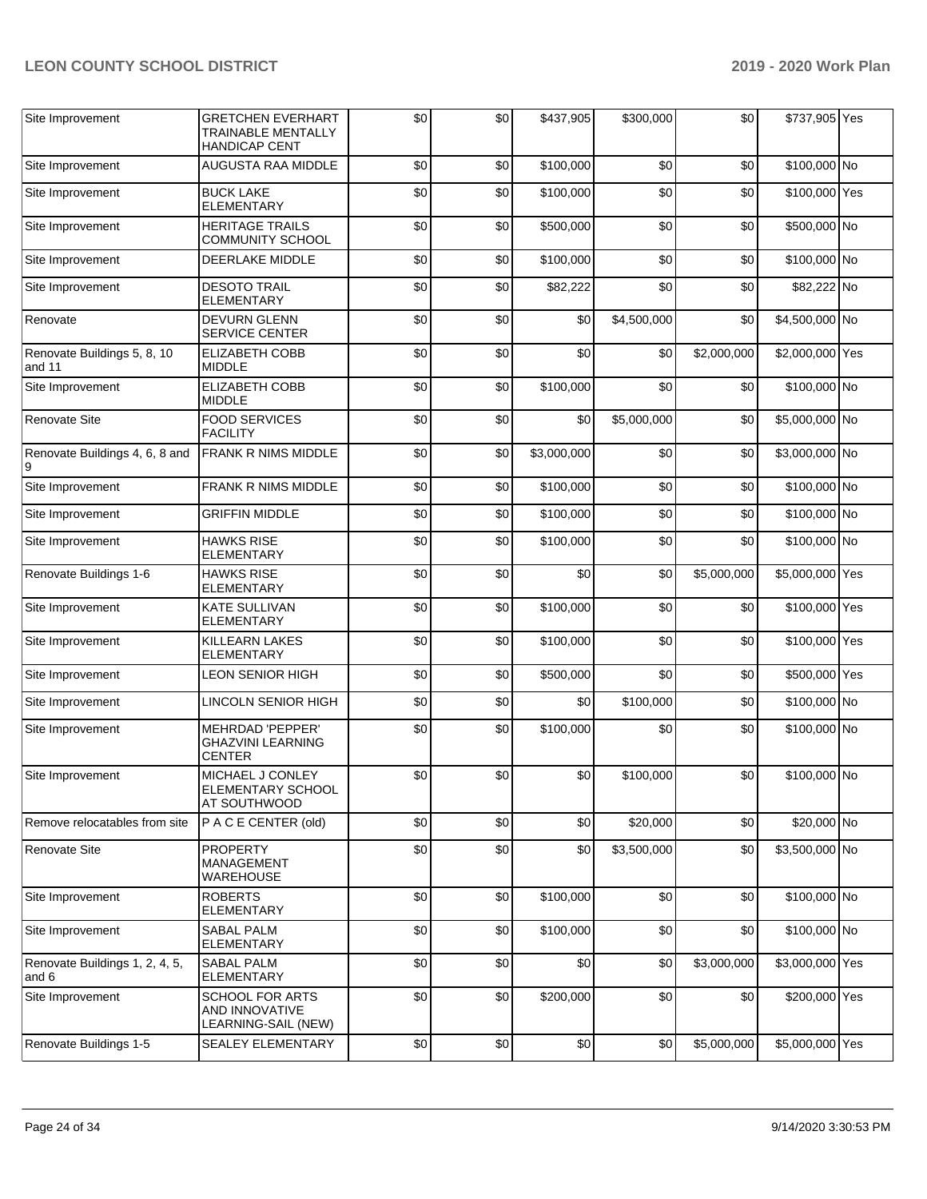| Site Improvement | GRETCHEN EVERHART TRAINABLE MENTALLY HANDICAP CENT | $0 | $0 | $437,905 | $300,000 | $0 | $737,905 | Yes |
|---|---|---|---|---|---|---|---|---|
| Site Improvement | AUGUSTA RAA MIDDLE | $0 | $0 | $100,000 | $0 | $0 | $100,000 | No |
| Site Improvement | BUCK LAKE ELEMENTARY | $0 | $0 | $100,000 | $0 | $0 | $100,000 | Yes |
| Site Improvement | HERITAGE TRAILS COMMUNITY SCHOOL | $0 | $0 | $500,000 | $0 | $0 | $500,000 | No |
| Site Improvement | DEERLAKE MIDDLE | $0 | $0 | $100,000 | $0 | $0 | $100,000 | No |
| Site Improvement | DESOTO TRAIL ELEMENTARY | $0 | $0 | $82,222 | $0 | $0 | $82,222 | No |
| Renovate | DEVURN GLENN SERVICE CENTER | $0 | $0 | $0 | $4,500,000 | $0 | $4,500,000 | No |
| Renovate Buildings 5, 8, 10 and 11 | ELIZABETH COBB MIDDLE | $0 | $0 | $0 | $0 | $2,000,000 | $2,000,000 | Yes |
| Site Improvement | ELIZABETH COBB MIDDLE | $0 | $0 | $100,000 | $0 | $0 | $100,000 | No |
| Renovate Site | FOOD SERVICES FACILITY | $0 | $0 | $0 | $5,000,000 | $0 | $5,000,000 | No |
| Renovate Buildings 4, 6, 8 and 9 | FRANK R NIMS MIDDLE | $0 | $0 | $3,000,000 | $0 | $0 | $3,000,000 | No |
| Site Improvement | FRANK R NIMS MIDDLE | $0 | $0 | $100,000 | $0 | $0 | $100,000 | No |
| Site Improvement | GRIFFIN MIDDLE | $0 | $0 | $100,000 | $0 | $0 | $100,000 | No |
| Site Improvement | HAWKS RISE ELEMENTARY | $0 | $0 | $100,000 | $0 | $0 | $100,000 | No |
| Renovate Buildings 1-6 | HAWKS RISE ELEMENTARY | $0 | $0 | $0 | $0 | $5,000,000 | $5,000,000 | Yes |
| Site Improvement | KATE SULLIVAN ELEMENTARY | $0 | $0 | $100,000 | $0 | $0 | $100,000 | Yes |
| Site Improvement | KILLEARN LAKES ELEMENTARY | $0 | $0 | $100,000 | $0 | $0 | $100,000 | Yes |
| Site Improvement | LEON SENIOR HIGH | $0 | $0 | $500,000 | $0 | $0 | $500,000 | Yes |
| Site Improvement | LINCOLN SENIOR HIGH | $0 | $0 | $0 | $100,000 | $0 | $100,000 | No |
| Site Improvement | MEHRDAD 'PEPPER' GHAZVINI LEARNING CENTER | $0 | $0 | $100,000 | $0 | $0 | $100,000 | No |
| Site Improvement | MICHAEL J CONLEY ELEMENTARY SCHOOL AT SOUTHWOOD | $0 | $0 | $0 | $100,000 | $0 | $100,000 | No |
| Remove relocatables from site | P A C E CENTER (old) | $0 | $0 | $0 | $20,000 | $0 | $20,000 | No |
| Renovate Site | PROPERTY MANAGEMENT WAREHOUSE | $0 | $0 | $0 | $3,500,000 | $0 | $3,500,000 | No |
| Site Improvement | ROBERTS ELEMENTARY | $0 | $0 | $100,000 | $0 | $0 | $100,000 | No |
| Site Improvement | SABAL PALM ELEMENTARY | $0 | $0 | $100,000 | $0 | $0 | $100,000 | No |
| Renovate Buildings 1, 2, 4, 5, and 6 | SABAL PALM ELEMENTARY | $0 | $0 | $0 | $0 | $3,000,000 | $3,000,000 | Yes |
| Site Improvement | SCHOOL FOR ARTS AND INNOVATIVE LEARNING-SAIL (NEW) | $0 | $0 | $200,000 | $0 | $0 | $200,000 | Yes |
| Renovate Buildings 1-5 | SEALEY ELEMENTARY | $0 | $0 | $0 | $0 | $5,000,000 | $5,000,000 | Yes |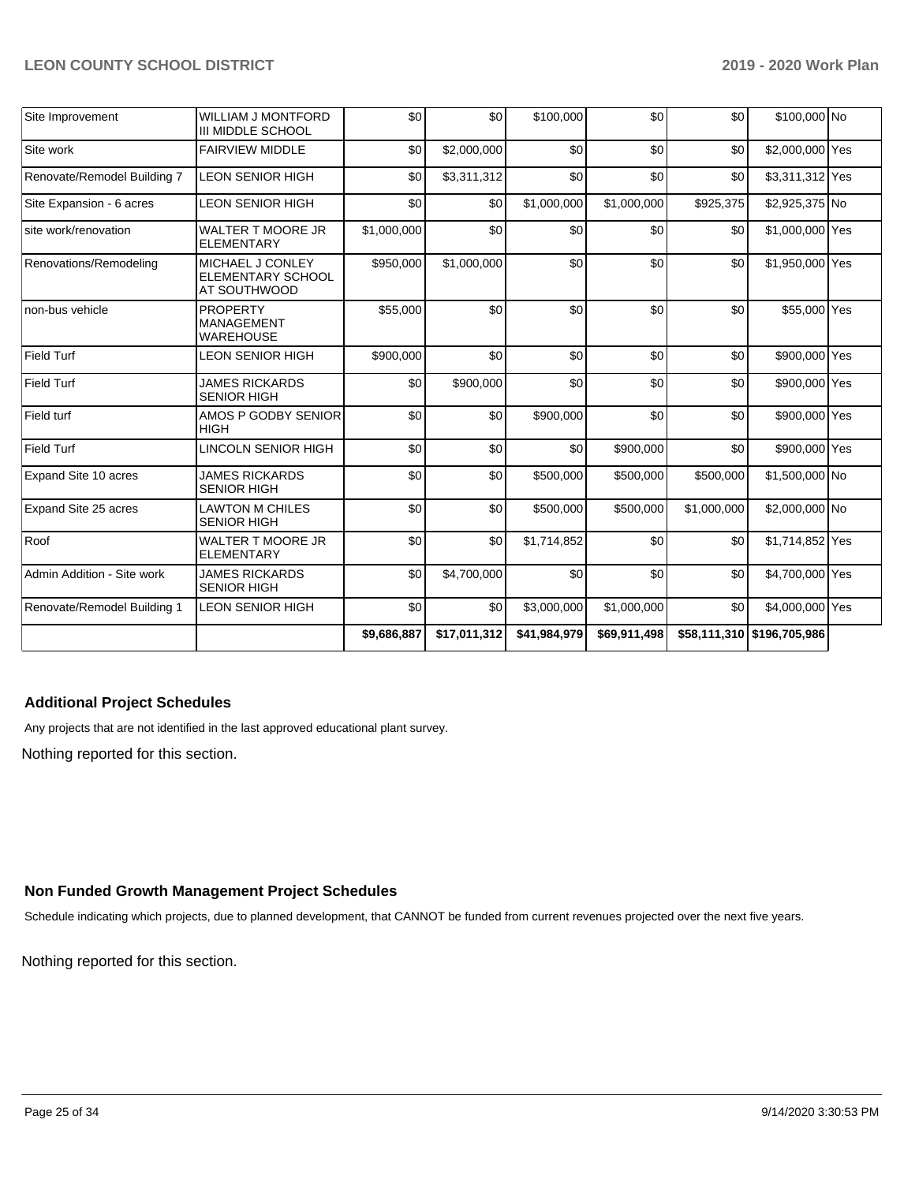| Site Improvement | WILLIAM J MONTFORD III MIDDLE SCHOOL | $0 | $0 | $100,000 | $0 | $0 | $100,000 | No |
|---|---|---|---|---|---|---|---|---|
| Site work | FAIRVIEW MIDDLE | $0 | $2,000,000 | $0 | $0 | $0 | $2,000,000 | Yes |
| Renovate/Remodel Building 7 | LEON SENIOR HIGH | $0 | $3,311,312 | $0 | $0 | $0 | $3,311,312 | Yes |
| Site Expansion - 6 acres | LEON SENIOR HIGH | $0 | $0 | $1,000,000 | $1,000,000 | $925,375 | $2,925,375 | No |
| site work/renovation | WALTER T MOORE JR ELEMENTARY | $1,000,000 | $0 | $0 | $0 | $0 | $1,000,000 | Yes |
| Renovations/Remodeling | MICHAEL J CONLEY ELEMENTARY SCHOOL AT SOUTHWOOD | $950,000 | $1,000,000 | $0 | $0 | $0 | $1,950,000 | Yes |
| non-bus vehicle | PROPERTY MANAGEMENT WAREHOUSE | $55,000 | $0 | $0 | $0 | $0 | $55,000 | Yes |
| Field Turf | LEON SENIOR HIGH | $900,000 | $0 | $0 | $0 | $0 | $900,000 | Yes |
| Field Turf | JAMES RICKARDS SENIOR HIGH | $0 | $900,000 | $0 | $0 | $0 | $900,000 | Yes |
| Field turf | AMOS P GODBY SENIOR HIGH | $0 | $0 | $900,000 | $0 | $0 | $900,000 | Yes |
| Field Turf | LINCOLN SENIOR HIGH | $0 | $0 | $0 | $900,000 | $0 | $900,000 | Yes |
| Expand Site 10 acres | JAMES RICKARDS SENIOR HIGH | $0 | $0 | $500,000 | $500,000 | $500,000 | $1,500,000 | No |
| Expand Site 25 acres | LAWTON M CHILES SENIOR HIGH | $0 | $0 | $500,000 | $500,000 | $1,000,000 | $2,000,000 | No |
| Roof | WALTER T MOORE JR ELEMENTARY | $0 | $0 | $1,714,852 | $0 | $0 | $1,714,852 | Yes |
| Admin Addition - Site work | JAMES RICKARDS SENIOR HIGH | $0 | $4,700,000 | $0 | $0 | $0 | $4,700,000 | Yes |
| Renovate/Remodel Building 1 | LEON SENIOR HIGH | $0 | $0 | $3,000,000 | $1,000,000 | $0 | $4,000,000 | Yes |
| | | $9,686,887 | $17,011,312 | $41,984,979 | $69,911,498 | $58,111,310 | $196,705,986 | |

### Additional Project Schedules

Any projects that are not identified in the last approved educational plant survey.

Nothing reported for this section.

### Non Funded Growth Management Project Schedules

Schedule indicating which projects, due to planned development, that CANNOT be funded from current revenues projected over the next five years.

Nothing reported for this section.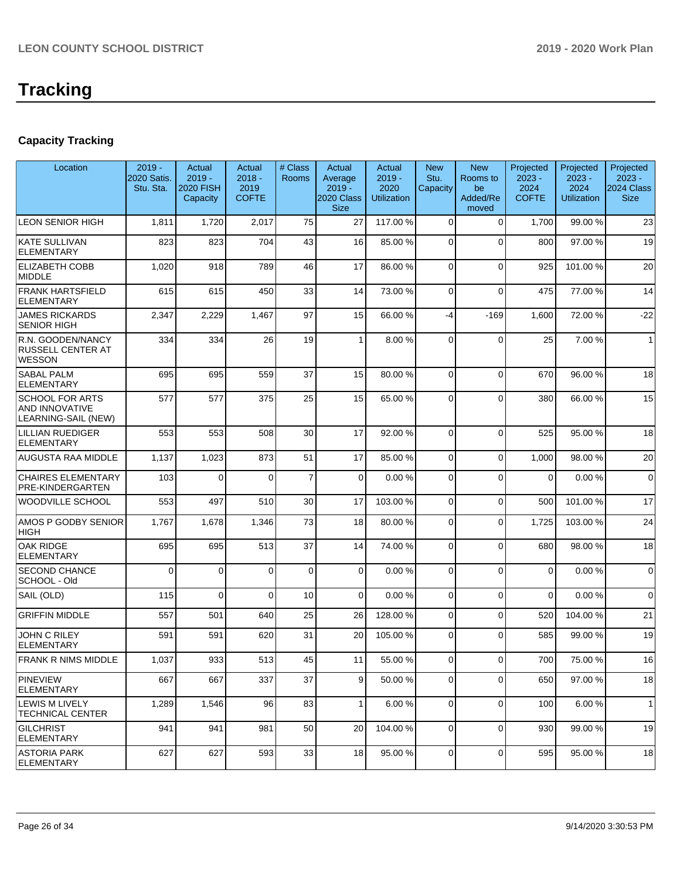# Tracking

## Capacity Tracking

| Location | 2019 - 2020 Satis. Stu. Sta. | Actual 2019 - 2020 FISH Capacity | Actual 2018 - 2019 COFTE | # Class Rooms | Actual Average 2019 - 2020 Class Size | Actual 2019 - 2020 Utilization | New Stu. Capacity | New Rooms to be Added/Removed | Projected 2023 - 2024 COFTE | Projected 2023 - 2024 Utilization | Projected 2023 - 2024 Class Size |
|---|---|---|---|---|---|---|---|---|---|---|---|
| LEON SENIOR HIGH | 1,811 | 1,720 | 2,017 | 75 | 27 | 117.00 % | 0 | 0 | 1,700 | 99.00 % | 23 |
| KATE SULLIVAN ELEMENTARY | 823 | 823 | 704 | 43 | 16 | 85.00 % | 0 | 0 | 800 | 97.00 % | 19 |
| ELIZABETH COBB MIDDLE | 1,020 | 918 | 789 | 46 | 17 | 86.00 % | 0 | 0 | 925 | 101.00 % | 20 |
| FRANK HARTSFIELD ELEMENTARY | 615 | 615 | 450 | 33 | 14 | 73.00 % | 0 | 0 | 475 | 77.00 % | 14 |
| JAMES RICKARDS SENIOR HIGH | 2,347 | 2,229 | 1,467 | 97 | 15 | 66.00 % | -4 | -169 | 1,600 | 72.00 % | -22 |
| R.N. GOODEN/NANCY RUSSELL CENTER AT WESSON | 334 | 334 | 26 | 19 | 1 | 8.00 % | 0 | 0 | 25 | 7.00 % | 1 |
| SABAL PALM ELEMENTARY | 695 | 695 | 559 | 37 | 15 | 80.00 % | 0 | 0 | 670 | 96.00 % | 18 |
| SCHOOL FOR ARTS AND INNOVATIVE LEARNING-SAIL (NEW) | 577 | 577 | 375 | 25 | 15 | 65.00 % | 0 | 0 | 380 | 66.00 % | 15 |
| LILLIAN RUEDIGER ELEMENTARY | 553 | 553 | 508 | 30 | 17 | 92.00 % | 0 | 0 | 525 | 95.00 % | 18 |
| AUGUSTA RAA MIDDLE | 1,137 | 1,023 | 873 | 51 | 17 | 85.00 % | 0 | 0 | 1,000 | 98.00 % | 20 |
| CHAIRES ELEMENTARY PRE-KINDERGARTEN | 103 | 0 | 0 | 7 | 0 | 0.00 % | 0 | 0 | 0 | 0.00 % | 0 |
| WOODVILLE SCHOOL | 553 | 497 | 510 | 30 | 17 | 103.00 % | 0 | 0 | 500 | 101.00 % | 17 |
| AMOS P GODBY SENIOR HIGH | 1,767 | 1,678 | 1,346 | 73 | 18 | 80.00 % | 0 | 0 | 1,725 | 103.00 % | 24 |
| OAK RIDGE ELEMENTARY | 695 | 695 | 513 | 37 | 14 | 74.00 % | 0 | 0 | 680 | 98.00 % | 18 |
| SECOND CHANCE SCHOOL - Old | 0 | 0 | 0 | 0 | 0 | 0.00 % | 0 | 0 | 0 | 0.00 % | 0 |
| SAIL (OLD) | 115 | 0 | 0 | 10 | 0 | 0.00 % | 0 | 0 | 0 | 0.00 % | 0 |
| GRIFFIN MIDDLE | 557 | 501 | 640 | 25 | 26 | 128.00 % | 0 | 0 | 520 | 104.00 % | 21 |
| JOHN C RILEY ELEMENTARY | 591 | 591 | 620 | 31 | 20 | 105.00 % | 0 | 0 | 585 | 99.00 % | 19 |
| FRANK R NIMS MIDDLE | 1,037 | 933 | 513 | 45 | 11 | 55.00 % | 0 | 0 | 700 | 75.00 % | 16 |
| PINEVIEW ELEMENTARY | 667 | 667 | 337 | 37 | 9 | 50.00 % | 0 | 0 | 650 | 97.00 % | 18 |
| LEWIS M LIVELY TECHNICAL CENTER | 1,289 | 1,546 | 96 | 83 | 1 | 6.00 % | 0 | 0 | 100 | 6.00 % | 1 |
| GILCHRIST ELEMENTARY | 941 | 941 | 981 | 50 | 20 | 104.00 % | 0 | 0 | 930 | 99.00 % | 19 |
| ASTORIA PARK ELEMENTARY | 627 | 627 | 593 | 33 | 18 | 95.00 % | 0 | 0 | 595 | 95.00 % | 18 |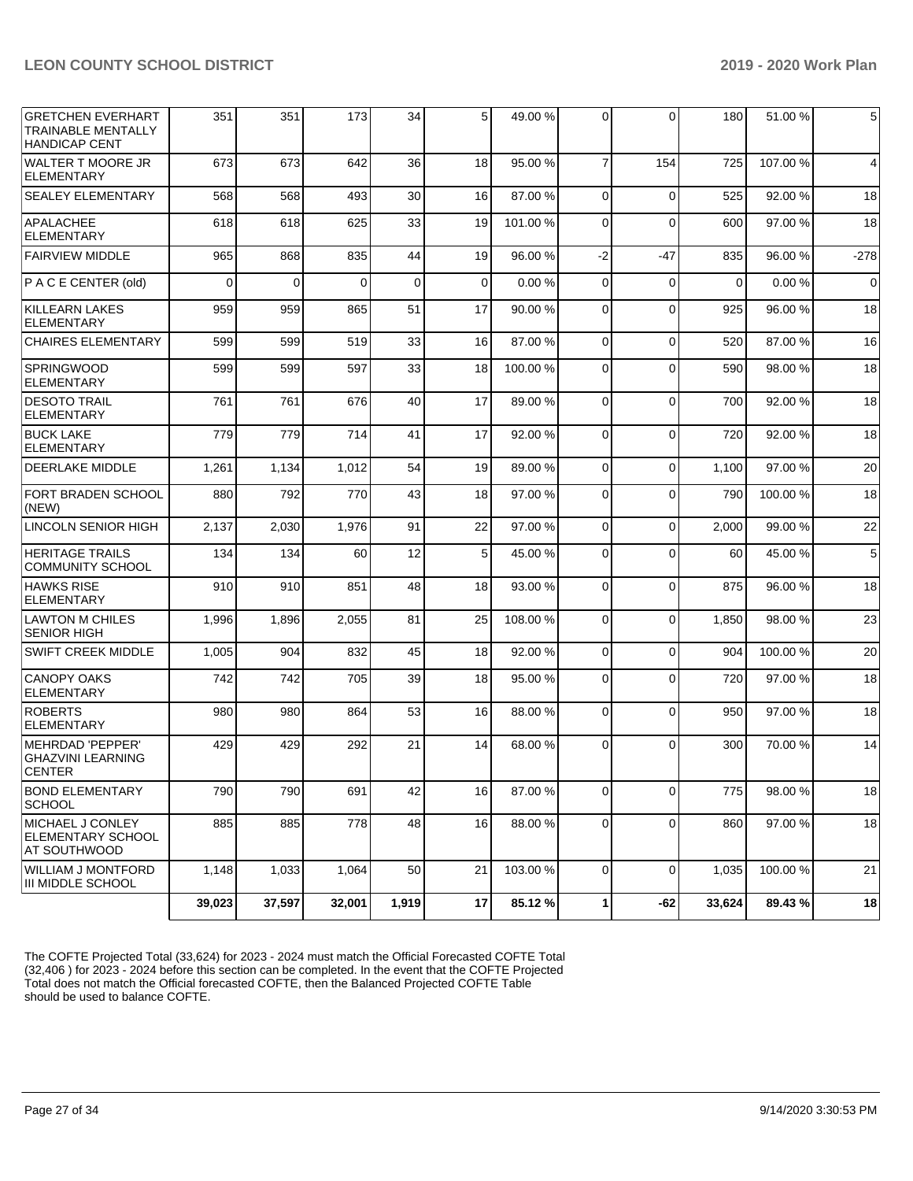| | | | | | | | | | | | |
|---|---|---|---|---|---|---|---|---|---|---|---|
| GRETCHEN EVERHART TRAINABLE MENTALLY HANDICAP CENT | 351 | 351 | 173 | 34 | 5 | 49.00 % | 0 | 0 | 180 | 51.00 % | 5 |
| WALTER T MOORE JR ELEMENTARY | 673 | 673 | 642 | 36 | 18 | 95.00 % | 7 | 154 | 725 | 107.00 % | 4 |
| SEALEY ELEMENTARY | 568 | 568 | 493 | 30 | 16 | 87.00 % | 0 | 0 | 525 | 92.00 % | 18 |
| APALACHEE ELEMENTARY | 618 | 618 | 625 | 33 | 19 | 101.00 % | 0 | 0 | 600 | 97.00 % | 18 |
| FAIRVIEW MIDDLE | 965 | 868 | 835 | 44 | 19 | 96.00 % | -2 | -47 | 835 | 96.00 % | -278 |
| P A C E CENTER (old) | 0 | 0 | 0 | 0 | 0 | 0.00 % | 0 | 0 | 0 | 0.00 % | 0 |
| KILLEARN LAKES ELEMENTARY | 959 | 959 | 865 | 51 | 17 | 90.00 % | 0 | 0 | 925 | 96.00 % | 18 |
| CHAIRES ELEMENTARY | 599 | 599 | 519 | 33 | 16 | 87.00 % | 0 | 0 | 520 | 87.00 % | 16 |
| SPRINGWOOD ELEMENTARY | 599 | 599 | 597 | 33 | 18 | 100.00 % | 0 | 0 | 590 | 98.00 % | 18 |
| DESOTO TRAIL ELEMENTARY | 761 | 761 | 676 | 40 | 17 | 89.00 % | 0 | 0 | 700 | 92.00 % | 18 |
| BUCK LAKE ELEMENTARY | 779 | 779 | 714 | 41 | 17 | 92.00 % | 0 | 0 | 720 | 92.00 % | 18 |
| DEERLAKE MIDDLE | 1,261 | 1,134 | 1,012 | 54 | 19 | 89.00 % | 0 | 0 | 1,100 | 97.00 % | 20 |
| FORT BRADEN SCHOOL (NEW) | 880 | 792 | 770 | 43 | 18 | 97.00 % | 0 | 0 | 790 | 100.00 % | 18 |
| LINCOLN SENIOR HIGH | 2,137 | 2,030 | 1,976 | 91 | 22 | 97.00 % | 0 | 0 | 2,000 | 99.00 % | 22 |
| HERITAGE TRAILS COMMUNITY SCHOOL | 134 | 134 | 60 | 12 | 5 | 45.00 % | 0 | 0 | 60 | 45.00 % | 5 |
| HAWKS RISE ELEMENTARY | 910 | 910 | 851 | 48 | 18 | 93.00 % | 0 | 0 | 875 | 96.00 % | 18 |
| LAWTON M CHILES SENIOR HIGH | 1,996 | 1,896 | 2,055 | 81 | 25 | 108.00 % | 0 | 0 | 1,850 | 98.00 % | 23 |
| SWIFT CREEK MIDDLE | 1,005 | 904 | 832 | 45 | 18 | 92.00 % | 0 | 0 | 904 | 100.00 % | 20 |
| CANOPY OAKS ELEMENTARY | 742 | 742 | 705 | 39 | 18 | 95.00 % | 0 | 0 | 720 | 97.00 % | 18 |
| ROBERTS ELEMENTARY | 980 | 980 | 864 | 53 | 16 | 88.00 % | 0 | 0 | 950 | 97.00 % | 18 |
| MEHRDAD 'PEPPER' GHAZVINI LEARNING CENTER | 429 | 429 | 292 | 21 | 14 | 68.00 % | 0 | 0 | 300 | 70.00 % | 14 |
| BOND ELEMENTARY SCHOOL | 790 | 790 | 691 | 42 | 16 | 87.00 % | 0 | 0 | 775 | 98.00 % | 18 |
| MICHAEL J CONLEY ELEMENTARY SCHOOL AT SOUTHWOOD | 885 | 885 | 778 | 48 | 16 | 88.00 % | 0 | 0 | 860 | 97.00 % | 18 |
| WILLIAM J MONTFORD III MIDDLE SCHOOL | 1,148 | 1,033 | 1,064 | 50 | 21 | 103.00 % | 0 | 0 | 1,035 | 100.00 % | 21 |
| | **39,023** | **37,597** | **32,001** | **1,919** | **17** | **85.12 %** | **1** | **-62** | **33,624** | **89.43 %** | **18** |

The COFTE Projected Total (33,624) for 2023 - 2024 must match the Official Forecasted COFTE Total (32,406 ) for 2023 - 2024 before this section can be completed. In the event that the COFTE Projected Total does not match the Official forecasted COFTE, then the Balanced Projected COFTE Table should be used to balance COFTE.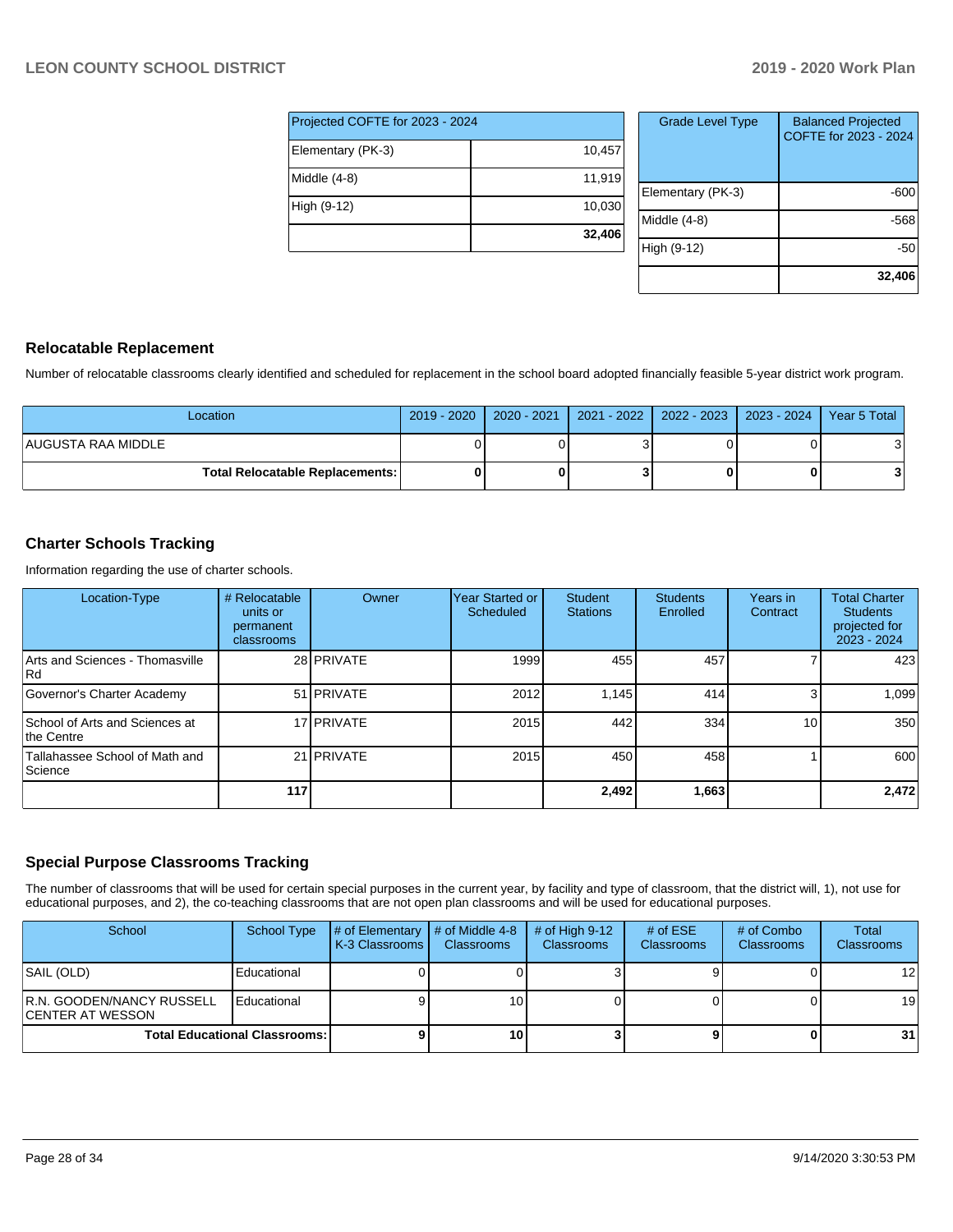| Projected COFTE for 2023 - 2024 | |
|---|---|
| Elementary (PK-3) | 10,457 |
| Middle (4-8) | 11,919 |
| High (9-12) | 10,030 |
| | **32,406** |

| Grade Level Type | Balanced Projected COFTE for 2023 - 2024 |
|---|---|
| Elementary (PK-3) | -600 |
| Middle (4-8) | -568 |
| High (9-12) | -50 |
| | **32,406** |

## Relocatable Replacement

Number of relocatable classrooms clearly identified and scheduled for replacement in the school board adopted financially feasible 5-year district work program.

| Location | 2019 - 2020 | 2020 - 2021 | 2021 - 2022 | 2022 - 2023 | 2023 - 2024 | Year 5 Total |
|---|---|---|---|---|---|---|
| AUGUSTA RAA MIDDLE | 0 | 0 | 3 | 0 | 0 | 3 |
| **Total Relocatable Replacements:** | **0** | **0** | **3** | **0** | **0** | **3** |

## Charter Schools Tracking

Information regarding the use of charter schools.

| Location-Type | # Relocatable units or permanent classrooms | Owner | Year Started or Scheduled | Student Stations | Students Enrolled | Years in Contract | Total Charter Students projected for 2023 - 2024 |
|---|---|---|---|---|---|---|---|
| Arts and Sciences - Thomasville Rd | 28 | PRIVATE | 1999 | 455 | 457 | 7 | 423 |
| Governor's Charter Academy | 51 | PRIVATE | 2012 | 1,145 | 414 | 3 | 1,099 |
| School of Arts and Sciences at the Centre | 17 | PRIVATE | 2015 | 442 | 334 | 10 | 350 |
| Tallahassee School of Math and Science | 21 | PRIVATE | 2015 | 450 | 458 | 1 | 600 |
| | **117** | | | **2,492** | **1,663** | | **2,472** |

## Special Purpose Classrooms Tracking

The number of classrooms that will be used for certain special purposes in the current year, by facility and type of classroom, that the district will, 1), not use for educational purposes, and 2), the co-teaching classrooms that are not open plan classrooms and will be used for educational purposes.

| School | School Type | # of Elementary K-3 Classrooms | # of Middle 4-8 Classrooms | # of High 9-12 Classrooms | # of ESE Classrooms | # of Combo Classrooms | Total Classrooms |
|---|---|---|---|---|---|---|---|
| SAIL (OLD) | Educational | 0 | 0 | 3 | 9 | 0 | 12 |
| R.N. GOODEN/NANCY RUSSELL CENTER AT WESSON | Educational | 9 | 10 | 0 | 0 | 0 | 19 |
| **Total Educational Classrooms:** | | **9** | **10** | **3** | **9** | **0** | **31** |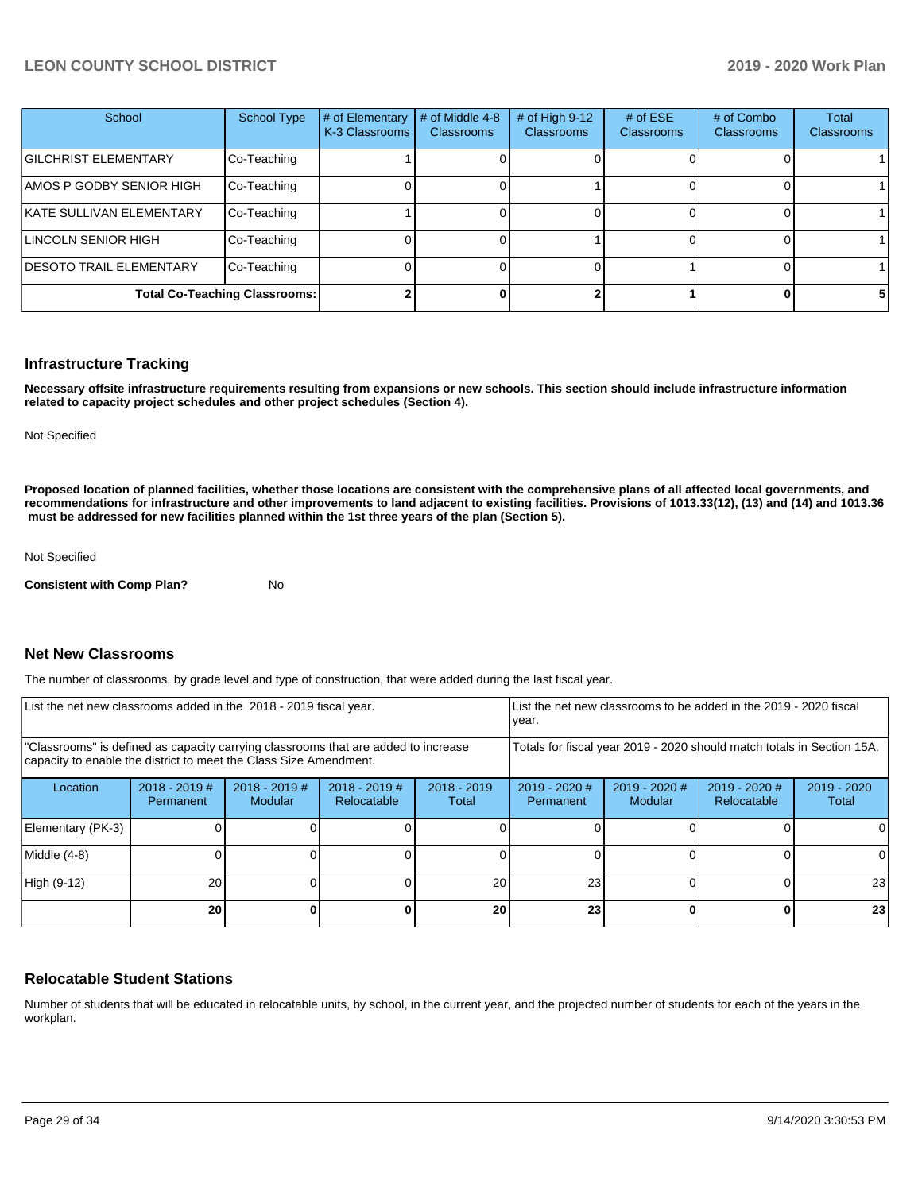| School | School Type | # of Elementary K-3 Classrooms | # of Middle 4-8 Classrooms | # of High 9-12 Classrooms | # of ESE Classrooms | # of Combo Classrooms | Total Classrooms |
|---|---|---|---|---|---|---|---|
| GILCHRIST ELEMENTARY | Co-Teaching | 1 | 0 | 0 | 0 | 0 | 1 |
| AMOS P GODBY SENIOR HIGH | Co-Teaching | 0 | 0 | 1 | 0 | 0 | 1 |
| KATE SULLIVAN ELEMENTARY | Co-Teaching | 1 | 0 | 0 | 0 | 0 | 1 |
| LINCOLN SENIOR HIGH | Co-Teaching | 0 | 0 | 1 | 0 | 0 | 1 |
| DESOTO TRAIL ELEMENTARY | Co-Teaching | 0 | 0 | 0 | 1 | 0 | 1 |
| **Total Co-Teaching Classrooms:** | | **2** | **0** | **2** | **1** | **0** | **5** |

## Infrastructure Tracking

**Necessary offsite infrastructure requirements resulting from expansions or new schools. This section should include infrastructure information related to capacity project schedules and other project schedules (Section 4).**

Not Specified

**Proposed location of planned facilities, whether those locations are consistent with the comprehensive plans of all affected local governments, and recommendations for infrastructure and other improvements to land adjacent to existing facilities. Provisions of 1013.33(12), (13) and (14) and 1013.36 must be addressed for new facilities planned within the 1st three years of the plan (Section 5).**

Not Specified

**Consistent with Comp Plan?** No

## Net New Classrooms

The number of classrooms, by grade level and type of construction, that were added during the last fiscal year.

| List the net new classrooms added in the 2018 - 2019 fiscal year. | | | | | List the net new classrooms to be added in the 2019 - 2020 fiscal year. | | | |
|---|---|---|---|---|---|---|---|---|
| "Classrooms" is defined as capacity carrying classrooms that are added to increase capacity to enable the district to meet the Class Size Amendment. | | | | | Totals for fiscal year 2019 - 2020 should match totals in Section 15A. | | | |
| Location | 2018 - 2019 # Permanent | 2018 - 2019 # Modular | 2018 - 2019 # Relocatable | 2018 - 2019 Total | 2019 - 2020 # Permanent | 2019 - 2020 # Modular | 2019 - 2020 # Relocatable | 2019 - 2020 Total |
| Elementary (PK-3) | 0 | 0 | 0 | 0 | 0 | 0 | 0 | 0 |
| Middle (4-8) | 0 | 0 | 0 | 0 | 0 | 0 | 0 | 0 |
| High (9-12) | 20 | 0 | 0 | 20 | 23 | 0 | 0 | 23 |
| | **20** | **0** | **0** | **20** | **23** | **0** | **0** | **23** |

## Relocatable Student Stations

Number of students that will be educated in relocatable units, by school, in the current year, and the projected number of students for each of the years in the workplan.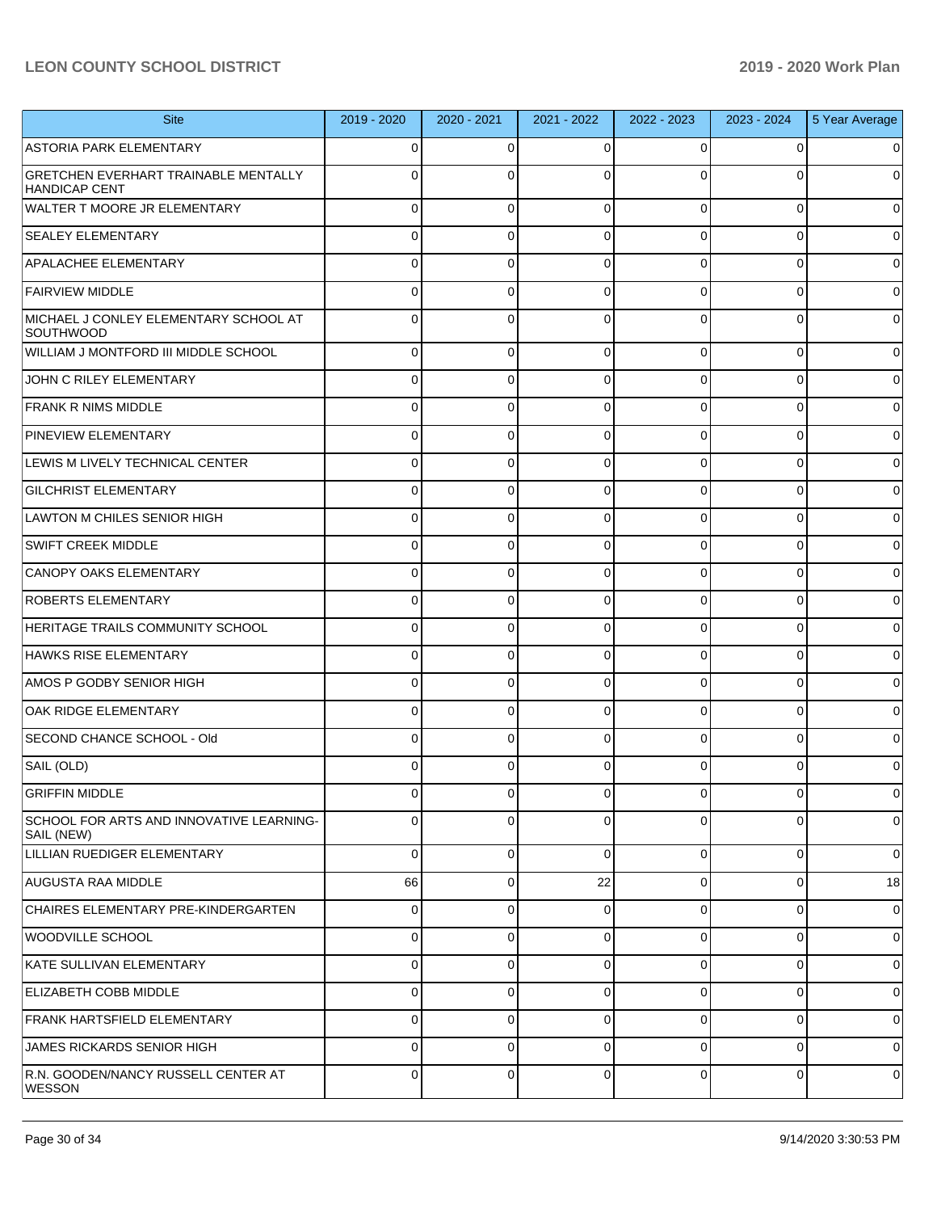| Site | 2019 - 2020 | 2020 - 2021 | 2021 - 2022 | 2022 - 2023 | 2023 - 2024 | 5 Year Average |
|---|---|---|---|---|---|---|
| ASTORIA PARK ELEMENTARY | 0 | 0 | 0 | 0 | 0 | 0 |
| GRETCHEN EVERHART TRAINABLE MENTALLY HANDICAP CENT | 0 | 0 | 0 | 0 | 0 | 0 |
| WALTER T MOORE JR ELEMENTARY | 0 | 0 | 0 | 0 | 0 | 0 |
| SEALEY ELEMENTARY | 0 | 0 | 0 | 0 | 0 | 0 |
| APALACHEE ELEMENTARY | 0 | 0 | 0 | 0 | 0 | 0 |
| FAIRVIEW MIDDLE | 0 | 0 | 0 | 0 | 0 | 0 |
| MICHAEL J CONLEY ELEMENTARY SCHOOL AT SOUTHWOOD | 0 | 0 | 0 | 0 | 0 | 0 |
| WILLIAM J MONTFORD III MIDDLE SCHOOL | 0 | 0 | 0 | 0 | 0 | 0 |
| JOHN C RILEY ELEMENTARY | 0 | 0 | 0 | 0 | 0 | 0 |
| FRANK R NIMS MIDDLE | 0 | 0 | 0 | 0 | 0 | 0 |
| PINEVIEW ELEMENTARY | 0 | 0 | 0 | 0 | 0 | 0 |
| LEWIS M LIVELY TECHNICAL CENTER | 0 | 0 | 0 | 0 | 0 | 0 |
| GILCHRIST ELEMENTARY | 0 | 0 | 0 | 0 | 0 | 0 |
| LAWTON M CHILES SENIOR HIGH | 0 | 0 | 0 | 0 | 0 | 0 |
| SWIFT CREEK MIDDLE | 0 | 0 | 0 | 0 | 0 | 0 |
| CANOPY OAKS ELEMENTARY | 0 | 0 | 0 | 0 | 0 | 0 |
| ROBERTS ELEMENTARY | 0 | 0 | 0 | 0 | 0 | 0 |
| HERITAGE TRAILS COMMUNITY SCHOOL | 0 | 0 | 0 | 0 | 0 | 0 |
| HAWKS RISE ELEMENTARY | 0 | 0 | 0 | 0 | 0 | 0 |
| AMOS P GODBY SENIOR HIGH | 0 | 0 | 0 | 0 | 0 | 0 |
| OAK RIDGE ELEMENTARY | 0 | 0 | 0 | 0 | 0 | 0 |
| SECOND CHANCE SCHOOL - Old | 0 | 0 | 0 | 0 | 0 | 0 |
| SAIL (OLD) | 0 | 0 | 0 | 0 | 0 | 0 |
| GRIFFIN MIDDLE | 0 | 0 | 0 | 0 | 0 | 0 |
| SCHOOL FOR ARTS AND INNOVATIVE LEARNING-SAIL (NEW) | 0 | 0 | 0 | 0 | 0 | 0 |
| LILLIAN RUEDIGER ELEMENTARY | 0 | 0 | 0 | 0 | 0 | 0 |
| AUGUSTA RAA MIDDLE | 66 | 0 | 22 | 0 | 0 | 18 |
| CHAIRES ELEMENTARY PRE-KINDERGARTEN | 0 | 0 | 0 | 0 | 0 | 0 |
| WOODVILLE SCHOOL | 0 | 0 | 0 | 0 | 0 | 0 |
| KATE SULLIVAN ELEMENTARY | 0 | 0 | 0 | 0 | 0 | 0 |
| ELIZABETH COBB MIDDLE | 0 | 0 | 0 | 0 | 0 | 0 |
| FRANK HARTSFIELD ELEMENTARY | 0 | 0 | 0 | 0 | 0 | 0 |
| JAMES RICKARDS SENIOR HIGH | 0 | 0 | 0 | 0 | 0 | 0 |
| R.N. GOODEN/NANCY RUSSELL CENTER AT WESSON | 0 | 0 | 0 | 0 | 0 | 0 |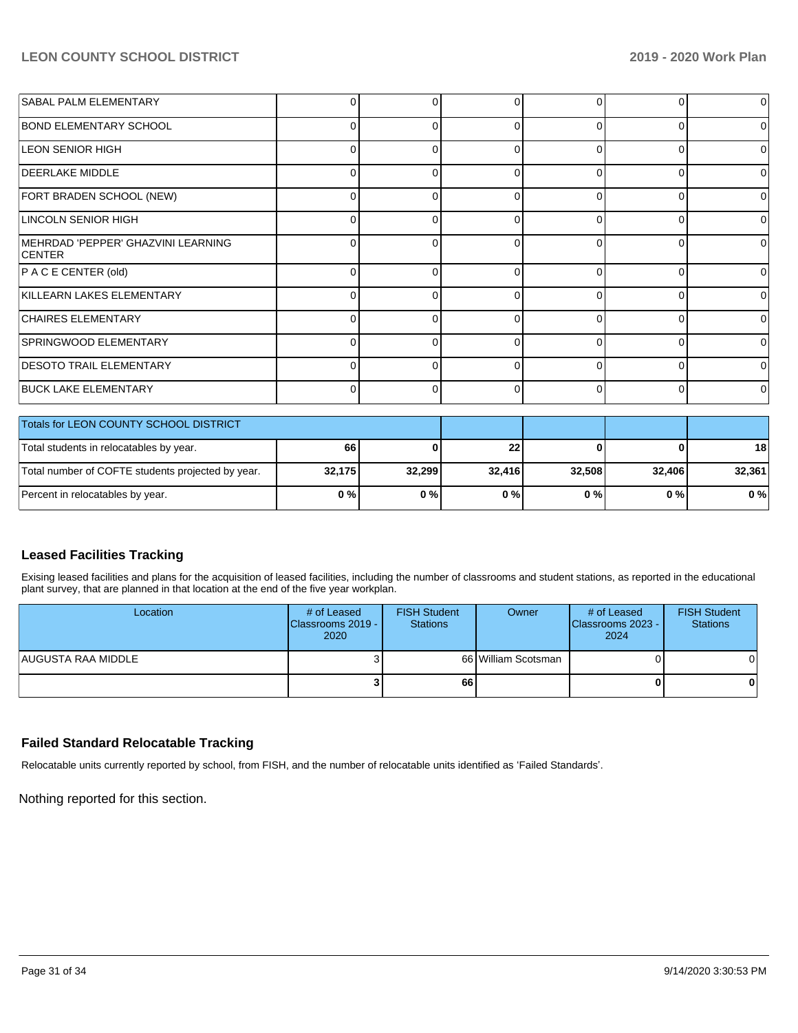| | | | | | | |
|---|---|---|---|---|---|---|
| SABAL PALM ELEMENTARY | 0 | 0 | 0 | 0 | 0 | 0 |
| BOND ELEMENTARY SCHOOL | 0 | 0 | 0 | 0 | 0 | 0 |
| LEON SENIOR HIGH | 0 | 0 | 0 | 0 | 0 | 0 |
| DEERLAKE MIDDLE | 0 | 0 | 0 | 0 | 0 | 0 |
| FORT BRADEN SCHOOL (NEW) | 0 | 0 | 0 | 0 | 0 | 0 |
| LINCOLN SENIOR HIGH | 0 | 0 | 0 | 0 | 0 | 0 |
| MEHRDAD 'PEPPER' GHAZVINI LEARNING CENTER | 0 | 0 | 0 | 0 | 0 | 0 |
| P A C E CENTER (old) | 0 | 0 | 0 | 0 | 0 | 0 |
| KILLEARN LAKES ELEMENTARY | 0 | 0 | 0 | 0 | 0 | 0 |
| CHAIRES ELEMENTARY | 0 | 0 | 0 | 0 | 0 | 0 |
| SPRINGWOOD ELEMENTARY | 0 | 0 | 0 | 0 | 0 | 0 |
| DESOTO TRAIL ELEMENTARY | 0 | 0 | 0 | 0 | 0 | 0 |
| BUCK LAKE ELEMENTARY | 0 | 0 | 0 | 0 | 0 | 0 |

| Totals for LEON COUNTY SCHOOL DISTRICT | | | | | | |
|---|---|---|---|---|---|---|
| Total students in relocatables by year. | **66** | **0** | **22** | **0** | **0** | **18** |
| Total number of COFTE students projected by year. | **32,175** | **32,299** | **32,416** | **32,508** | **32,406** | **32,361** |
| Percent in relocatables by year. | **0 %** | **0 %** | **0 %** | **0 %** | **0 %** | **0 %** |

## Leased Facilities Tracking

Exising leased facilities and plans for the acquisition of leased facilities, including the number of classrooms and student stations, as reported in the educational plant survey, that are planned in that location at the end of the five year workplan.

| Location | # of Leased Classrooms 2019 - 2020 | FISH Student Stations | Owner | # of Leased Classrooms 2023 - 2024 | FISH Student Stations |
|---|---|---|---|---|---|
| AUGUSTA RAA MIDDLE | 3 | 66 | William Scotsman | 0 | 0 |
| | **3** | **66** | | **0** | **0** |

## Failed Standard Relocatable Tracking

Relocatable units currently reported by school, from FISH, and the number of relocatable units identified as 'Failed Standards'.

Nothing reported for this section.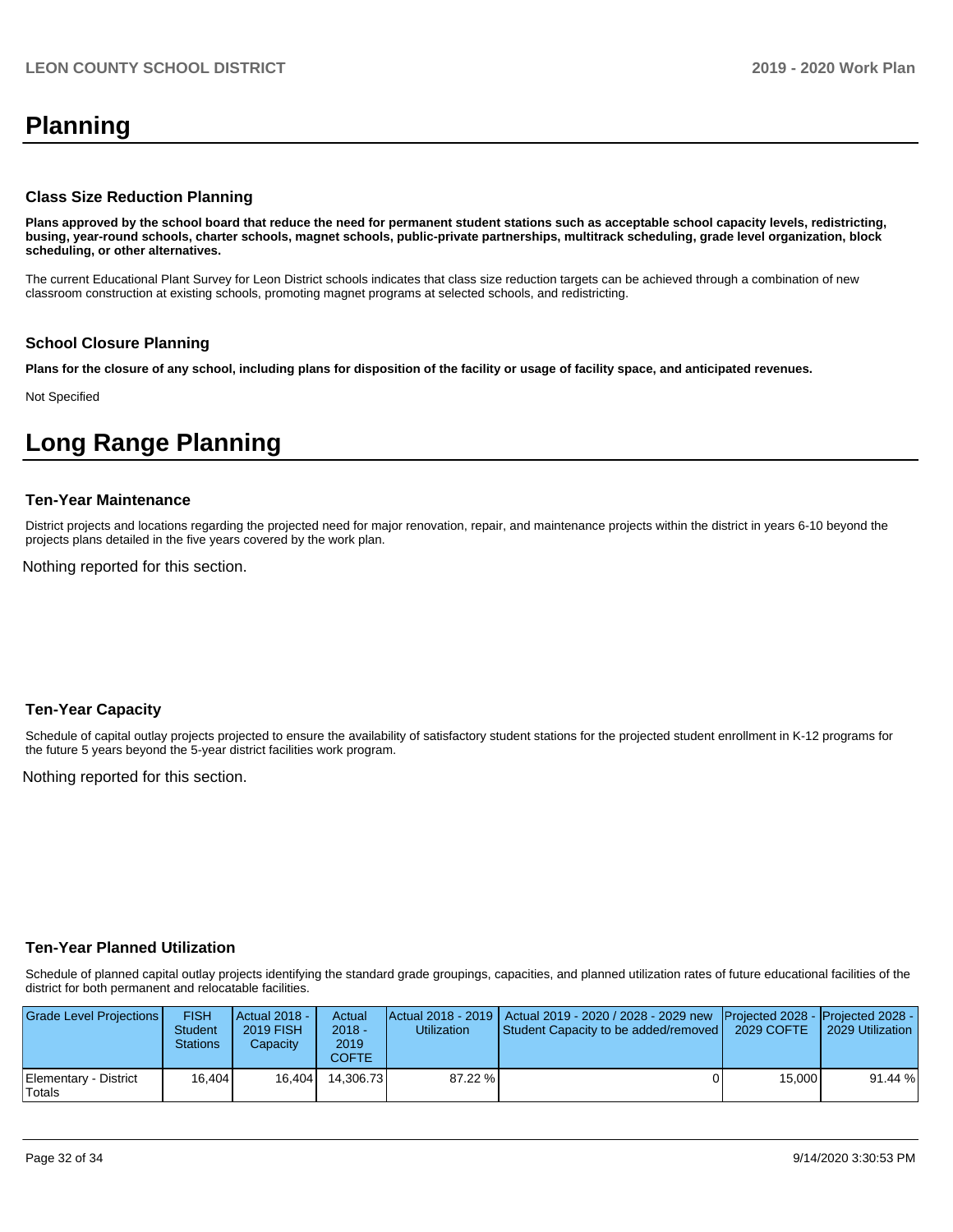# Planning

### Class Size Reduction Planning

**Plans approved by the school board that reduce the need for permanent student stations such as acceptable school capacity levels, redistricting, busing, year-round schools, charter schools, magnet schools, public-private partnerships, multitrack scheduling, grade level organization, block scheduling, or other alternatives.**

The current Educational Plant Survey for Leon District schools indicates that class size reduction targets can be achieved through a combination of new classroom construction at existing schools, promoting magnet programs at selected schools, and redistricting.

### School Closure Planning

**Plans for the closure of any school, including plans for disposition of the facility or usage of facility space, and anticipated revenues.**

Not Specified

# Long Range Planning

### Ten-Year Maintenance

District projects and locations regarding the projected need for major renovation, repair, and maintenance projects within the district in years 6-10 beyond the projects plans detailed in the five years covered by the work plan.

Nothing reported for this section.

### Ten-Year Capacity

Schedule of capital outlay projects projected to ensure the availability of satisfactory student stations for the projected student enrollment in K-12 programs for the future 5 years beyond the 5-year district facilities work program.

Nothing reported for this section.

### Ten-Year Planned Utilization

Schedule of planned capital outlay projects identifying the standard grade groupings, capacities, and planned utilization rates of future educational facilities of the district for both permanent and relocatable facilities.

| Grade Level Projections | FISH Student Stations | Actual 2018 - 2019 FISH Capacity | Actual 2018 - 2019 COFTE | Actual 2018 - 2019 Utilization | Actual 2019 - 2020 / 2028 - 2029 new Student Capacity to be added/removed | Projected 2028 - 2029 COFTE | Projected 2028 - 2029 Utilization |
|---|---|---|---|---|---|---|---|
| Elementary - District Totals | 16,404 | 16,404 | 14,306.73 | 87.22 % | 0 | 15,000 | 91.44 % |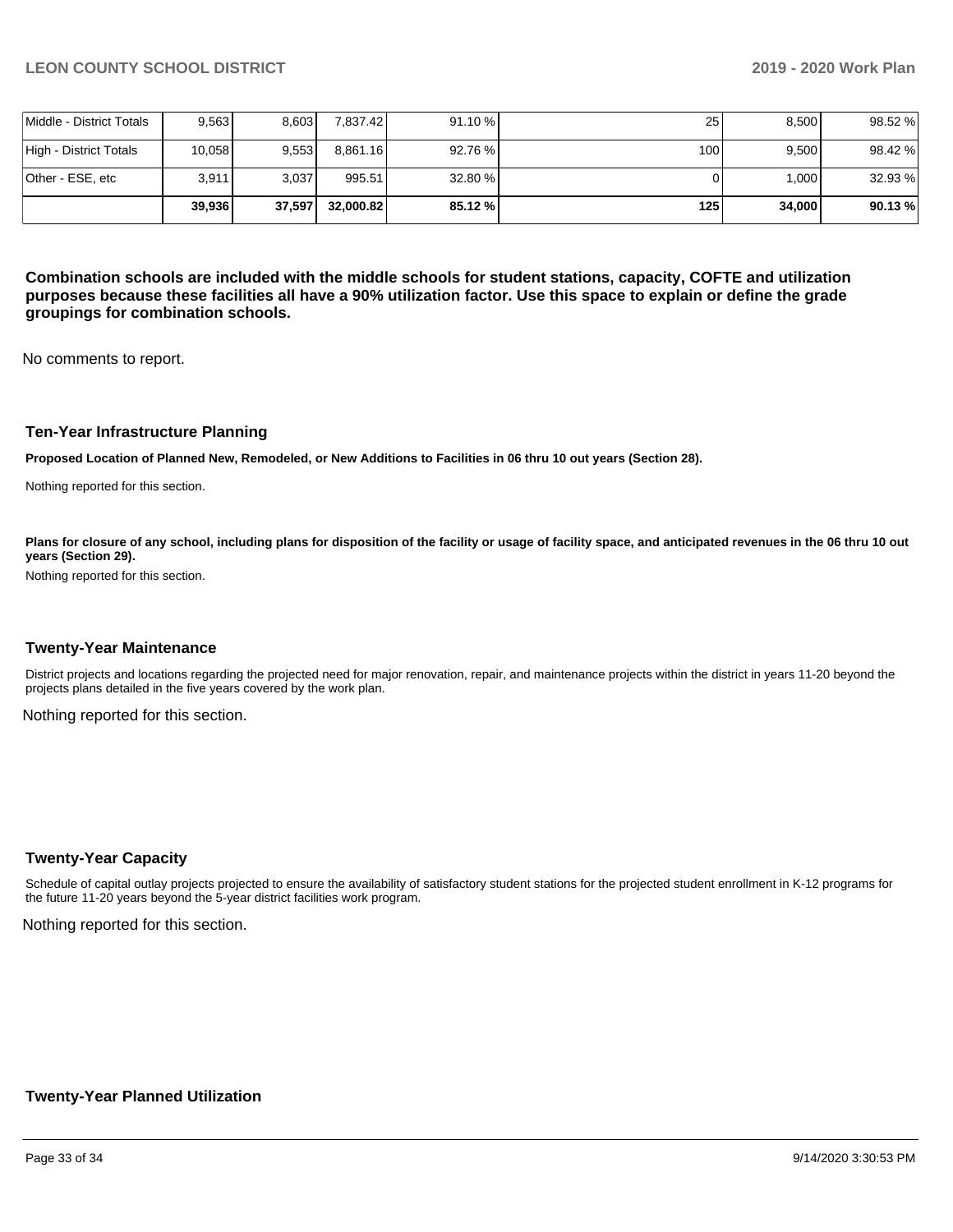| | | | | | | | |
|---|---|---|---|---|---|---|---|
| Middle - District Totals | 9,563 | 8,603 | 7,837.42 | 91.10 % | 25 | 8,500 | 98.52 % |
| High - District Totals | 10,058 | 9,553 | 8,861.16 | 92.76 % | 100 | 9,500 | 98.42 % |
| Other - ESE, etc | 3,911 | 3,037 | 995.51 | 32.80 % | 0 | 1,000 | 32.93 % |
| | **39,936** | **37,597** | **32,000.82** | **85.12 %** | **125** | **34,000** | **90.13 %** |

**Combination schools are included with the middle schools for student stations, capacity, COFTE and utilization purposes because these facilities all have a 90% utilization factor. Use this space to explain or define the grade groupings for combination schools.**

No comments to report.

### Ten-Year Infrastructure Planning

**Proposed Location of Planned New, Remodeled, or New Additions to Facilities in 06 thru 10 out years (Section 28).**

Nothing reported for this section.

**Plans for closure of any school, including plans for disposition of the facility or usage of facility space, and anticipated revenues in the 06 thru 10 out years (Section 29).**

Nothing reported for this section.

### Twenty-Year Maintenance

District projects and locations regarding the projected need for major renovation, repair, and maintenance projects within the district in years 11-20 beyond the projects plans detailed in the five years covered by the work plan.

Nothing reported for this section.

### Twenty-Year Capacity

Schedule of capital outlay projects projected to ensure the availability of satisfactory student stations for the projected student enrollment in K-12 programs for the future 11-20 years beyond the 5-year district facilities work program.

Nothing reported for this section.

### Twenty-Year Planned Utilization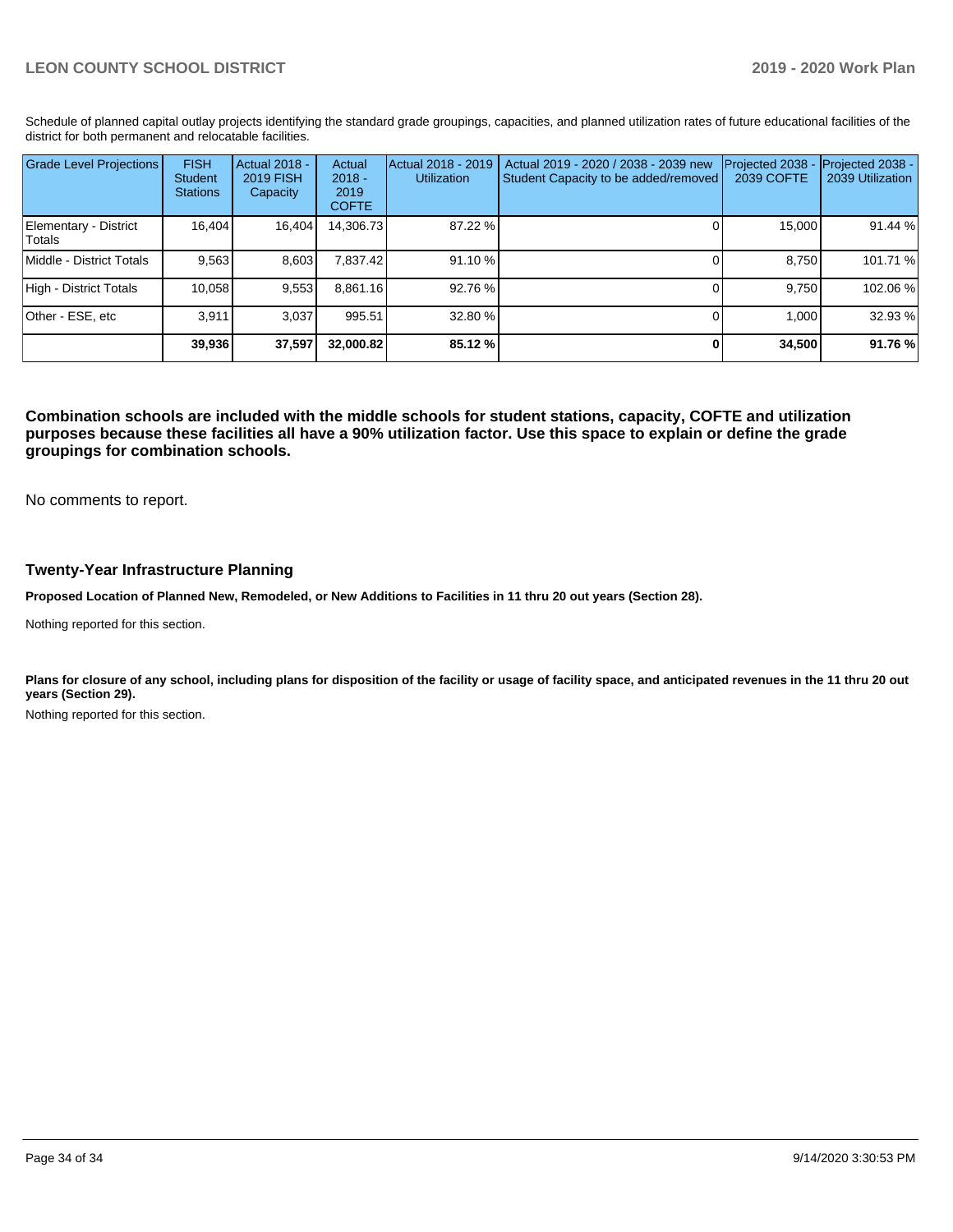Schedule of planned capital outlay projects identifying the standard grade groupings, capacities, and planned utilization rates of future educational facilities of the district for both permanent and relocatable facilities.

| Grade Level Projections | FISH Student Stations | Actual 2018 - 2019 FISH Capacity | Actual 2018 - 2019 COFTE | Actual 2018 - 2019 Utilization | Actual 2019 - 2020 / 2038 - 2039 new Student Capacity to be added/removed | Projected 2038 - 2039 COFTE | Projected 2038 - 2039 Utilization |
|---|---|---|---|---|---|---|---|
| Elementary - District Totals | 16,404 | 16,404 | 14,306.73 | 87.22 % | 0 | 15,000 | 91.44 % |
| Middle - District Totals | 9,563 | 8,603 | 7,837.42 | 91.10 % | 0 | 8,750 | 101.71 % |
| High - District Totals | 10,058 | 9,553 | 8,861.16 | 92.76 % | 0 | 9,750 | 102.06 % |
| Other - ESE, etc | 3,911 | 3,037 | 995.51 | 32.80 % | 0 | 1,000 | 32.93 % |
| | **39,936** | **37,597** | **32,000.82** | **85.12 %** | **0** | **34,500** | **91.76 %** |

**Combination schools are included with the middle schools for student stations, capacity, COFTE and utilization purposes because these facilities all have a 90% utilization factor. Use this space to explain or define the grade groupings for combination schools.**

No comments to report.

## Twenty-Year Infrastructure Planning

**Proposed Location of Planned New, Remodeled, or New Additions to Facilities in 11 thru 20 out years (Section 28).**

Nothing reported for this section.

**Plans for closure of any school, including plans for disposition of the facility or usage of facility space, and anticipated revenues in the 11 thru 20 out years (Section 29).**

Nothing reported for this section.